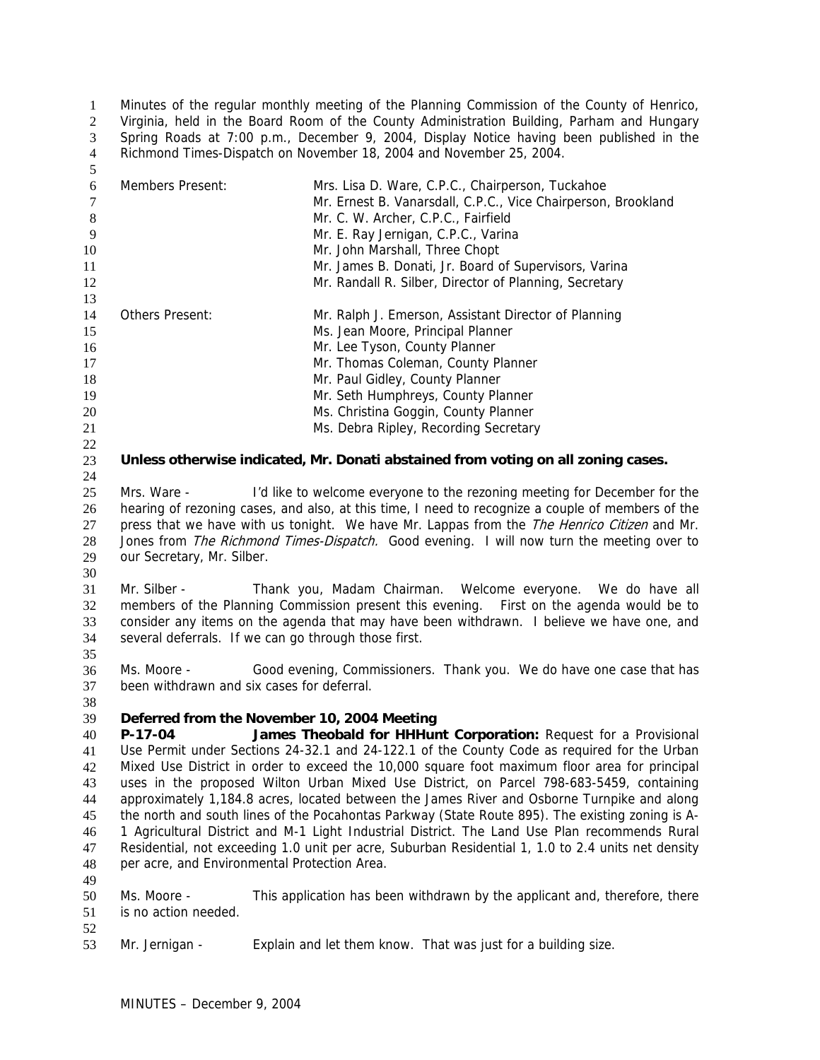Minutes of the regular monthly meeting of the Planning Commission of the County of Henrico, Virginia, held in the Board Room of the County Administration Building, Parham and Hungary Spring Roads at 7:00 p.m., December 9, 2004, Display Notice having been published in the Richmond Times-Dispatch on November 18, 2004 and November 25, 2004.

| | |
|---|---|
| Members Present: | Mrs. Lisa D. Ware, C.P.C., Chairperson, Tuckahoe |
| | Mr. Ernest B. Vanarsdall, C.P.C., Vice Chairperson, Brookland |
| | Mr. C. W. Archer, C.P.C., Fairfield |
| | Mr. E. Ray Jernigan, C.P.C., Varina |
| | Mr. John Marshall, Three Chopt |
| | Mr. James B. Donati, Jr. Board of Supervisors, Varina |
| | Mr. Randall R. Silber, Director of Planning, Secretary |
| Others Present: | Mr. Ralph J. Emerson, Assistant Director of Planning |
| | Ms. Jean Moore, Principal Planner |
| | Mr. Lee Tyson, County Planner |
| | Mr. Thomas Coleman, County Planner |
| | Mr. Paul Gidley, County Planner |
| | Mr. Seth Humphreys, County Planner |
| | Ms. Christina Goggin, County Planner |
| | Ms. Debra Ripley, Recording Secretary |

**Unless otherwise indicated, Mr. Donati abstained from voting on all zoning cases.**

Mrs. Ware - I'd like to welcome everyone to the rezoning meeting for December for the hearing of rezoning cases, and also, at this time, I need to recognize a couple of members of the press that we have with us tonight. We have Mr. Lappas from the *The Henrico Citizen* and Mr. Jones from *The Richmond Times-Dispatch.* Good evening. I will now turn the meeting over to our Secretary, Mr. Silber.

Mr. Silber - Thank you, Madam Chairman. Welcome everyone. We do have all members of the Planning Commission present this evening. First on the agenda would be to consider any items on the agenda that may have been withdrawn. I believe we have one, and several deferrals. If we can go through those first.

Ms. Moore - Good evening, Commissioners. Thank you. We do have one case that has been withdrawn and six cases for deferral.

**Deferred from the November 10, 2004 Meeting**

**P-17-04 James Theobald for HHHunt Corporation:** Request for a Provisional Use Permit under Sections 24-32.1 and 24-122.1 of the County Code as required for the Urban Mixed Use District in order to exceed the 10,000 square foot maximum floor area for principal uses in the proposed Wilton Urban Mixed Use District, on Parcel 798-683-5459, containing approximately 1,184.8 acres, located between the James River and Osborne Turnpike and along the north and south lines of the Pocahontas Parkway (State Route 895). The existing zoning is A-1 Agricultural District and M-1 Light Industrial District. The Land Use Plan recommends Rural Residential, not exceeding 1.0 unit per acre, Suburban Residential 1, 1.0 to 2.4 units net density per acre, and Environmental Protection Area.

Ms. Moore - This application has been withdrawn by the applicant and, therefore, there is no action needed.

Mr. Jernigan - Explain and let them know. That was just for a building size.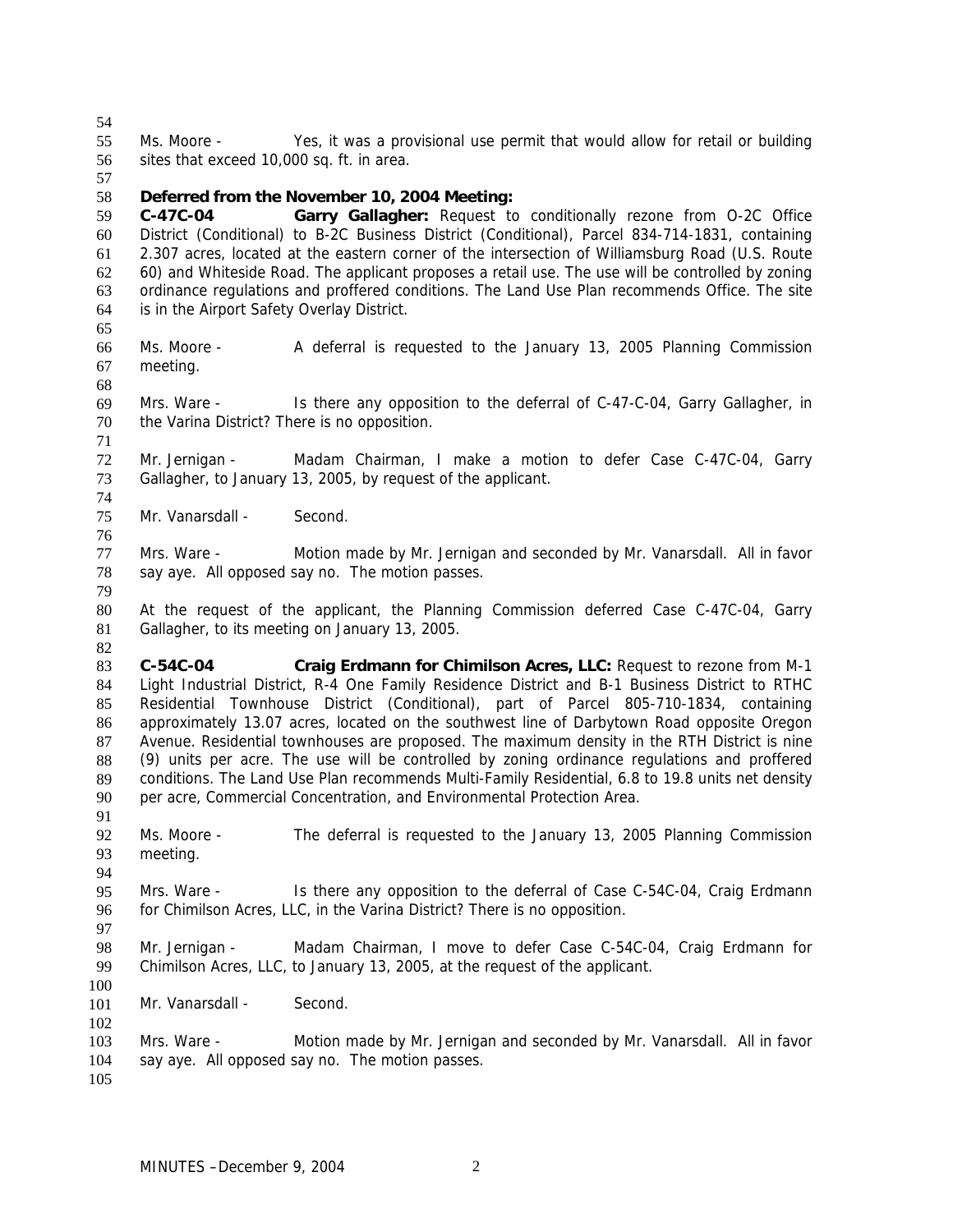Ms. Moore - Yes, it was a provisional use permit that would allow for retail or building sites that exceed 10,000 sq. ft. in area.

**Deferred from the November 10, 2004 Meeting:**

**C-47C-04 Garry Gallagher:** Request to conditionally rezone from O-2C Office District (Conditional) to B-2C Business District (Conditional), Parcel 834-714-1831, containing 2.307 acres, located at the eastern corner of the intersection of Williamsburg Road (U.S. Route 60) and Whiteside Road. The applicant proposes a retail use. The use will be controlled by zoning ordinance regulations and proffered conditions. The Land Use Plan recommends Office. The site is in the Airport Safety Overlay District.

Ms. Moore - A deferral is requested to the January 13, 2005 Planning Commission meeting.

Mrs. Ware - Is there any opposition to the deferral of C-47-C-04, Garry Gallagher, in the Varina District? There is no opposition.

Mr. Jernigan - Madam Chairman, I make a motion to defer Case C-47C-04, Garry Gallagher, to January 13, 2005, by request of the applicant.

Mr. Vanarsdall - Second.

Mrs. Ware - Motion made by Mr. Jernigan and seconded by Mr. Vanarsdall. All in favor say aye. All opposed say no. The motion passes.

At the request of the applicant, the Planning Commission deferred Case C-47C-04, Garry Gallagher, to its meeting on January 13, 2005.

**C-54C-04 Craig Erdmann for Chimilson Acres, LLC:** Request to rezone from M-1 Light Industrial District, R-4 One Family Residence District and B-1 Business District to RTHC Residential Townhouse District (Conditional), part of Parcel 805-710-1834, containing approximately 13.07 acres, located on the southwest line of Darbytown Road opposite Oregon Avenue. Residential townhouses are proposed. The maximum density in the RTH District is nine (9) units per acre. The use will be controlled by zoning ordinance regulations and proffered conditions. The Land Use Plan recommends Multi-Family Residential, 6.8 to 19.8 units net density per acre, Commercial Concentration, and Environmental Protection Area.

Ms. Moore - The deferral is requested to the January 13, 2005 Planning Commission meeting.

Mrs. Ware - Is there any opposition to the deferral of Case C-54C-04, Craig Erdmann for Chimilson Acres, LLC, in the Varina District? There is no opposition.

Mr. Jernigan - Madam Chairman, I move to defer Case C-54C-04, Craig Erdmann for Chimilson Acres, LLC, to January 13, 2005, at the request of the applicant.

Mr. Vanarsdall - Second.

Mrs. Ware - Motion made by Mr. Jernigan and seconded by Mr. Vanarsdall. All in favor say aye. All opposed say no. The motion passes.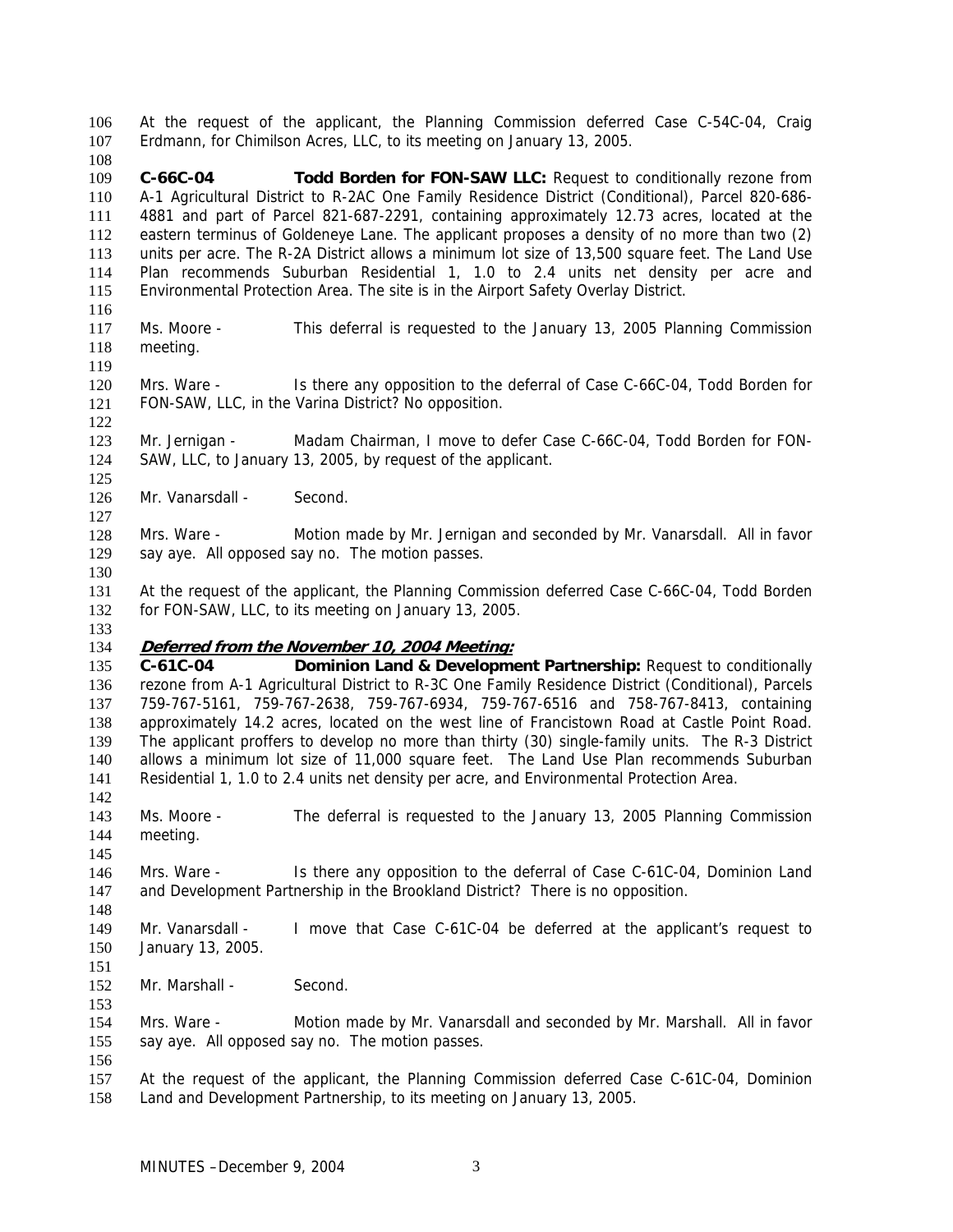At the request of the applicant, the Planning Commission deferred Case C-54C-04, Craig Erdmann, for Chimilson Acres, LLC, to its meeting on January 13, 2005.

**C-66C-04 Todd Borden for FON-SAW LLC:** Request to conditionally rezone from A-1 Agricultural District to R-2AC One Family Residence District (Conditional), Parcel 820-686-4881 and part of Parcel 821-687-2291, containing approximately 12.73 acres, located at the eastern terminus of Goldeneye Lane. The applicant proposes a density of no more than two (2) units per acre. The R-2A District allows a minimum lot size of 13,500 square feet. The Land Use Plan recommends Suburban Residential 1, 1.0 to 2.4 units net density per acre and Environmental Protection Area. The site is in the Airport Safety Overlay District.

Ms. Moore - This deferral is requested to the January 13, 2005 Planning Commission meeting.

Mrs. Ware - Is there any opposition to the deferral of Case C-66C-04, Todd Borden for FON-SAW, LLC, in the Varina District? No opposition.

Mr. Jernigan - Madam Chairman, I move to defer Case C-66C-04, Todd Borden for FON-SAW, LLC, to January 13, 2005, by request of the applicant.

Mr. Vanarsdall - Second.

Mrs. Ware - Motion made by Mr. Jernigan and seconded by Mr. Vanarsdall. All in favor say aye. All opposed say no. The motion passes.

At the request of the applicant, the Planning Commission deferred Case C-66C-04, Todd Borden for FON-SAW, LLC, to its meeting on January 13, 2005.

***Deferred from the November 10, 2004 Meeting:***

**C-61C-04 Dominion Land & Development Partnership:** Request to conditionally rezone from A-1 Agricultural District to R-3C One Family Residence District (Conditional), Parcels 759-767-5161, 759-767-2638, 759-767-6934, 759-767-6516 and 758-767-8413, containing approximately 14.2 acres, located on the west line of Francistown Road at Castle Point Road. The applicant proffers to develop no more than thirty (30) single-family units. The R-3 District allows a minimum lot size of 11,000 square feet. The Land Use Plan recommends Suburban Residential 1, 1.0 to 2.4 units net density per acre, and Environmental Protection Area.

Ms. Moore - The deferral is requested to the January 13, 2005 Planning Commission meeting.

Mrs. Ware - Is there any opposition to the deferral of Case C-61C-04, Dominion Land and Development Partnership in the Brookland District? There is no opposition.

Mr. Vanarsdall - I move that Case C-61C-04 be deferred at the applicant's request to January 13, 2005.

Mr. Marshall - Second.

Mrs. Ware - Motion made by Mr. Vanarsdall and seconded by Mr. Marshall. All in favor say aye. All opposed say no. The motion passes.

At the request of the applicant, the Planning Commission deferred Case C-61C-04, Dominion Land and Development Partnership, to its meeting on January 13, 2005.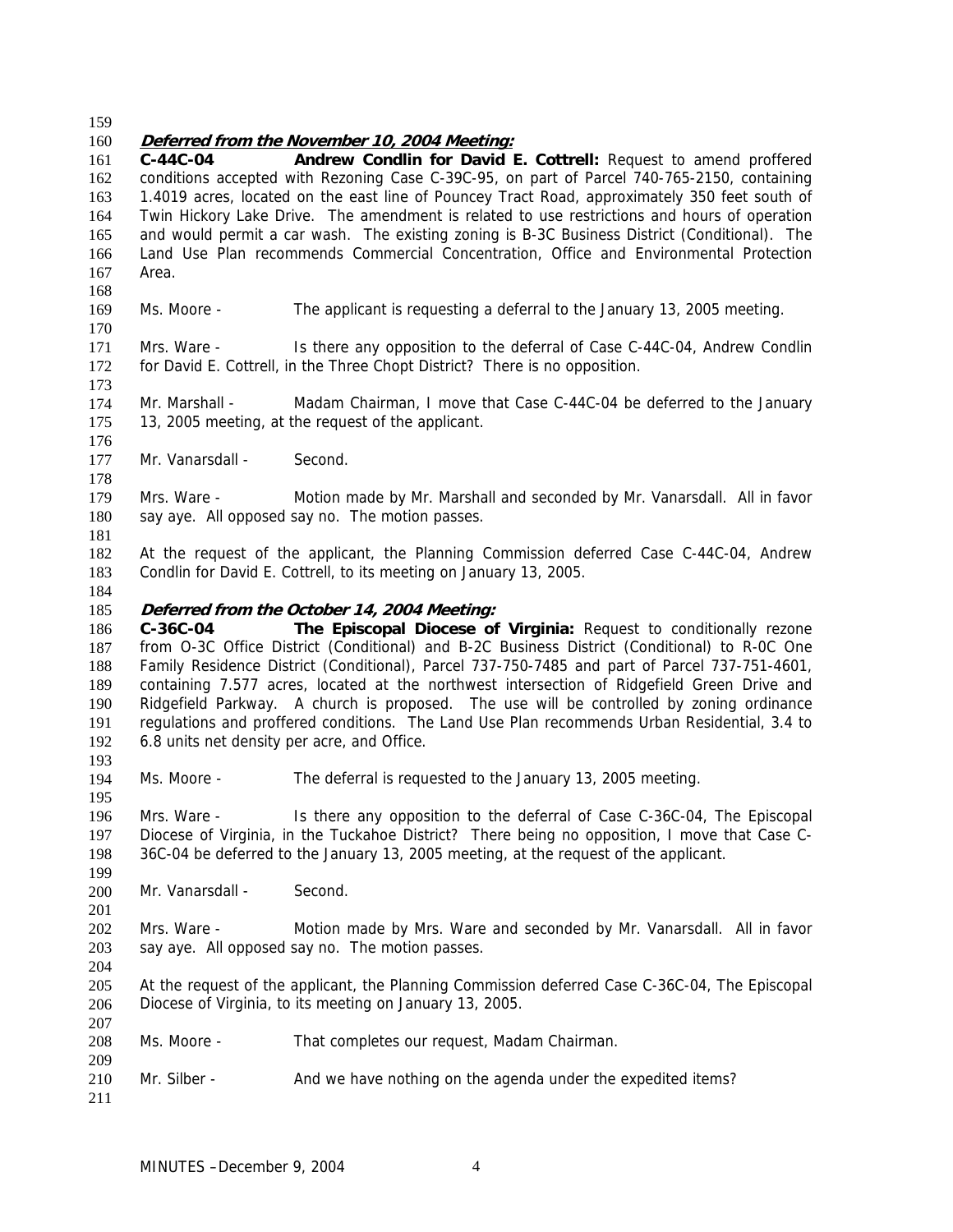***Deferred from the November 10, 2004 Meeting:***

**C-44C-04 Andrew Condlin for David E. Cottrell:** Request to amend proffered conditions accepted with Rezoning Case C-39C-95, on part of Parcel 740-765-2150, containing 1.4019 acres, located on the east line of Pouncey Tract Road, approximately 350 feet south of Twin Hickory Lake Drive. The amendment is related to use restrictions and hours of operation and would permit a car wash. The existing zoning is B-3C Business District (Conditional). The Land Use Plan recommends Commercial Concentration, Office and Environmental Protection Area.

Ms. Moore - The applicant is requesting a deferral to the January 13, 2005 meeting.

Mrs. Ware - Is there any opposition to the deferral of Case C-44C-04, Andrew Condlin for David E. Cottrell, in the Three Chopt District? There is no opposition.

Mr. Marshall - Madam Chairman, I move that Case C-44C-04 be deferred to the January 13, 2005 meeting, at the request of the applicant.

Mr. Vanarsdall - Second.

Mrs. Ware - Motion made by Mr. Marshall and seconded by Mr. Vanarsdall. All in favor say aye. All opposed say no. The motion passes.

At the request of the applicant, the Planning Commission deferred Case C-44C-04, Andrew Condlin for David E. Cottrell, to its meeting on January 13, 2005.

***Deferred from the October 14, 2004 Meeting:***

**C-36C-04 The Episcopal Diocese of Virginia:** Request to conditionally rezone from O-3C Office District (Conditional) and B-2C Business District (Conditional) to R-0C One Family Residence District (Conditional), Parcel 737-750-7485 and part of Parcel 737-751-4601, containing 7.577 acres, located at the northwest intersection of Ridgefield Green Drive and Ridgefield Parkway. A church is proposed. The use will be controlled by zoning ordinance regulations and proffered conditions. The Land Use Plan recommends Urban Residential, 3.4 to 6.8 units net density per acre, and Office.

Ms. Moore - The deferral is requested to the January 13, 2005 meeting.

Mrs. Ware - Is there any opposition to the deferral of Case C-36C-04, The Episcopal Diocese of Virginia, in the Tuckahoe District? There being no opposition, I move that Case C-36C-04 be deferred to the January 13, 2005 meeting, at the request of the applicant.

Mr. Vanarsdall - Second.

Mrs. Ware - Motion made by Mrs. Ware and seconded by Mr. Vanarsdall. All in favor say aye. All opposed say no. The motion passes.

At the request of the applicant, the Planning Commission deferred Case C-36C-04, The Episcopal Diocese of Virginia, to its meeting on January 13, 2005.

Ms. Moore - That completes our request, Madam Chairman.

Mr. Silber - And we have nothing on the agenda under the expedited items?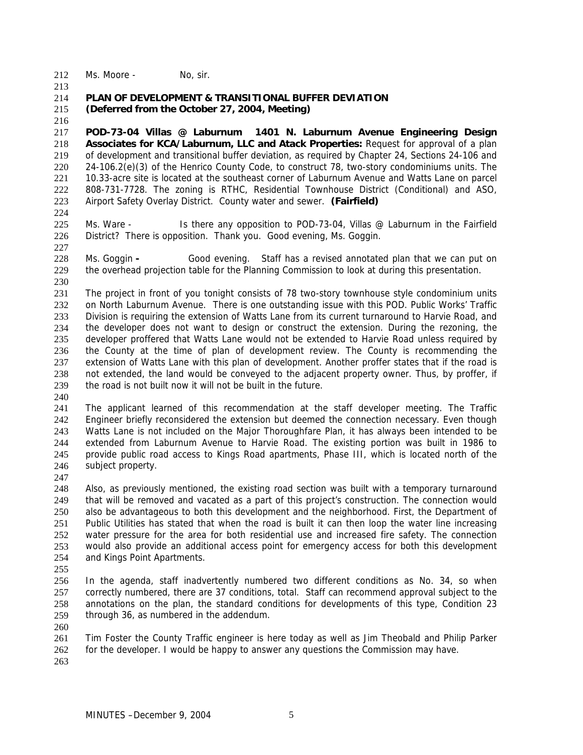Ms. Moore - No, sir.

**PLAN OF DEVELOPMENT & TRANSITIONAL BUFFER DEVIATION**
**(Deferred from the October 27, 2004, Meeting)**

**POD-73-04 Villas @ Laburnum 1401 N. Laburnum Avenue Engineering Design Associates for KCA/Laburnum, LLC and Atack Properties:** Request for approval of a plan of development and transitional buffer deviation, as required by Chapter 24, Sections 24-106 and 24-106.2(e)(3) of the Henrico County Code, to construct 78, two-story condominiums units. The 10.33-acre site is located at the southeast corner of Laburnum Avenue and Watts Lane on parcel 808-731-7728. The zoning is RTHC, Residential Townhouse District (Conditional) and ASO, Airport Safety Overlay District. County water and sewer. **(Fairfield)**

Ms. Ware - Is there any opposition to POD-73-04, Villas @ Laburnum in the Fairfield District? There is opposition. Thank you. Good evening, Ms. Goggin.

Ms. Goggin **-** Good evening. Staff has a revised annotated plan that we can put on the overhead projection table for the Planning Commission to look at during this presentation.

The project in front of you tonight consists of 78 two-story townhouse style condominium units on North Laburnum Avenue. There is one outstanding issue with this POD. Public Works' Traffic Division is requiring the extension of Watts Lane from its current turnaround to Harvie Road, and the developer does not want to design or construct the extension. During the rezoning, the developer proffered that Watts Lane would not be extended to Harvie Road unless required by the County at the time of plan of development review. The County is recommending the extension of Watts Lane with this plan of development. Another proffer states that if the road is not extended, the land would be conveyed to the adjacent property owner. Thus, by proffer, if the road is not built now it will not be built in the future.

The applicant learned of this recommendation at the staff developer meeting. The Traffic Engineer briefly reconsidered the extension but deemed the connection necessary. Even though Watts Lane is not included on the Major Thoroughfare Plan, it has always been intended to be extended from Laburnum Avenue to Harvie Road. The existing portion was built in 1986 to provide public road access to Kings Road apartments, Phase III, which is located north of the subject property.

Also, as previously mentioned, the existing road section was built with a temporary turnaround that will be removed and vacated as a part of this project's construction. The connection would also be advantageous to both this development and the neighborhood. First, the Department of Public Utilities has stated that when the road is built it can then loop the water line increasing water pressure for the area for both residential use and increased fire safety. The connection would also provide an additional access point for emergency access for both this development and Kings Point Apartments.

In the agenda, staff inadvertently numbered two different conditions as No. 34, so when correctly numbered, there are 37 conditions, total. Staff can recommend approval subject to the annotations on the plan, the standard conditions for developments of this type, Condition 23 through 36, as numbered in the addendum.

Tim Foster the County Traffic engineer is here today as well as Jim Theobald and Philip Parker for the developer. I would be happy to answer any questions the Commission may have.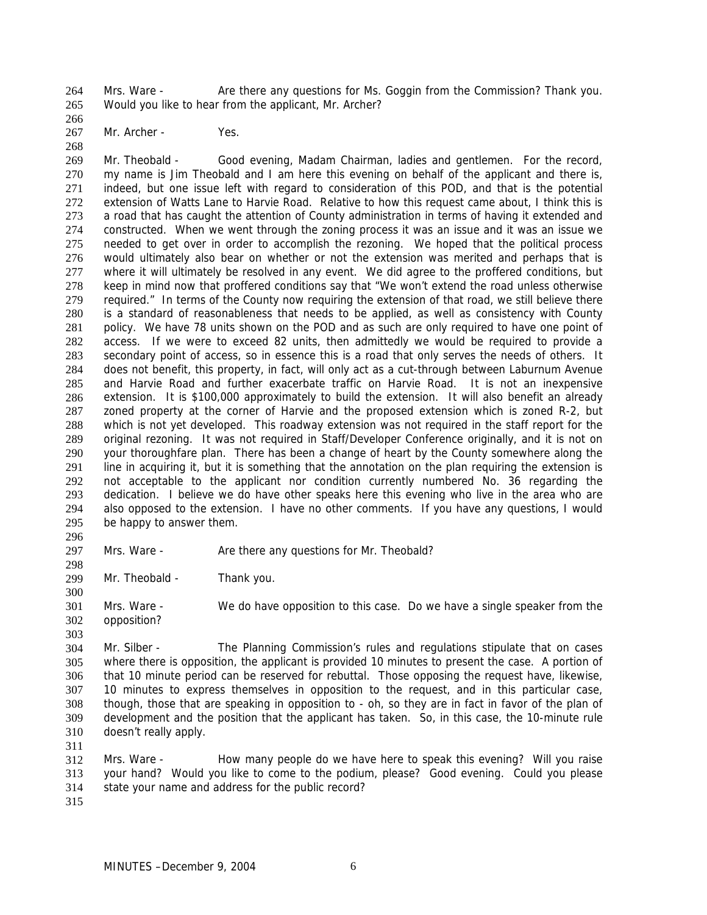Mrs. Ware - Are there any questions for Ms. Goggin from the Commission? Thank you. Would you like to hear from the applicant, Mr. Archer?

Mr. Archer - Yes.

Mr. Theobald - Good evening, Madam Chairman, ladies and gentlemen. For the record, my name is Jim Theobald and I am here this evening on behalf of the applicant and there is, indeed, but one issue left with regard to consideration of this POD, and that is the potential extension of Watts Lane to Harvie Road. Relative to how this request came about, I think this is a road that has caught the attention of County administration in terms of having it extended and constructed. When we went through the zoning process it was an issue and it was an issue we needed to get over in order to accomplish the rezoning. We hoped that the political process would ultimately also bear on whether or not the extension was merited and perhaps that is where it will ultimately be resolved in any event. We did agree to the proffered conditions, but keep in mind now that proffered conditions say that "We won't extend the road unless otherwise required." In terms of the County now requiring the extension of that road, we still believe there is a standard of reasonableness that needs to be applied, as well as consistency with County policy. We have 78 units shown on the POD and as such are only required to have one point of access. If we were to exceed 82 units, then admittedly we would be required to provide a secondary point of access, so in essence this is a road that only serves the needs of others. It does not benefit, this property, in fact, will only act as a cut-through between Laburnum Avenue and Harvie Road and further exacerbate traffic on Harvie Road. It is not an inexpensive extension. It is $100,000 approximately to build the extension. It will also benefit an already zoned property at the corner of Harvie and the proposed extension which is zoned R-2, but which is not yet developed. This roadway extension was not required in the staff report for the original rezoning. It was not required in Staff/Developer Conference originally, and it is not on your thoroughfare plan. There has been a change of heart by the County somewhere along the line in acquiring it, but it is something that the annotation on the plan requiring the extension is not acceptable to the applicant nor condition currently numbered No. 36 regarding the dedication. I believe we do have other speaks here this evening who live in the area who are also opposed to the extension. I have no other comments. If you have any questions, I would be happy to answer them.

Mrs. Ware - Are there any questions for Mr. Theobald?

Mr. Theobald - Thank you.

Mrs. Ware - We do have opposition to this case. Do we have a single speaker from the opposition?

Mr. Silber - The Planning Commission's rules and regulations stipulate that on cases where there is opposition, the applicant is provided 10 minutes to present the case. A portion of that 10 minute period can be reserved for rebuttal. Those opposing the request have, likewise, 10 minutes to express themselves in opposition to the request, and in this particular case, though, those that are speaking in opposition to - oh, so they are in fact in favor of the plan of development and the position that the applicant has taken. So, in this case, the 10-minute rule doesn't really apply.

Mrs. Ware - How many people do we have here to speak this evening? Will you raise your hand? Would you like to come to the podium, please? Good evening. Could you please state your name and address for the public record?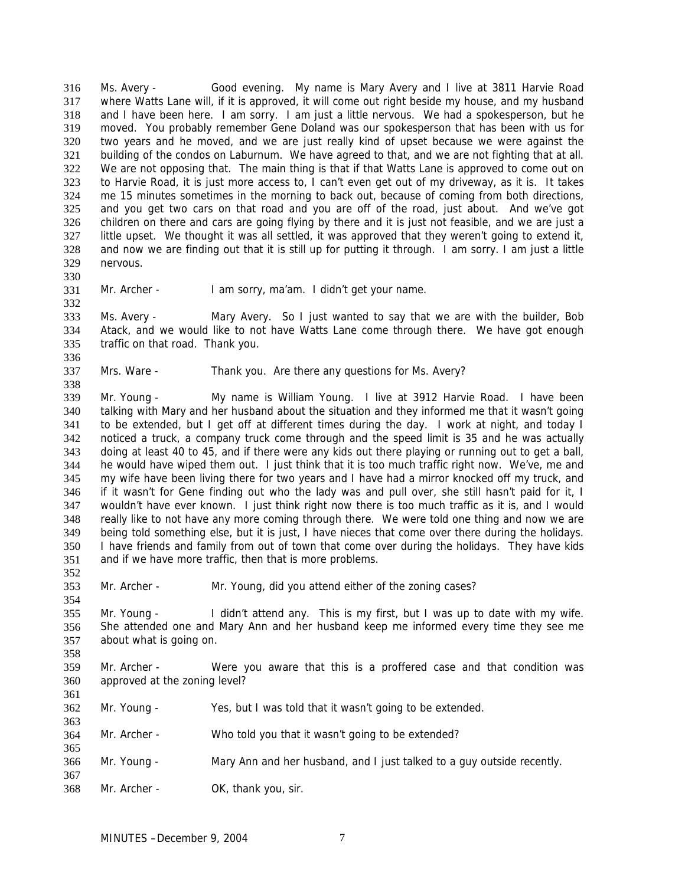Ms. Avery - Good evening. My name is Mary Avery and I live at 3811 Harvie Road where Watts Lane will, if it is approved, it will come out right beside my house, and my husband and I have been here. I am sorry. I am just a little nervous. We had a spokesperson, but he moved. You probably remember Gene Doland was our spokesperson that has been with us for two years and he moved, and we are just really kind of upset because we were against the building of the condos on Laburnum. We have agreed to that, and we are not fighting that at all. We are not opposing that. The main thing is that if that Watts Lane is approved to come out on to Harvie Road, it is just more access to, I can't even get out of my driveway, as it is. It takes me 15 minutes sometimes in the morning to back out, because of coming from both directions, and you get two cars on that road and you are off of the road, just about. And we've got children on there and cars are going flying by there and it is just not feasible, and we are just a little upset. We thought it was all settled, it was approved that they weren't going to extend it, and now we are finding out that it is still up for putting it through. I am sorry. I am just a little nervous.

Mr. Archer - I am sorry, ma'am. I didn't get your name.

Ms. Avery - Mary Avery. So I just wanted to say that we are with the builder, Bob Atack, and we would like to not have Watts Lane come through there. We have got enough traffic on that road. Thank you.

Mrs. Ware - Thank you. Are there any questions for Ms. Avery?

Mr. Young - My name is William Young. I live at 3912 Harvie Road. I have been talking with Mary and her husband about the situation and they informed me that it wasn't going to be extended, but I get off at different times during the day. I work at night, and today I noticed a truck, a company truck come through and the speed limit is 35 and he was actually doing at least 40 to 45, and if there were any kids out there playing or running out to get a ball, he would have wiped them out. I just think that it is too much traffic right now. We've, me and my wife have been living there for two years and I have had a mirror knocked off my truck, and if it wasn't for Gene finding out who the lady was and pull over, she still hasn't paid for it, I wouldn't have ever known. I just think right now there is too much traffic as it is, and I would really like to not have any more coming through there. We were told one thing and now we are being told something else, but it is just, I have nieces that come over there during the holidays. I have friends and family from out of town that come over during the holidays. They have kids and if we have more traffic, then that is more problems.

Mr. Archer - Mr. Young, did you attend either of the zoning cases?

Mr. Young - I didn't attend any. This is my first, but I was up to date with my wife. She attended one and Mary Ann and her husband keep me informed every time they see me about what is going on.

Mr. Archer - Were you aware that this is a proffered case and that condition was approved at the zoning level?

Mr. Young - Yes, but I was told that it wasn't going to be extended.

Mr. Archer - Who told you that it wasn't going to be extended?

Mr. Young - Mary Ann and her husband, and I just talked to a guy outside recently.

Mr. Archer - OK, thank you, sir.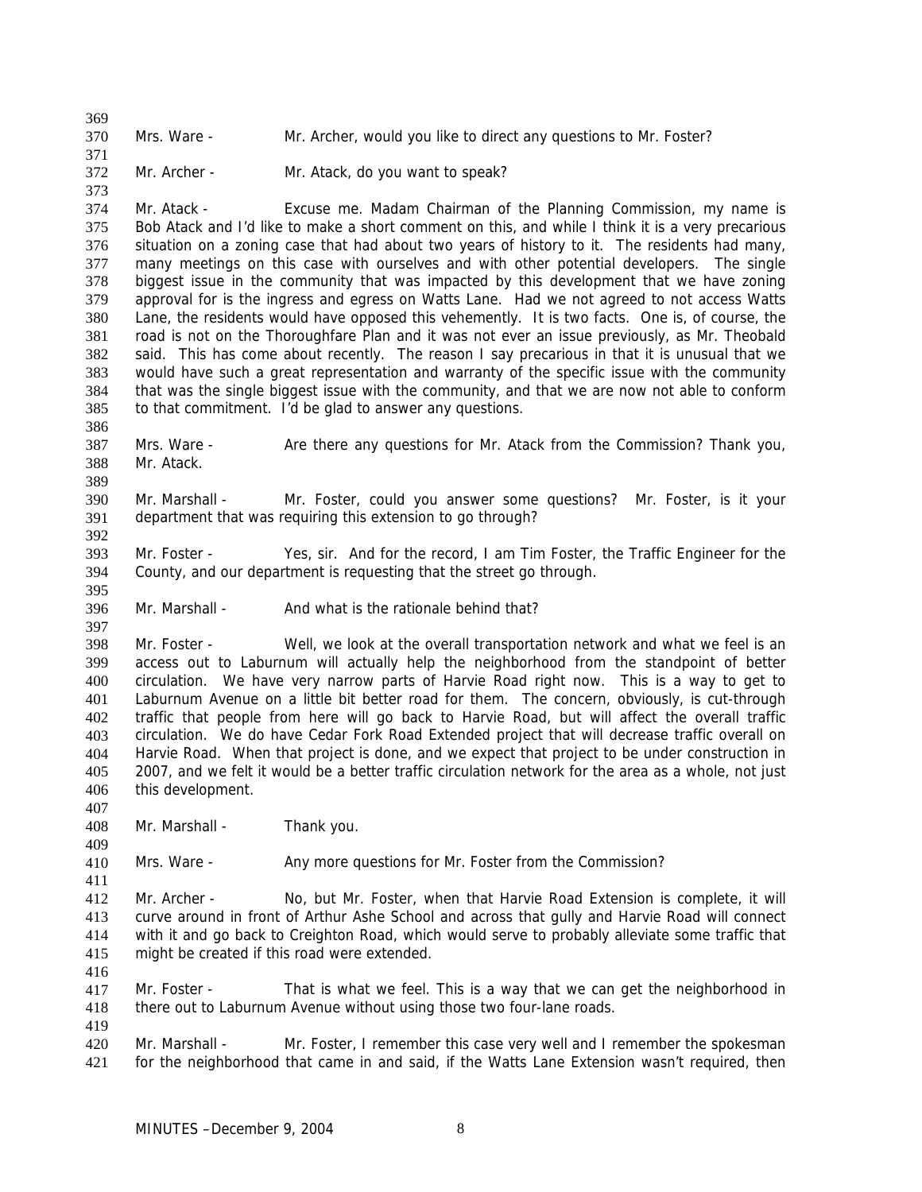Mrs. Ware - Mr. Archer, would you like to direct any questions to Mr. Foster?

Mr. Archer - Mr. Atack, do you want to speak?

Mr. Atack - Excuse me. Madam Chairman of the Planning Commission, my name is Bob Atack and I'd like to make a short comment on this, and while I think it is a very precarious situation on a zoning case that had about two years of history to it. The residents had many, many meetings on this case with ourselves and with other potential developers. The single biggest issue in the community that was impacted by this development that we have zoning approval for is the ingress and egress on Watts Lane. Had we not agreed to not access Watts Lane, the residents would have opposed this vehemently. It is two facts. One is, of course, the road is not on the Thoroughfare Plan and it was not ever an issue previously, as Mr. Theobald said. This has come about recently. The reason I say precarious in that it is unusual that we would have such a great representation and warranty of the specific issue with the community that was the single biggest issue with the community, and that we are now not able to conform to that commitment. I'd be glad to answer any questions.

Mrs. Ware - Are there any questions for Mr. Atack from the Commission? Thank you, Mr. Atack.

Mr. Marshall - Mr. Foster, could you answer some questions? Mr. Foster, is it your department that was requiring this extension to go through?

Mr. Foster - Yes, sir. And for the record, I am Tim Foster, the Traffic Engineer for the County, and our department is requesting that the street go through.

Mr. Marshall - And what is the rationale behind that?

Mr. Foster - Well, we look at the overall transportation network and what we feel is an access out to Laburnum will actually help the neighborhood from the standpoint of better circulation. We have very narrow parts of Harvie Road right now. This is a way to get to Laburnum Avenue on a little bit better road for them. The concern, obviously, is cut-through traffic that people from here will go back to Harvie Road, but will affect the overall traffic circulation. We do have Cedar Fork Road Extended project that will decrease traffic overall on Harvie Road. When that project is done, and we expect that project to be under construction in 2007, and we felt it would be a better traffic circulation network for the area as a whole, not just this development.

Mr. Marshall - Thank you.

Mrs. Ware - Any more questions for Mr. Foster from the Commission?

Mr. Archer - No, but Mr. Foster, when that Harvie Road Extension is complete, it will curve around in front of Arthur Ashe School and across that gully and Harvie Road will connect with it and go back to Creighton Road, which would serve to probably alleviate some traffic that might be created if this road were extended.

Mr. Foster - That is what we feel. This is a way that we can get the neighborhood in there out to Laburnum Avenue without using those two four-lane roads.

Mr. Marshall - Mr. Foster, I remember this case very well and I remember the spokesman for the neighborhood that came in and said, if the Watts Lane Extension wasn't required, then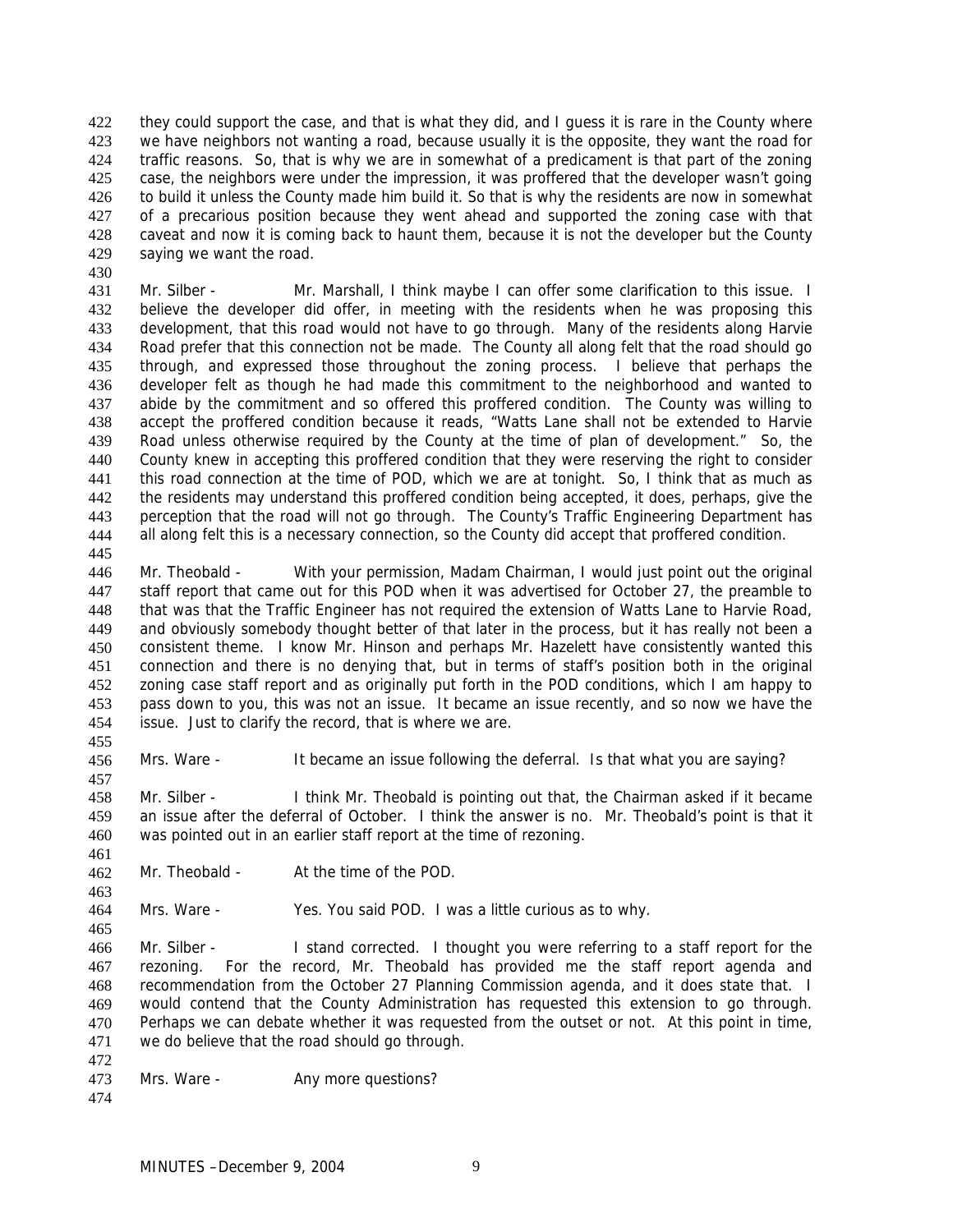they could support the case, and that is what they did, and I guess it is rare in the County where we have neighbors not wanting a road, because usually it is the opposite, they want the road for traffic reasons. So, that is why we are in somewhat of a predicament is that part of the zoning case, the neighbors were under the impression, it was proffered that the developer wasn't going to build it unless the County made him build it. So that is why the residents are now in somewhat of a precarious position because they went ahead and supported the zoning case with that caveat and now it is coming back to haunt them, because it is not the developer but the County saying we want the road.

Mr. Silber - Mr. Marshall, I think maybe I can offer some clarification to this issue. I believe the developer did offer, in meeting with the residents when he was proposing this development, that this road would not have to go through. Many of the residents along Harvie Road prefer that this connection not be made. The County all along felt that the road should go through, and expressed those throughout the zoning process. I believe that perhaps the developer felt as though he had made this commitment to the neighborhood and wanted to abide by the commitment and so offered this proffered condition. The County was willing to accept the proffered condition because it reads, "Watts Lane shall not be extended to Harvie Road unless otherwise required by the County at the time of plan of development." So, the County knew in accepting this proffered condition that they were reserving the right to consider this road connection at the time of POD, which we are at tonight. So, I think that as much as the residents may understand this proffered condition being accepted, it does, perhaps, give the perception that the road will not go through. The County's Traffic Engineering Department has all along felt this is a necessary connection, so the County did accept that proffered condition.

Mr. Theobald - With your permission, Madam Chairman, I would just point out the original staff report that came out for this POD when it was advertised for October 27, the preamble to that was that the Traffic Engineer has not required the extension of Watts Lane to Harvie Road, and obviously somebody thought better of that later in the process, but it has really not been a consistent theme. I know Mr. Hinson and perhaps Mr. Hazelett have consistently wanted this connection and there is no denying that, but in terms of staff's position both in the original zoning case staff report and as originally put forth in the POD conditions, which I am happy to pass down to you, this was not an issue. It became an issue recently, and so now we have the issue. Just to clarify the record, that is where we are.

Mrs. Ware - It became an issue following the deferral. Is that what you are saying?

Mr. Silber - I think Mr. Theobald is pointing out that, the Chairman asked if it became an issue after the deferral of October. I think the answer is no. Mr. Theobald's point is that it was pointed out in an earlier staff report at the time of rezoning.

Mr. Theobald - At the time of the POD.

Mrs. Ware - Yes. You said POD. I was a little curious as to why.

Mr. Silber - I stand corrected. I thought you were referring to a staff report for the rezoning. For the record, Mr. Theobald has provided me the staff report agenda and recommendation from the October 27 Planning Commission agenda, and it does state that. I would contend that the County Administration has requested this extension to go through. Perhaps we can debate whether it was requested from the outset or not. At this point in time, we do believe that the road should go through.

Mrs. Ware - Any more questions?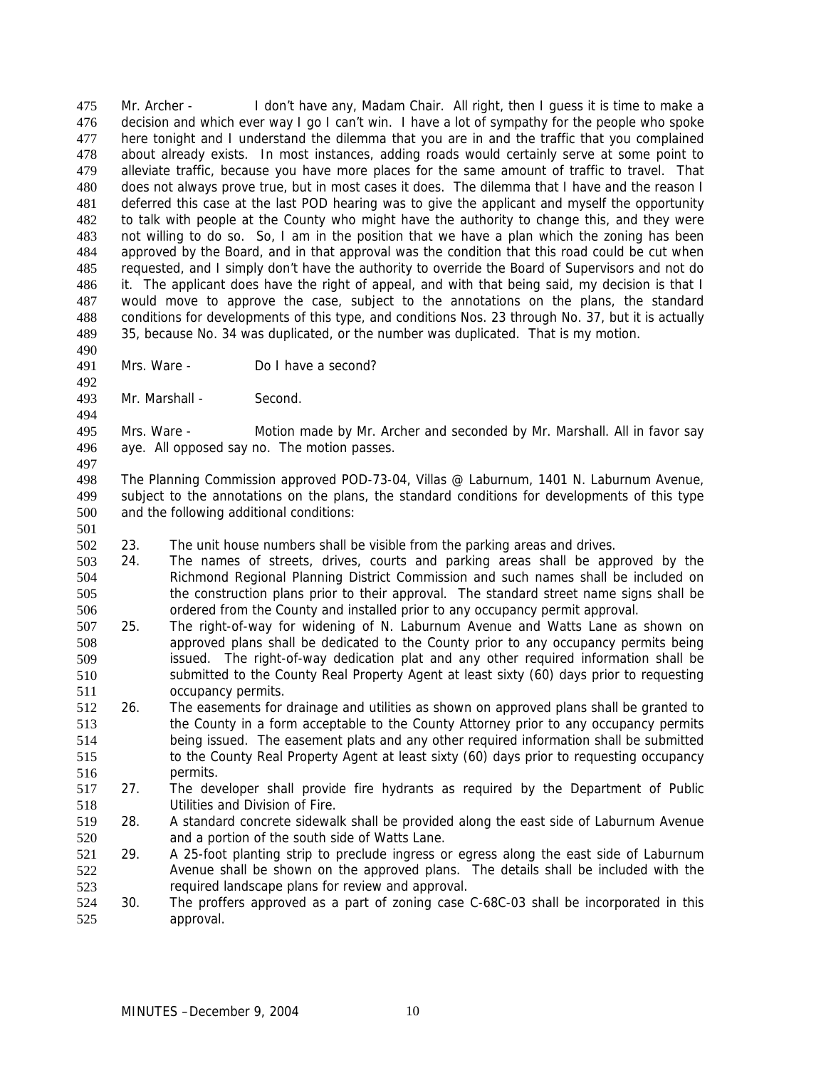Mr. Archer - I don't have any, Madam Chair. All right, then I guess it is time to make a decision and which ever way I go I can't win. I have a lot of sympathy for the people who spoke here tonight and I understand the dilemma that you are in and the traffic that you complained about already exists. In most instances, adding roads would certainly serve at some point to alleviate traffic, because you have more places for the same amount of traffic to travel. That does not always prove true, but in most cases it does. The dilemma that I have and the reason I deferred this case at the last POD hearing was to give the applicant and myself the opportunity to talk with people at the County who might have the authority to change this, and they were not willing to do so. So, I am in the position that we have a plan which the zoning has been approved by the Board, and in that approval was the condition that this road could be cut when requested, and I simply don't have the authority to override the Board of Supervisors and not do it. The applicant does have the right of appeal, and with that being said, my decision is that I would move to approve the case, subject to the annotations on the plans, the standard conditions for developments of this type, and conditions Nos. 23 through No. 37, but it is actually 35, because No. 34 was duplicated, or the number was duplicated. That is my motion.

Mrs. Ware - Do I have a second?

Mr. Marshall - Second.

Mrs. Ware - Motion made by Mr. Archer and seconded by Mr. Marshall. All in favor say aye. All opposed say no. The motion passes.

The Planning Commission approved POD-73-04, Villas @ Laburnum, 1401 N. Laburnum Avenue, subject to the annotations on the plans, the standard conditions for developments of this type and the following additional conditions:

23. The unit house numbers shall be visible from the parking areas and drives.
24. The names of streets, drives, courts and parking areas shall be approved by the Richmond Regional Planning District Commission and such names shall be included on the construction plans prior to their approval. The standard street name signs shall be ordered from the County and installed prior to any occupancy permit approval.
25. The right-of-way for widening of N. Laburnum Avenue and Watts Lane as shown on approved plans shall be dedicated to the County prior to any occupancy permits being issued. The right-of-way dedication plat and any other required information shall be submitted to the County Real Property Agent at least sixty (60) days prior to requesting occupancy permits.
26. The easements for drainage and utilities as shown on approved plans shall be granted to the County in a form acceptable to the County Attorney prior to any occupancy permits being issued. The easement plats and any other required information shall be submitted to the County Real Property Agent at least sixty (60) days prior to requesting occupancy permits.
27. The developer shall provide fire hydrants as required by the Department of Public Utilities and Division of Fire.
28. A standard concrete sidewalk shall be provided along the east side of Laburnum Avenue and a portion of the south side of Watts Lane.
29. A 25-foot planting strip to preclude ingress or egress along the east side of Laburnum Avenue shall be shown on the approved plans. The details shall be included with the required landscape plans for review and approval.
30. The proffers approved as a part of zoning case C-68C-03 shall be incorporated in this approval.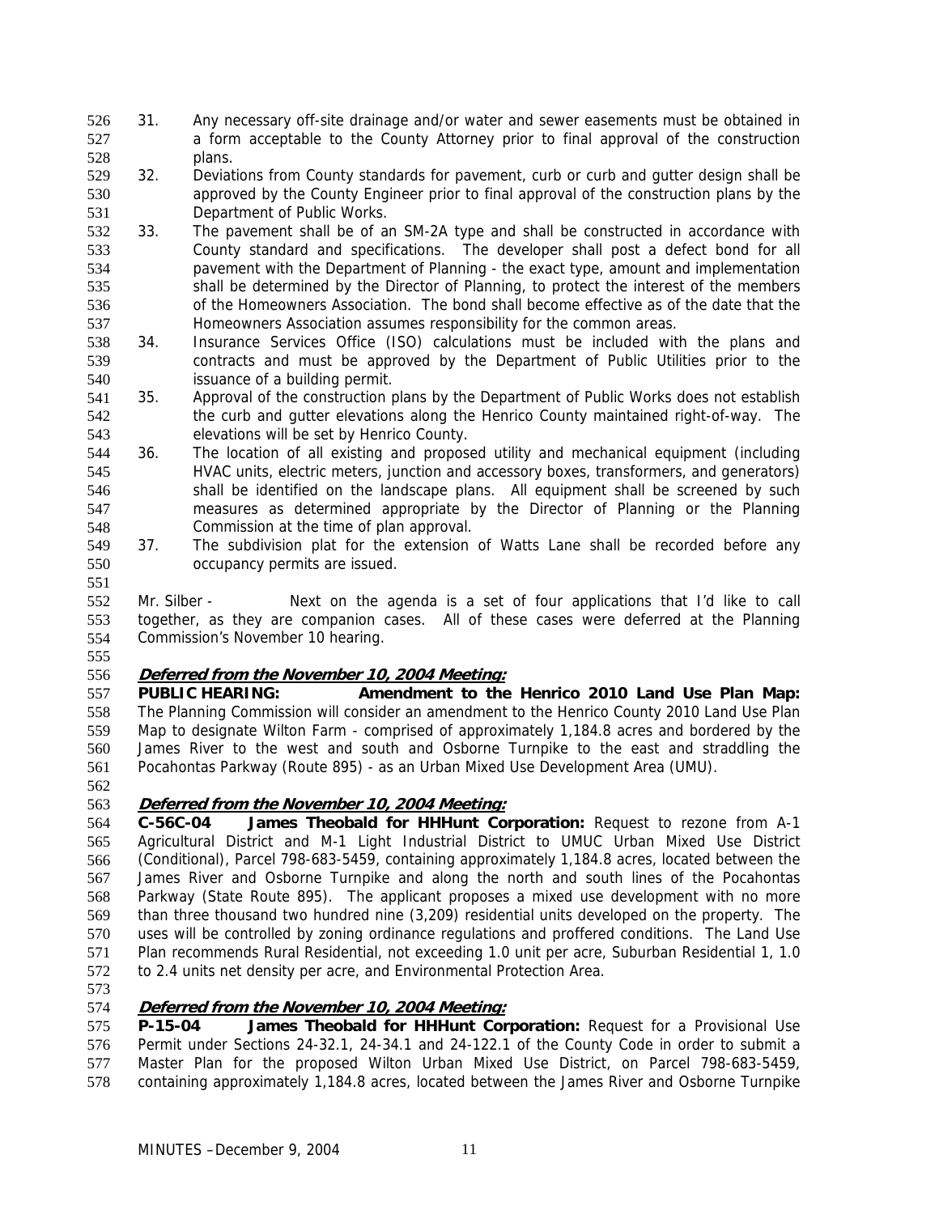31. Any necessary off-site drainage and/or water and sewer easements must be obtained in a form acceptable to the County Attorney prior to final approval of the construction plans.
32. Deviations from County standards for pavement, curb or curb and gutter design shall be approved by the County Engineer prior to final approval of the construction plans by the Department of Public Works.
33. The pavement shall be of an SM-2A type and shall be constructed in accordance with County standard and specifications. The developer shall post a defect bond for all pavement with the Department of Planning - the exact type, amount and implementation shall be determined by the Director of Planning, to protect the interest of the members of the Homeowners Association. The bond shall become effective as of the date that the Homeowners Association assumes responsibility for the common areas.
34. Insurance Services Office (ISO) calculations must be included with the plans and contracts and must be approved by the Department of Public Utilities prior to the issuance of a building permit.
35. Approval of the construction plans by the Department of Public Works does not establish the curb and gutter elevations along the Henrico County maintained right-of-way. The elevations will be set by Henrico County.
36. The location of all existing and proposed utility and mechanical equipment (including HVAC units, electric meters, junction and accessory boxes, transformers, and generators) shall be identified on the landscape plans. All equipment shall be screened by such measures as determined appropriate by the Director of Planning or the Planning Commission at the time of plan approval.
37. The subdivision plat for the extension of Watts Lane shall be recorded before any occupancy permits are issued.

Mr. Silber - Next on the agenda is a set of four applications that I'd like to call together, as they are companion cases. All of these cases were deferred at the Planning Commission's November 10 hearing.

***Deferred from the November 10, 2004 Meeting:***
**PUBLIC HEARING: Amendment to the Henrico 2010 Land Use Plan Map:** The Planning Commission will consider an amendment to the Henrico County 2010 Land Use Plan Map to designate Wilton Farm - comprised of approximately 1,184.8 acres and bordered by the James River to the west and south and Osborne Turnpike to the east and straddling the Pocahontas Parkway (Route 895) - as an Urban Mixed Use Development Area (UMU).

***Deferred from the November 10, 2004 Meeting:***
**C-56C-04 James Theobald for HHHunt Corporation:** Request to rezone from A-1 Agricultural District and M-1 Light Industrial District to UMUC Urban Mixed Use District (Conditional), Parcel 798-683-5459, containing approximately 1,184.8 acres, located between the James River and Osborne Turnpike and along the north and south lines of the Pocahontas Parkway (State Route 895). The applicant proposes a mixed use development with no more than three thousand two hundred nine (3,209) residential units developed on the property. The uses will be controlled by zoning ordinance regulations and proffered conditions. The Land Use Plan recommends Rural Residential, not exceeding 1.0 unit per acre, Suburban Residential 1, 1.0 to 2.4 units net density per acre, and Environmental Protection Area.

***Deferred from the November 10, 2004 Meeting:***
**P-15-04 James Theobald for HHHunt Corporation:** Request for a Provisional Use Permit under Sections 24-32.1, 24-34.1 and 24-122.1 of the County Code in order to submit a Master Plan for the proposed Wilton Urban Mixed Use District, on Parcel 798-683-5459, containing approximately 1,184.8 acres, located between the James River and Osborne Turnpike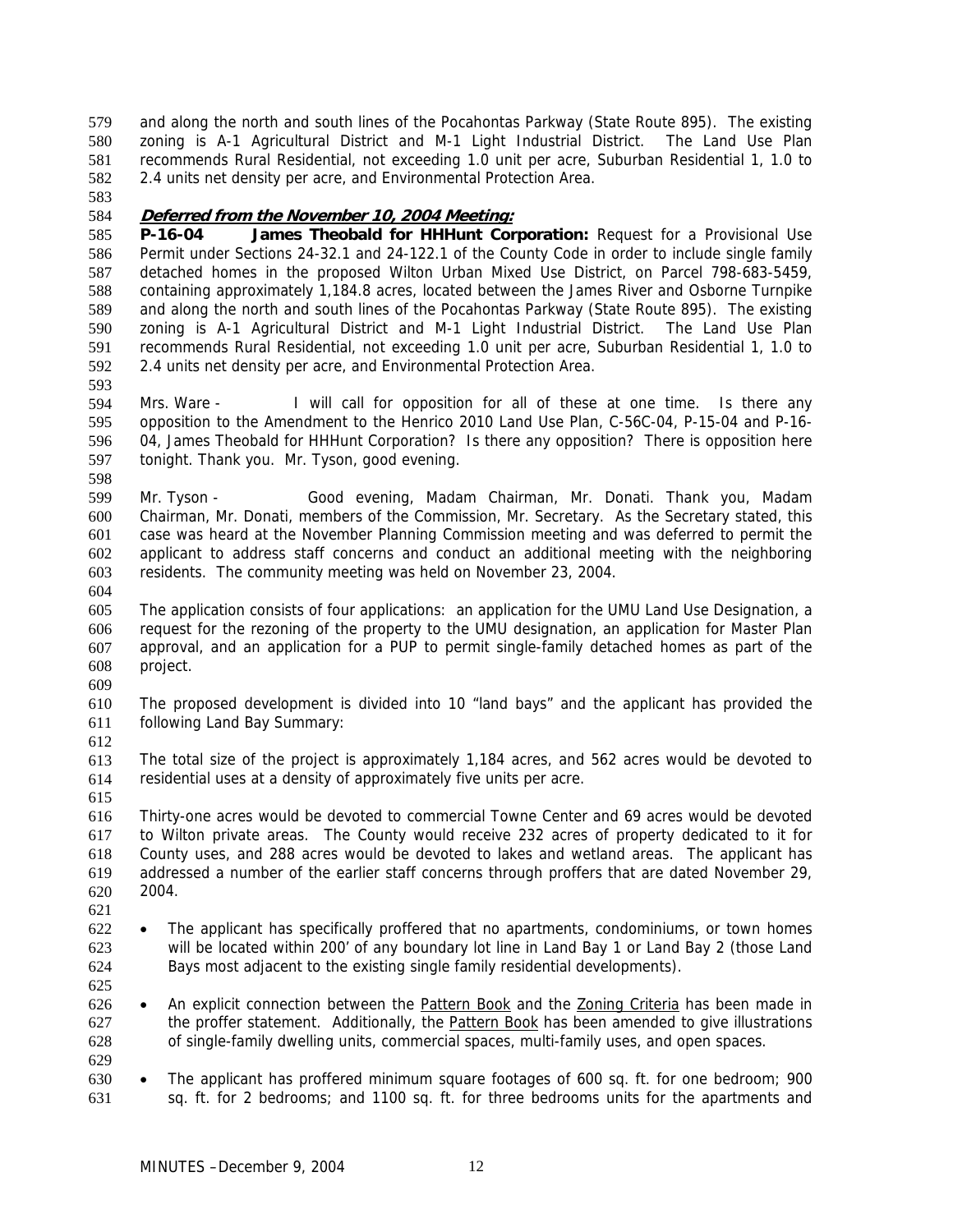and along the north and south lines of the Pocahontas Parkway (State Route 895). The existing zoning is A-1 Agricultural District and M-1 Light Industrial District. The Land Use Plan recommends Rural Residential, not exceeding 1.0 unit per acre, Suburban Residential 1, 1.0 to 2.4 units net density per acre, and Environmental Protection Area.

***Deferred from the November 10, 2004 Meeting:***

**P-16-04 James Theobald for HHHunt Corporation:** Request for a Provisional Use Permit under Sections 24-32.1 and 24-122.1 of the County Code in order to include single family detached homes in the proposed Wilton Urban Mixed Use District, on Parcel 798-683-5459, containing approximately 1,184.8 acres, located between the James River and Osborne Turnpike and along the north and south lines of the Pocahontas Parkway (State Route 895). The existing zoning is A-1 Agricultural District and M-1 Light Industrial District. The Land Use Plan recommends Rural Residential, not exceeding 1.0 unit per acre, Suburban Residential 1, 1.0 to 2.4 units net density per acre, and Environmental Protection Area.

Mrs. Ware - I will call for opposition for all of these at one time. Is there any opposition to the Amendment to the Henrico 2010 Land Use Plan, C-56C-04, P-15-04 and P-16-04, James Theobald for HHHunt Corporation? Is there any opposition? There is opposition here tonight. Thank you. Mr. Tyson, good evening.

Mr. Tyson - Good evening, Madam Chairman, Mr. Donati. Thank you, Madam Chairman, Mr. Donati, members of the Commission, Mr. Secretary. As the Secretary stated, this case was heard at the November Planning Commission meeting and was deferred to permit the applicant to address staff concerns and conduct an additional meeting with the neighboring residents. The community meeting was held on November 23, 2004.

The application consists of four applications: an application for the UMU Land Use Designation, a request for the rezoning of the property to the UMU designation, an application for Master Plan approval, and an application for a PUP to permit single-family detached homes as part of the project.

The proposed development is divided into 10 "land bays" and the applicant has provided the following Land Bay Summary:

The total size of the project is approximately 1,184 acres, and 562 acres would be devoted to residential uses at a density of approximately five units per acre.

Thirty-one acres would be devoted to commercial Towne Center and 69 acres would be devoted to Wilton private areas. The County would receive 232 acres of property dedicated to it for County uses, and 288 acres would be devoted to lakes and wetland areas. The applicant has addressed a number of the earlier staff concerns through proffers that are dated November 29, 2004.

- The applicant has specifically proffered that no apartments, condominiums, or town homes will be located within 200' of any boundary lot line in Land Bay 1 or Land Bay 2 (those Land Bays most adjacent to the existing single family residential developments).

- An explicit connection between the Pattern Book and the Zoning Criteria has been made in the proffer statement. Additionally, the Pattern Book has been amended to give illustrations of single-family dwelling units, commercial spaces, multi-family uses, and open spaces.

- The applicant has proffered minimum square footages of 600 sq. ft. for one bedroom; 900 sq. ft. for 2 bedrooms; and 1100 sq. ft. for three bedrooms units for the apartments and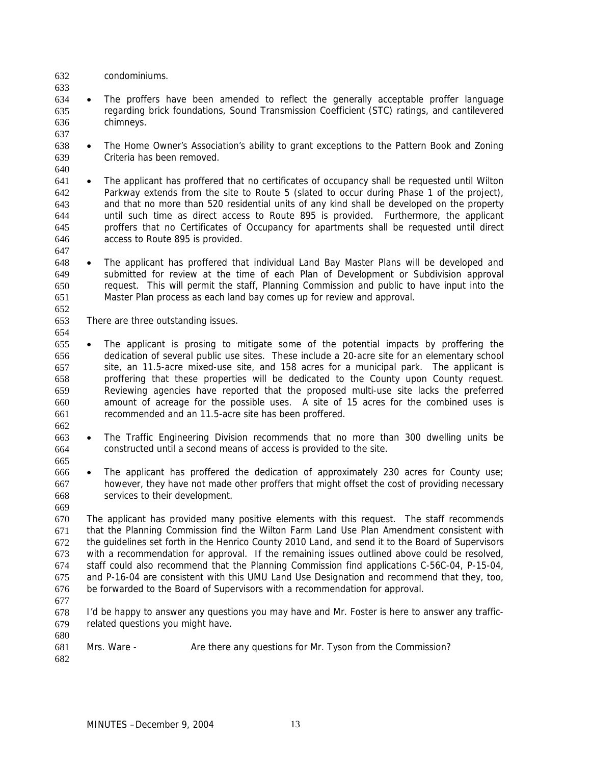condominiums.

- The proffers have been amended to reflect the generally acceptable proffer language regarding brick foundations, Sound Transmission Coefficient (STC) ratings, and cantilevered chimneys.

- The Home Owner's Association's ability to grant exceptions to the Pattern Book and Zoning Criteria has been removed.

- The applicant has proffered that no certificates of occupancy shall be requested until Wilton Parkway extends from the site to Route 5 (slated to occur during Phase 1 of the project), and that no more than 520 residential units of any kind shall be developed on the property until such time as direct access to Route 895 is provided. Furthermore, the applicant proffers that no Certificates of Occupancy for apartments shall be requested until direct access to Route 895 is provided.

- The applicant has proffered that individual Land Bay Master Plans will be developed and submitted for review at the time of each Plan of Development or Subdivision approval request. This will permit the staff, Planning Commission and public to have input into the Master Plan process as each land bay comes up for review and approval.

There are three outstanding issues.

- The applicant is prosing to mitigate some of the potential impacts by proffering the dedication of several public use sites. These include a 20-acre site for an elementary school site, an 11.5-acre mixed-use site, and 158 acres for a municipal park. The applicant is proffering that these properties will be dedicated to the County upon County request. Reviewing agencies have reported that the proposed multi-use site lacks the preferred amount of acreage for the possible uses. A site of 15 acres for the combined uses is recommended and an 11.5-acre site has been proffered.

- The Traffic Engineering Division recommends that no more than 300 dwelling units be constructed until a second means of access is provided to the site.

- The applicant has proffered the dedication of approximately 230 acres for County use; however, they have not made other proffers that might offset the cost of providing necessary services to their development.

The applicant has provided many positive elements with this request. The staff recommends that the Planning Commission find the Wilton Farm Land Use Plan Amendment consistent with the guidelines set forth in the Henrico County 2010 Land, and send it to the Board of Supervisors with a recommendation for approval. If the remaining issues outlined above could be resolved, staff could also recommend that the Planning Commission find applications C-56C-04, P-15-04, and P-16-04 are consistent with this UMU Land Use Designation and recommend that they, too, be forwarded to the Board of Supervisors with a recommendation for approval.

I'd be happy to answer any questions you may have and Mr. Foster is here to answer any traffic-related questions you might have.

Mrs. Ware - Are there any questions for Mr. Tyson from the Commission?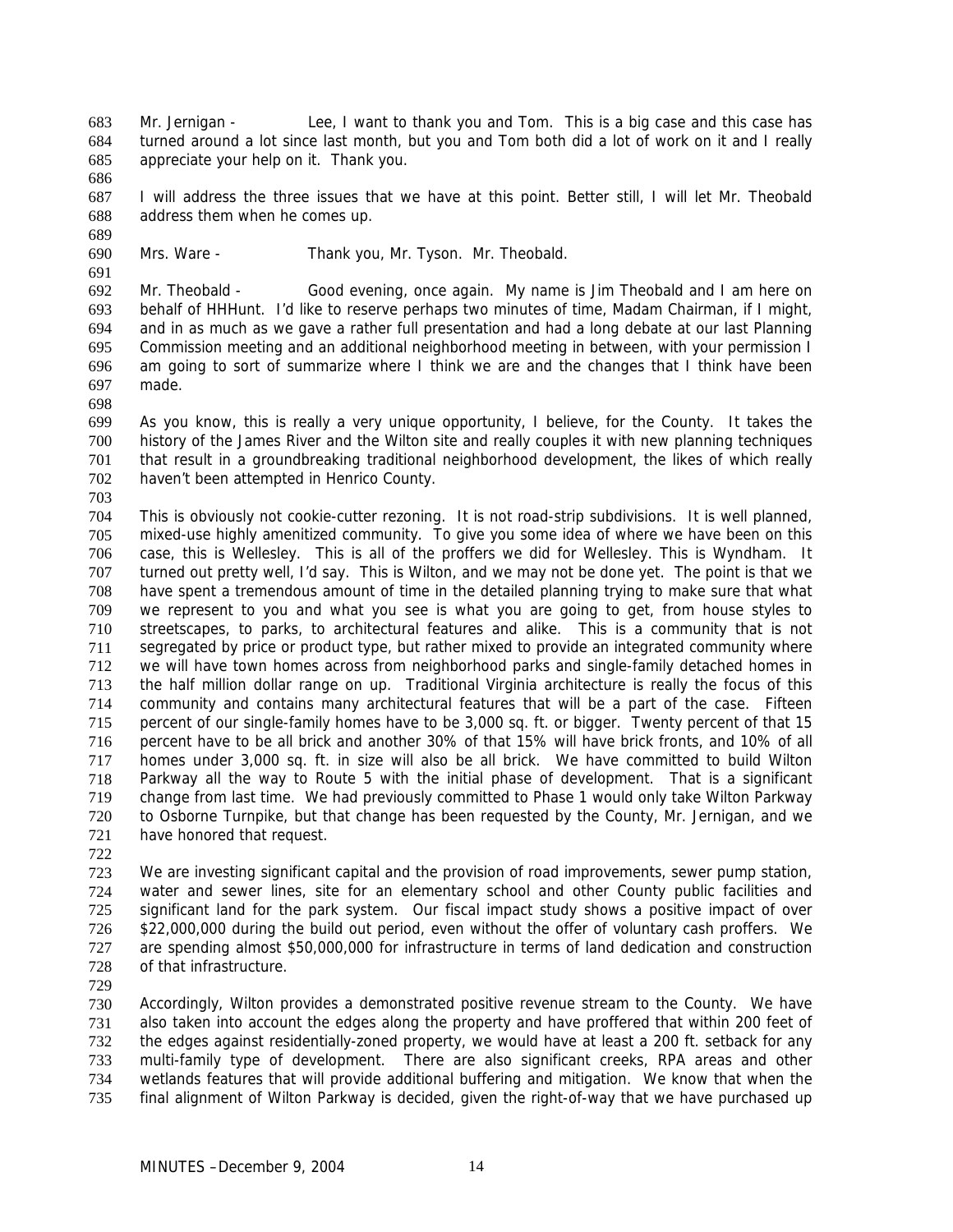Mr. Jernigan - Lee, I want to thank you and Tom. This is a big case and this case has turned around a lot since last month, but you and Tom both did a lot of work on it and I really appreciate your help on it. Thank you.

I will address the three issues that we have at this point. Better still, I will let Mr. Theobald address them when he comes up.

Mrs. Ware - Thank you, Mr. Tyson. Mr. Theobald.

Mr. Theobald - Good evening, once again. My name is Jim Theobald and I am here on behalf of HHHunt. I'd like to reserve perhaps two minutes of time, Madam Chairman, if I might, and in as much as we gave a rather full presentation and had a long debate at our last Planning Commission meeting and an additional neighborhood meeting in between, with your permission I am going to sort of summarize where I think we are and the changes that I think have been made.

As you know, this is really a very unique opportunity, I believe, for the County. It takes the history of the James River and the Wilton site and really couples it with new planning techniques that result in a groundbreaking traditional neighborhood development, the likes of which really haven't been attempted in Henrico County.

This is obviously not cookie-cutter rezoning. It is not road-strip subdivisions. It is well planned, mixed-use highly amenitized community. To give you some idea of where we have been on this case, this is Wellesley. This is all of the proffers we did for Wellesley. This is Wyndham. It turned out pretty well, I'd say. This is Wilton, and we may not be done yet. The point is that we have spent a tremendous amount of time in the detailed planning trying to make sure that what we represent to you and what you see is what you are going to get, from house styles to streetscapes, to parks, to architectural features and alike. This is a community that is not segregated by price or product type, but rather mixed to provide an integrated community where we will have town homes across from neighborhood parks and single-family detached homes in the half million dollar range on up. Traditional Virginia architecture is really the focus of this community and contains many architectural features that will be a part of the case. Fifteen percent of our single-family homes have to be 3,000 sq. ft. or bigger. Twenty percent of that 15 percent have to be all brick and another 30% of that 15% will have brick fronts, and 10% of all homes under 3,000 sq. ft. in size will also be all brick. We have committed to build Wilton Parkway all the way to Route 5 with the initial phase of development. That is a significant change from last time. We had previously committed to Phase 1 would only take Wilton Parkway to Osborne Turnpike, but that change has been requested by the County, Mr. Jernigan, and we have honored that request.

We are investing significant capital and the provision of road improvements, sewer pump station, water and sewer lines, site for an elementary school and other County public facilities and significant land for the park system. Our fiscal impact study shows a positive impact of over $22,000,000 during the build out period, even without the offer of voluntary cash proffers. We are spending almost $50,000,000 for infrastructure in terms of land dedication and construction of that infrastructure.

Accordingly, Wilton provides a demonstrated positive revenue stream to the County. We have also taken into account the edges along the property and have proffered that within 200 feet of the edges against residentially-zoned property, we would have at least a 200 ft. setback for any multi-family type of development. There are also significant creeks, RPA areas and other wetlands features that will provide additional buffering and mitigation. We know that when the final alignment of Wilton Parkway is decided, given the right-of-way that we have purchased up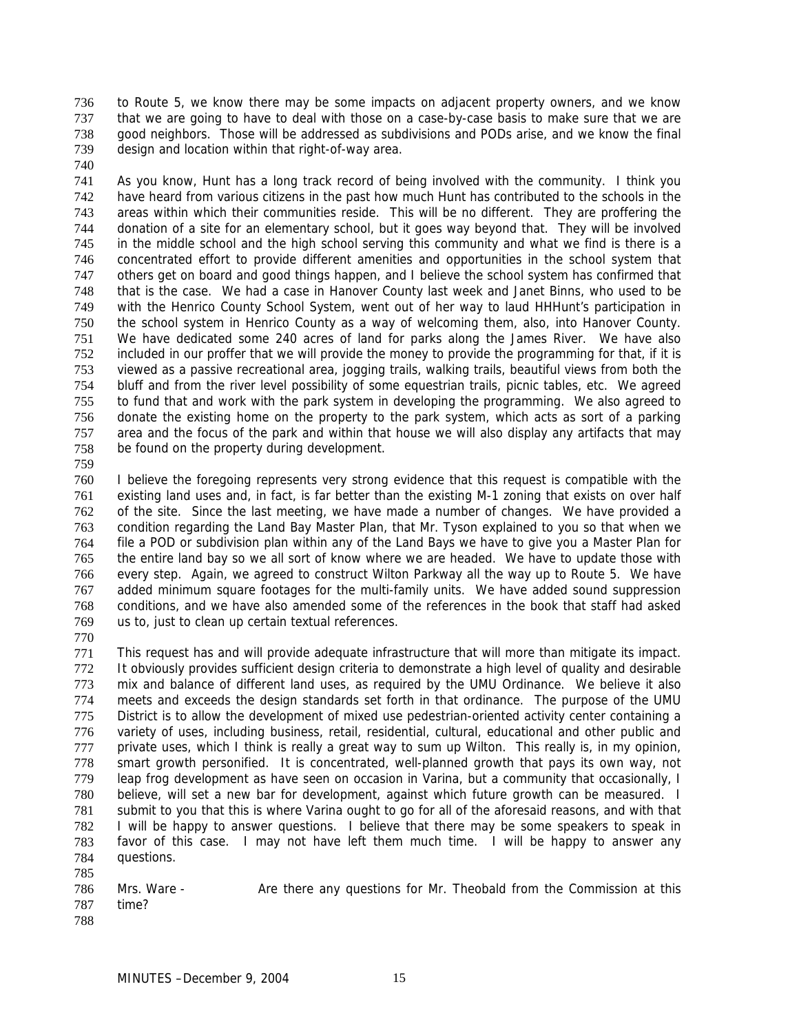to Route 5, we know there may be some impacts on adjacent property owners, and we know that we are going to have to deal with those on a case-by-case basis to make sure that we are good neighbors. Those will be addressed as subdivisions and PODs arise, and we know the final design and location within that right-of-way area.

As you know, Hunt has a long track record of being involved with the community. I think you have heard from various citizens in the past how much Hunt has contributed to the schools in the areas within which their communities reside. This will be no different. They are proffering the donation of a site for an elementary school, but it goes way beyond that. They will be involved in the middle school and the high school serving this community and what we find is there is a concentrated effort to provide different amenities and opportunities in the school system that others get on board and good things happen, and I believe the school system has confirmed that that is the case. We had a case in Hanover County last week and Janet Binns, who used to be with the Henrico County School System, went out of her way to laud HHHunt's participation in the school system in Henrico County as a way of welcoming them, also, into Hanover County. We have dedicated some 240 acres of land for parks along the James River. We have also included in our proffer that we will provide the money to provide the programming for that, if it is viewed as a passive recreational area, jogging trails, walking trails, beautiful views from both the bluff and from the river level possibility of some equestrian trails, picnic tables, etc. We agreed to fund that and work with the park system in developing the programming. We also agreed to donate the existing home on the property to the park system, which acts as sort of a parking area and the focus of the park and within that house we will also display any artifacts that may be found on the property during development.

I believe the foregoing represents very strong evidence that this request is compatible with the existing land uses and, in fact, is far better than the existing M-1 zoning that exists on over half of the site. Since the last meeting, we have made a number of changes. We have provided a condition regarding the Land Bay Master Plan, that Mr. Tyson explained to you so that when we file a POD or subdivision plan within any of the Land Bays we have to give you a Master Plan for the entire land bay so we all sort of know where we are headed. We have to update those with every step. Again, we agreed to construct Wilton Parkway all the way up to Route 5. We have added minimum square footages for the multi-family units. We have added sound suppression conditions, and we have also amended some of the references in the book that staff had asked us to, just to clean up certain textual references.

This request has and will provide adequate infrastructure that will more than mitigate its impact. It obviously provides sufficient design criteria to demonstrate a high level of quality and desirable mix and balance of different land uses, as required by the UMU Ordinance. We believe it also meets and exceeds the design standards set forth in that ordinance. The purpose of the UMU District is to allow the development of mixed use pedestrian-oriented activity center containing a variety of uses, including business, retail, residential, cultural, educational and other public and private uses, which I think is really a great way to sum up Wilton. This really is, in my opinion, smart growth personified. It is concentrated, well-planned growth that pays its own way, not leap frog development as have seen on occasion in Varina, but a community that occasionally, I believe, will set a new bar for development, against which future growth can be measured. I submit to you that this is where Varina ought to go for all of the aforesaid reasons, and with that I will be happy to answer questions. I believe that there may be some speakers to speak in favor of this case. I may not have left them much time. I will be happy to answer any questions.

Mrs. Ware - Are there any questions for Mr. Theobald from the Commission at this time?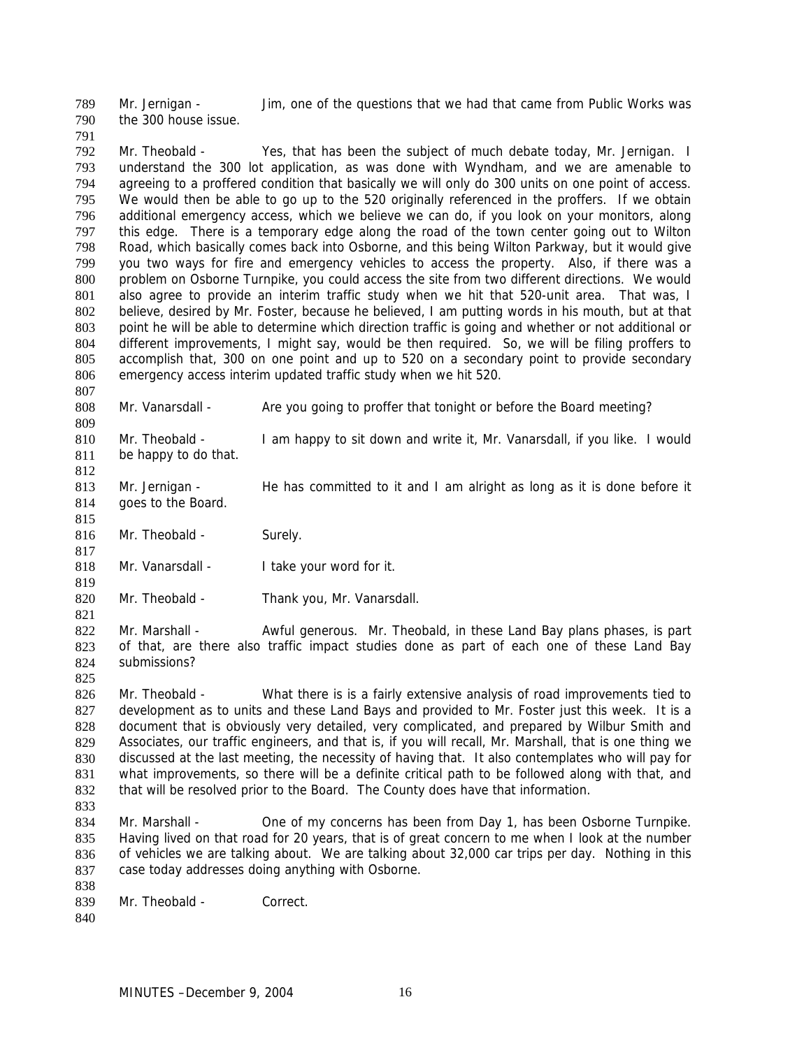Mr. Jernigan - Jim, one of the questions that we had that came from Public Works was the 300 house issue.

Mr. Theobald - Yes, that has been the subject of much debate today, Mr. Jernigan. I understand the 300 lot application, as was done with Wyndham, and we are amenable to agreeing to a proffered condition that basically we will only do 300 units on one point of access. We would then be able to go up to the 520 originally referenced in the proffers. If we obtain additional emergency access, which we believe we can do, if you look on your monitors, along this edge. There is a temporary edge along the road of the town center going out to Wilton Road, which basically comes back into Osborne, and this being Wilton Parkway, but it would give you two ways for fire and emergency vehicles to access the property. Also, if there was a problem on Osborne Turnpike, you could access the site from two different directions. We would also agree to provide an interim traffic study when we hit that 520-unit area. That was, I believe, desired by Mr. Foster, because he believed, I am putting words in his mouth, but at that point he will be able to determine which direction traffic is going and whether or not additional or different improvements, I might say, would be then required. So, we will be filing proffers to accomplish that, 300 on one point and up to 520 on a secondary point to provide secondary emergency access interim updated traffic study when we hit 520.

Mr. Vanarsdall - Are you going to proffer that tonight or before the Board meeting?

Mr. Theobald - I am happy to sit down and write it, Mr. Vanarsdall, if you like. I would be happy to do that.

Mr. Jernigan - He has committed to it and I am alright as long as it is done before it goes to the Board.

Mr. Theobald - Surely.

Mr. Vanarsdall - I take your word for it.

Mr. Theobald - Thank you, Mr. Vanarsdall.

Mr. Marshall - Awful generous. Mr. Theobald, in these Land Bay plans phases, is part of that, are there also traffic impact studies done as part of each one of these Land Bay submissions?

Mr. Theobald - What there is is a fairly extensive analysis of road improvements tied to development as to units and these Land Bays and provided to Mr. Foster just this week. It is a document that is obviously very detailed, very complicated, and prepared by Wilbur Smith and Associates, our traffic engineers, and that is, if you will recall, Mr. Marshall, that is one thing we discussed at the last meeting, the necessity of having that. It also contemplates who will pay for what improvements, so there will be a definite critical path to be followed along with that, and that will be resolved prior to the Board. The County does have that information.

Mr. Marshall - One of my concerns has been from Day 1, has been Osborne Turnpike. Having lived on that road for 20 years, that is of great concern to me when I look at the number of vehicles we are talking about. We are talking about 32,000 car trips per day. Nothing in this case today addresses doing anything with Osborne.

Mr. Theobald - Correct.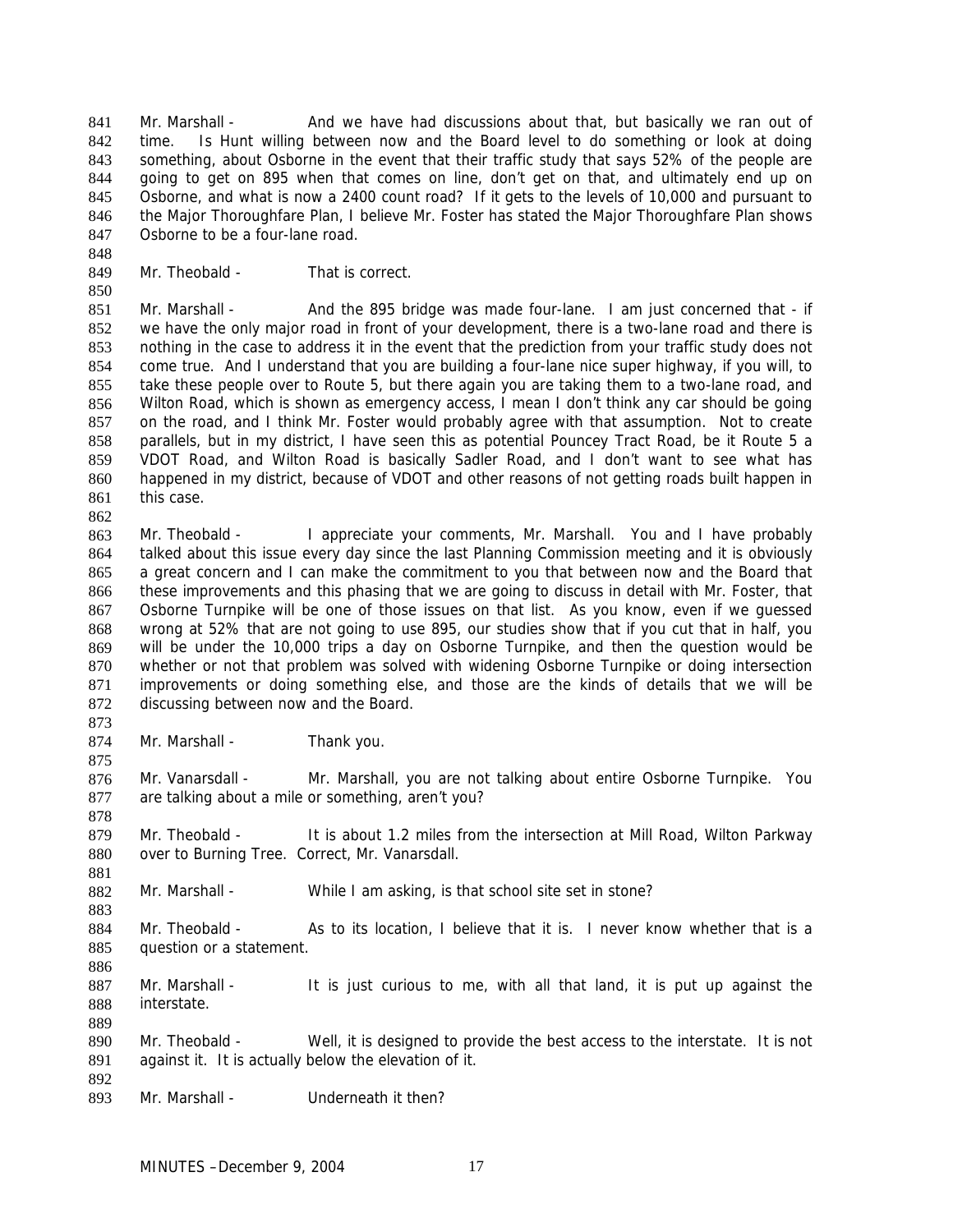Mr. Marshall - And we have had discussions about that, but basically we ran out of time. Is Hunt willing between now and the Board level to do something or look at doing something, about Osborne in the event that their traffic study that says 52% of the people are going to get on 895 when that comes on line, don't get on that, and ultimately end up on Osborne, and what is now a 2400 count road? If it gets to the levels of 10,000 and pursuant to the Major Thoroughfare Plan, I believe Mr. Foster has stated the Major Thoroughfare Plan shows Osborne to be a four-lane road.

Mr. Theobald - That is correct.

Mr. Marshall - And the 895 bridge was made four-lane. I am just concerned that - if we have the only major road in front of your development, there is a two-lane road and there is nothing in the case to address it in the event that the prediction from your traffic study does not come true. And I understand that you are building a four-lane nice super highway, if you will, to take these people over to Route 5, but there again you are taking them to a two-lane road, and Wilton Road, which is shown as emergency access, I mean I don't think any car should be going on the road, and I think Mr. Foster would probably agree with that assumption. Not to create parallels, but in my district, I have seen this as potential Pouncey Tract Road, be it Route 5 a VDOT Road, and Wilton Road is basically Sadler Road, and I don't want to see what has happened in my district, because of VDOT and other reasons of not getting roads built happen in this case.

Mr. Theobald - I appreciate your comments, Mr. Marshall. You and I have probably talked about this issue every day since the last Planning Commission meeting and it is obviously a great concern and I can make the commitment to you that between now and the Board that these improvements and this phasing that we are going to discuss in detail with Mr. Foster, that Osborne Turnpike will be one of those issues on that list. As you know, even if we guessed wrong at 52% that are not going to use 895, our studies show that if you cut that in half, you will be under the 10,000 trips a day on Osborne Turnpike, and then the question would be whether or not that problem was solved with widening Osborne Turnpike or doing intersection improvements or doing something else, and those are the kinds of details that we will be discussing between now and the Board.

Mr. Marshall - Thank you.

Mr. Vanarsdall - Mr. Marshall, you are not talking about entire Osborne Turnpike. You are talking about a mile or something, aren't you?

Mr. Theobald - It is about 1.2 miles from the intersection at Mill Road, Wilton Parkway over to Burning Tree. Correct, Mr. Vanarsdall.

Mr. Marshall - While I am asking, is that school site set in stone?

Mr. Theobald - As to its location, I believe that it is. I never know whether that is a question or a statement.

Mr. Marshall - It is just curious to me, with all that land, it is put up against the interstate.

Mr. Theobald - Well, it is designed to provide the best access to the interstate. It is not against it. It is actually below the elevation of it.

Mr. Marshall - Underneath it then?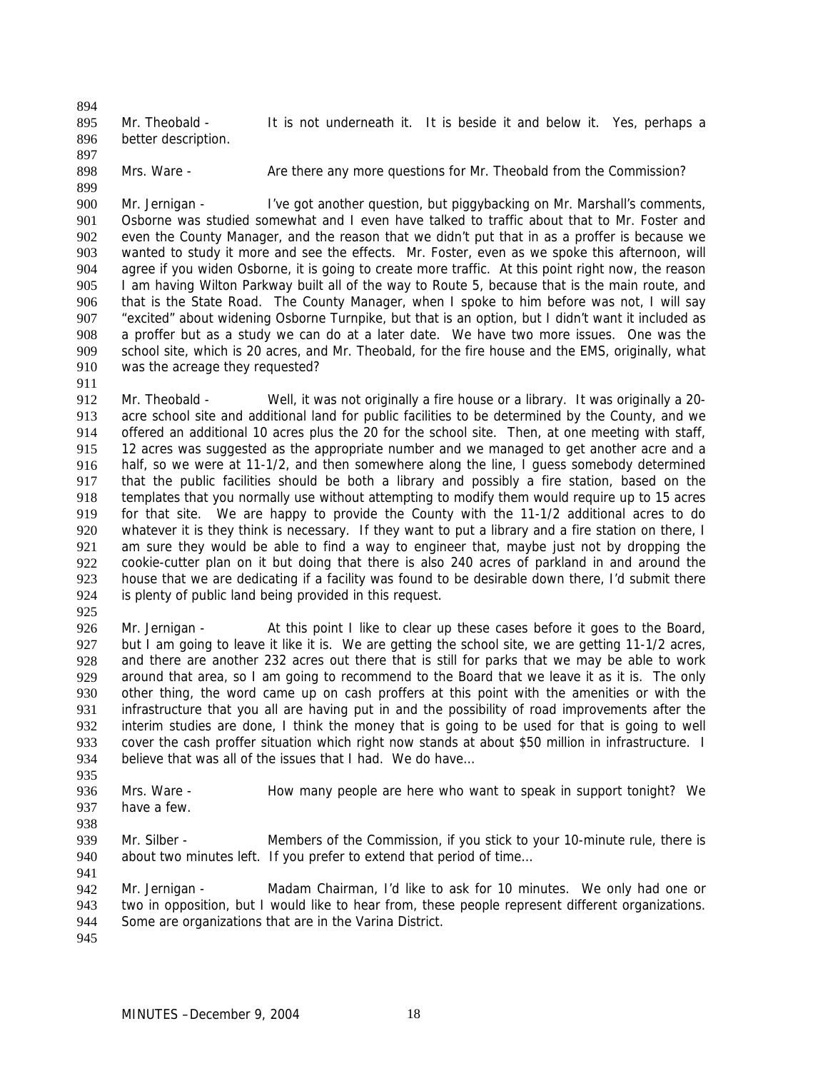Mr. Theobald - It is not underneath it. It is beside it and below it. Yes, perhaps a better description.

Mrs. Ware - Are there any more questions for Mr. Theobald from the Commission?

Mr. Jernigan - I've got another question, but piggybacking on Mr. Marshall's comments, Osborne was studied somewhat and I even have talked to traffic about that to Mr. Foster and even the County Manager, and the reason that we didn't put that in as a proffer is because we wanted to study it more and see the effects. Mr. Foster, even as we spoke this afternoon, will agree if you widen Osborne, it is going to create more traffic. At this point right now, the reason I am having Wilton Parkway built all of the way to Route 5, because that is the main route, and that is the State Road. The County Manager, when I spoke to him before was not, I will say "excited" about widening Osborne Turnpike, but that is an option, but I didn't want it included as a proffer but as a study we can do at a later date. We have two more issues. One was the school site, which is 20 acres, and Mr. Theobald, for the fire house and the EMS, originally, what was the acreage they requested?

Mr. Theobald - Well, it was not originally a fire house or a library. It was originally a 20-acre school site and additional land for public facilities to be determined by the County, and we offered an additional 10 acres plus the 20 for the school site. Then, at one meeting with staff, 12 acres was suggested as the appropriate number and we managed to get another acre and a half, so we were at 11-1/2, and then somewhere along the line, I guess somebody determined that the public facilities should be both a library and possibly a fire station, based on the templates that you normally use without attempting to modify them would require up to 15 acres for that site. We are happy to provide the County with the 11-1/2 additional acres to do whatever it is they think is necessary. If they want to put a library and a fire station on there, I am sure they would be able to find a way to engineer that, maybe just not by dropping the cookie-cutter plan on it but doing that there is also 240 acres of parkland in and around the house that we are dedicating if a facility was found to be desirable down there, I'd submit there is plenty of public land being provided in this request.

Mr. Jernigan - At this point I like to clear up these cases before it goes to the Board, but I am going to leave it like it is. We are getting the school site, we are getting 11-1/2 acres, and there are another 232 acres out there that is still for parks that we may be able to work around that area, so I am going to recommend to the Board that we leave it as it is. The only other thing, the word came up on cash proffers at this point with the amenities or with the infrastructure that you all are having put in and the possibility of road improvements after the interim studies are done, I think the money that is going to be used for that is going to well cover the cash proffer situation which right now stands at about $50 million in infrastructure. I believe that was all of the issues that I had. We do have…

Mrs. Ware - How many people are here who want to speak in support tonight? We have a few.

Mr. Silber - Members of the Commission, if you stick to your 10-minute rule, there is about two minutes left. If you prefer to extend that period of time…

Mr. Jernigan - Madam Chairman, I'd like to ask for 10 minutes. We only had one or two in opposition, but I would like to hear from, these people represent different organizations. Some are organizations that are in the Varina District.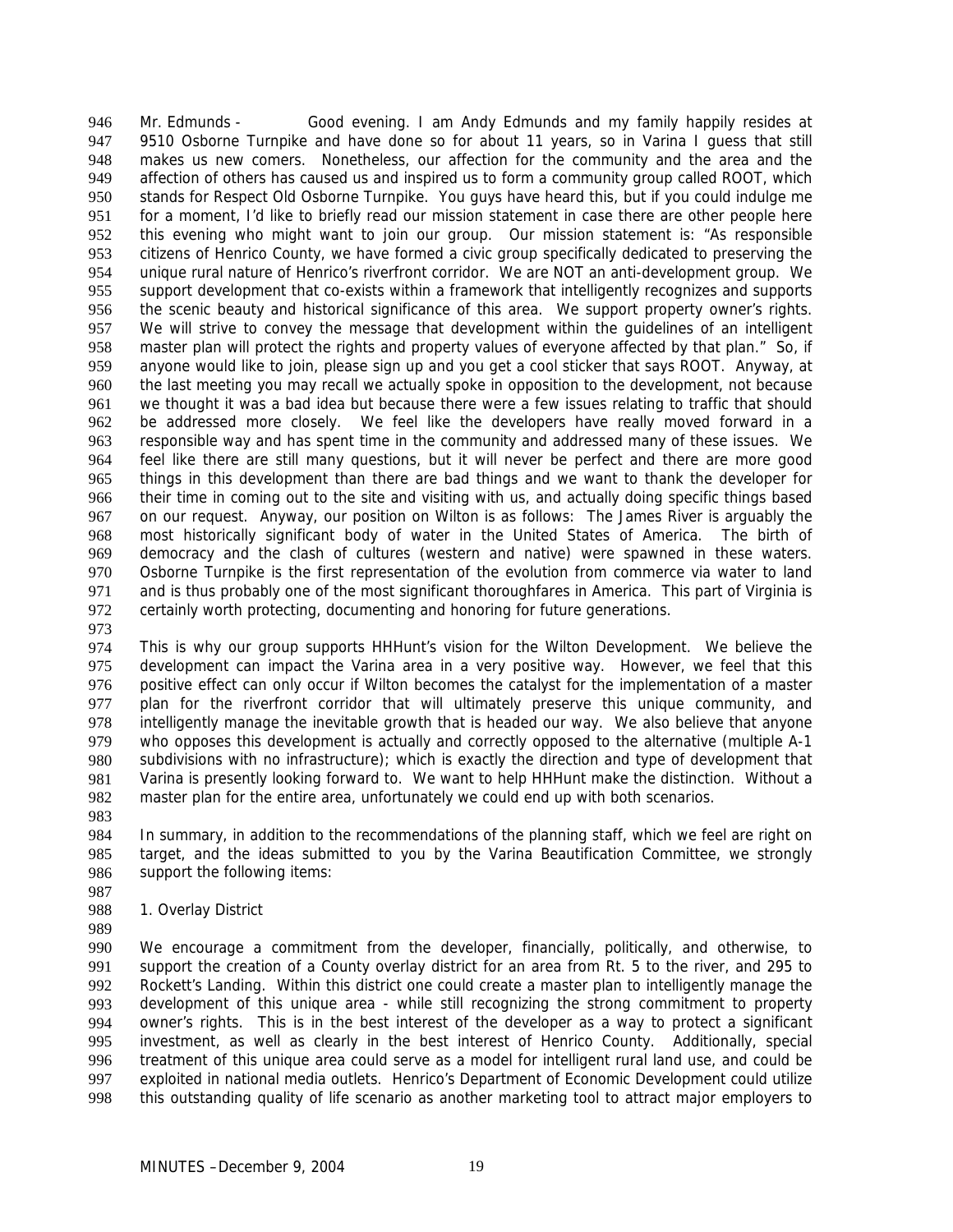Mr. Edmunds - Good evening. I am Andy Edmunds and my family happily resides at 9510 Osborne Turnpike and have done so for about 11 years, so in Varina I guess that still makes us new comers. Nonetheless, our affection for the community and the area and the affection of others has caused us and inspired us to form a community group called ROOT, which stands for Respect Old Osborne Turnpike. You guys have heard this, but if you could indulge me for a moment, I'd like to briefly read our mission statement in case there are other people here this evening who might want to join our group. Our mission statement is: "As responsible citizens of Henrico County, we have formed a civic group specifically dedicated to preserving the unique rural nature of Henrico's riverfront corridor. We are NOT an anti-development group. We support development that co-exists within a framework that intelligently recognizes and supports the scenic beauty and historical significance of this area. We support property owner's rights. We will strive to convey the message that development within the guidelines of an intelligent master plan will protect the rights and property values of everyone affected by that plan." So, if anyone would like to join, please sign up and you get a cool sticker that says ROOT. Anyway, at the last meeting you may recall we actually spoke in opposition to the development, not because we thought it was a bad idea but because there were a few issues relating to traffic that should be addressed more closely. We feel like the developers have really moved forward in a responsible way and has spent time in the community and addressed many of these issues. We feel like there are still many questions, but it will never be perfect and there are more good things in this development than there are bad things and we want to thank the developer for their time in coming out to the site and visiting with us, and actually doing specific things based on our request. Anyway, our position on Wilton is as follows: The James River is arguably the most historically significant body of water in the United States of America. The birth of democracy and the clash of cultures (western and native) were spawned in these waters. Osborne Turnpike is the first representation of the evolution from commerce via water to land and is thus probably one of the most significant thoroughfares in America. This part of Virginia is certainly worth protecting, documenting and honoring for future generations.

This is why our group supports HHHunt's vision for the Wilton Development. We believe the development can impact the Varina area in a very positive way. However, we feel that this positive effect can only occur if Wilton becomes the catalyst for the implementation of a master plan for the riverfront corridor that will ultimately preserve this unique community, and intelligently manage the inevitable growth that is headed our way. We also believe that anyone who opposes this development is actually and correctly opposed to the alternative (multiple A-1 subdivisions with no infrastructure); which is exactly the direction and type of development that Varina is presently looking forward to. We want to help HHHunt make the distinction. Without a master plan for the entire area, unfortunately we could end up with both scenarios.

In summary, in addition to the recommendations of the planning staff, which we feel are right on target, and the ideas submitted to you by the Varina Beautification Committee, we strongly support the following items:

1. Overlay District

We encourage a commitment from the developer, financially, politically, and otherwise, to support the creation of a County overlay district for an area from Rt. 5 to the river, and 295 to Rockett's Landing. Within this district one could create a master plan to intelligently manage the development of this unique area - while still recognizing the strong commitment to property owner's rights. This is in the best interest of the developer as a way to protect a significant investment, as well as clearly in the best interest of Henrico County. Additionally, special treatment of this unique area could serve as a model for intelligent rural land use, and could be exploited in national media outlets. Henrico's Department of Economic Development could utilize this outstanding quality of life scenario as another marketing tool to attract major employers to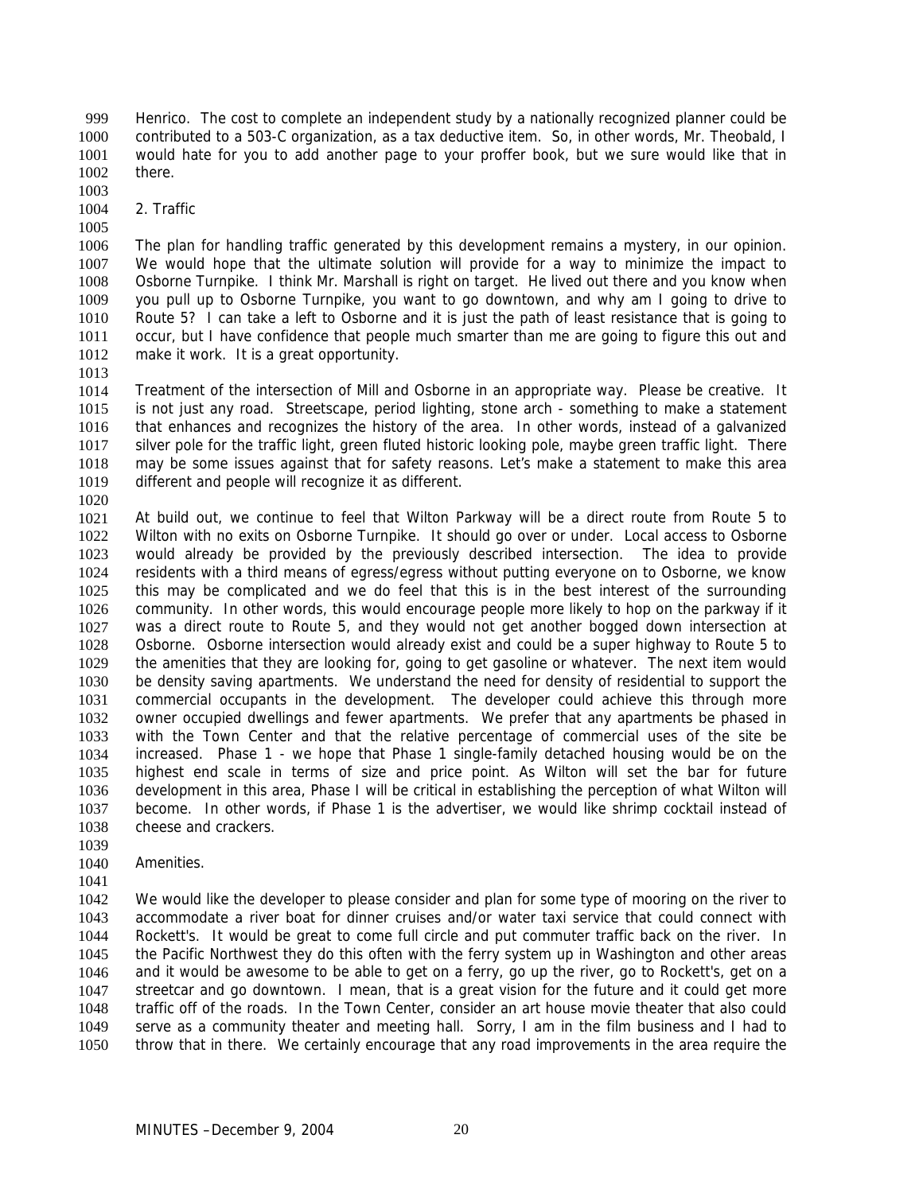Henrico. The cost to complete an independent study by a nationally recognized planner could be contributed to a 503-C organization, as a tax deductive item. So, in other words, Mr. Theobald, I would hate for you to add another page to your proffer book, but we sure would like that in there.

2. Traffic

The plan for handling traffic generated by this development remains a mystery, in our opinion. We would hope that the ultimate solution will provide for a way to minimize the impact to Osborne Turnpike. I think Mr. Marshall is right on target. He lived out there and you know when you pull up to Osborne Turnpike, you want to go downtown, and why am I going to drive to Route 5? I can take a left to Osborne and it is just the path of least resistance that is going to occur, but I have confidence that people much smarter than me are going to figure this out and make it work. It is a great opportunity.

Treatment of the intersection of Mill and Osborne in an appropriate way. Please be creative. It is not just any road. Streetscape, period lighting, stone arch - something to make a statement that enhances and recognizes the history of the area. In other words, instead of a galvanized silver pole for the traffic light, green fluted historic looking pole, maybe green traffic light. There may be some issues against that for safety reasons. Let's make a statement to make this area different and people will recognize it as different.

At build out, we continue to feel that Wilton Parkway will be a direct route from Route 5 to Wilton with no exits on Osborne Turnpike. It should go over or under. Local access to Osborne would already be provided by the previously described intersection. The idea to provide residents with a third means of egress/egress without putting everyone on to Osborne, we know this may be complicated and we do feel that this is in the best interest of the surrounding community. In other words, this would encourage people more likely to hop on the parkway if it was a direct route to Route 5, and they would not get another bogged down intersection at Osborne. Osborne intersection would already exist and could be a super highway to Route 5 to the amenities that they are looking for, going to get gasoline or whatever. The next item would be density saving apartments. We understand the need for density of residential to support the commercial occupants in the development. The developer could achieve this through more owner occupied dwellings and fewer apartments. We prefer that any apartments be phased in with the Town Center and that the relative percentage of commercial uses of the site be increased. Phase 1 - we hope that Phase 1 single-family detached housing would be on the highest end scale in terms of size and price point. As Wilton will set the bar for future development in this area, Phase I will be critical in establishing the perception of what Wilton will become. In other words, if Phase 1 is the advertiser, we would like shrimp cocktail instead of cheese and crackers.

Amenities.

We would like the developer to please consider and plan for some type of mooring on the river to accommodate a river boat for dinner cruises and/or water taxi service that could connect with Rockett's. It would be great to come full circle and put commuter traffic back on the river. In the Pacific Northwest they do this often with the ferry system up in Washington and other areas and it would be awesome to be able to get on a ferry, go up the river, go to Rockett's, get on a streetcar and go downtown. I mean, that is a great vision for the future and it could get more traffic off of the roads. In the Town Center, consider an art house movie theater that also could serve as a community theater and meeting hall. Sorry, I am in the film business and I had to throw that in there. We certainly encourage that any road improvements in the area require the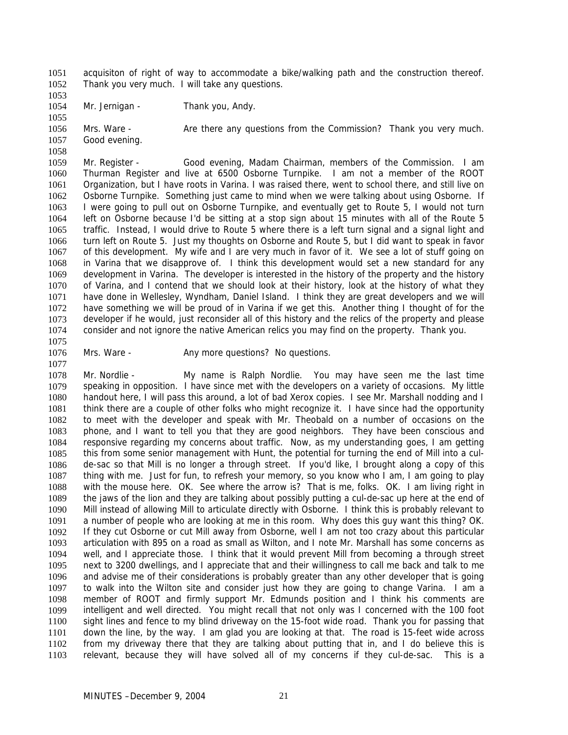acquisiton of right of way to accommodate a bike/walking path and the construction thereof. Thank you very much. I will take any questions.

Mr. Jernigan - Thank you, Andy.

Mrs. Ware - Are there any questions from the Commission? Thank you very much. Good evening.

Mr. Register - Good evening, Madam Chairman, members of the Commission. I am Thurman Register and live at 6500 Osborne Turnpike. I am not a member of the ROOT Organization, but I have roots in Varina. I was raised there, went to school there, and still live on Osborne Turnpike. Something just came to mind when we were talking about using Osborne. If I were going to pull out on Osborne Turnpike, and eventually get to Route 5, I would not turn left on Osborne because I'd be sitting at a stop sign about 15 minutes with all of the Route 5 traffic. Instead, I would drive to Route 5 where there is a left turn signal and a signal light and turn left on Route 5. Just my thoughts on Osborne and Route 5, but I did want to speak in favor of this development. My wife and I are very much in favor of it. We see a lot of stuff going on in Varina that we disapprove of. I think this development would set a new standard for any development in Varina. The developer is interested in the history of the property and the history of Varina, and I contend that we should look at their history, look at the history of what they have done in Wellesley, Wyndham, Daniel Island. I think they are great developers and we will have something we will be proud of in Varina if we get this. Another thing I thought of for the developer if he would, just reconsider all of this history and the relics of the property and please consider and not ignore the native American relics you may find on the property. Thank you.

Mrs. Ware - Any more questions? No questions.

Mr. Nordlie - My name is Ralph Nordlie. You may have seen me the last time speaking in opposition. I have since met with the developers on a variety of occasions. My little handout here, I will pass this around, a lot of bad Xerox copies. I see Mr. Marshall nodding and I think there are a couple of other folks who might recognize it. I have since had the opportunity to meet with the developer and speak with Mr. Theobald on a number of occasions on the phone, and I want to tell you that they are good neighbors. They have been conscious and responsive regarding my concerns about traffic. Now, as my understanding goes, I am getting this from some senior management with Hunt, the potential for turning the end of Mill into a cul-de-sac so that Mill is no longer a through street. If you'd like, I brought along a copy of this thing with me. Just for fun, to refresh your memory, so you know who I am, I am going to play with the mouse here. OK. See where the arrow is? That is me, folks. OK. I am living right in the jaws of the lion and they are talking about possibly putting a cul-de-sac up here at the end of Mill instead of allowing Mill to articulate directly with Osborne. I think this is probably relevant to a number of people who are looking at me in this room. Why does this guy want this thing? OK. If they cut Osborne or cut Mill away from Osborne, well I am not too crazy about this particular articulation with 895 on a road as small as Wilton, and I note Mr. Marshall has some concerns as well, and I appreciate those. I think that it would prevent Mill from becoming a through street next to 3200 dwellings, and I appreciate that and their willingness to call me back and talk to me and advise me of their considerations is probably greater than any other developer that is going to walk into the Wilton site and consider just how they are going to change Varina. I am a member of ROOT and firmly support Mr. Edmunds position and I think his comments are intelligent and well directed. You might recall that not only was I concerned with the 100 foot sight lines and fence to my blind driveway on the 15-foot wide road. Thank you for passing that down the line, by the way. I am glad you are looking at that. The road is 15-feet wide across from my driveway there that they are talking about putting that in, and I do believe this is relevant, because they will have solved all of my concerns if they cul-de-sac. This is a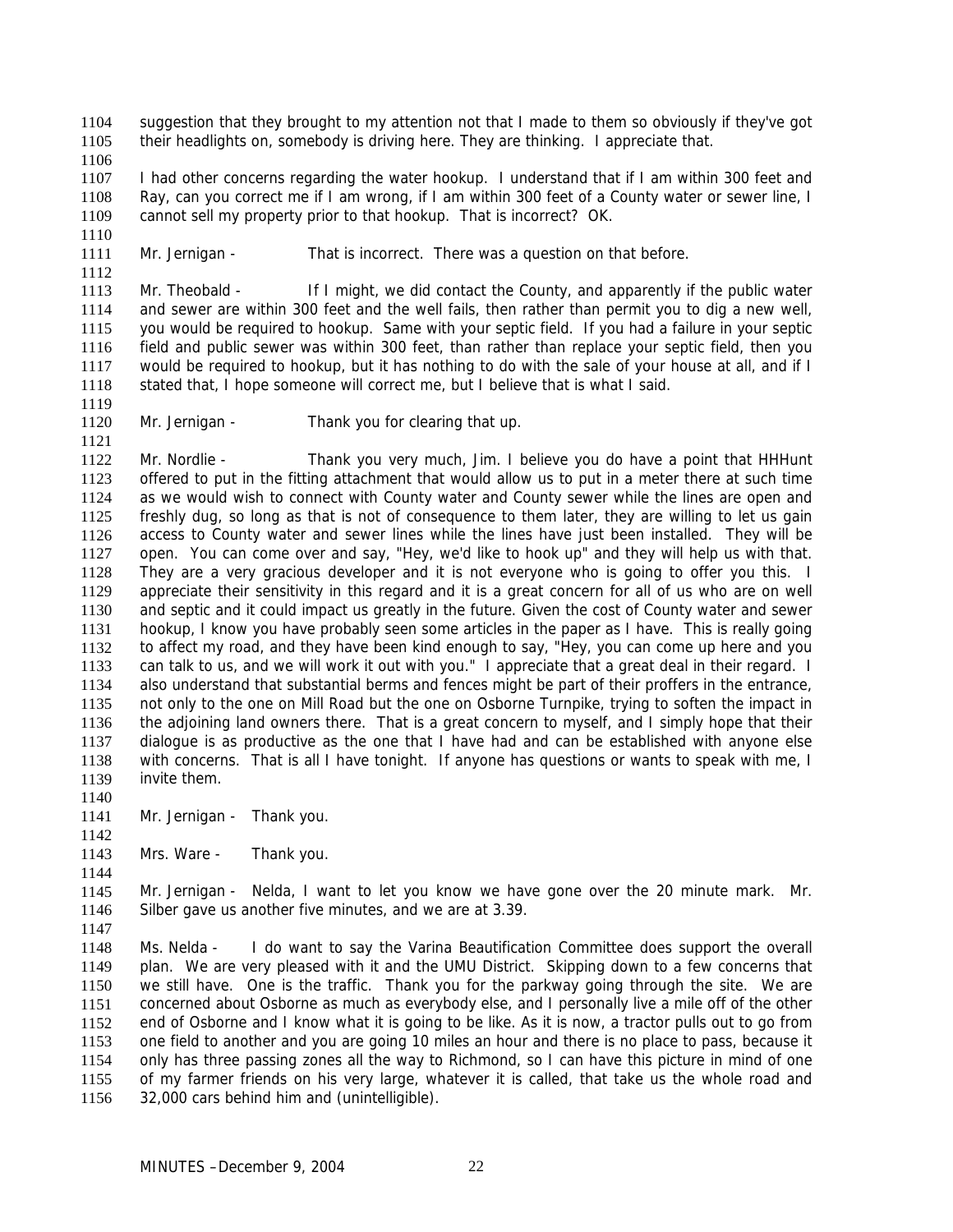suggestion that they brought to my attention not that I made to them so obviously if they've got their headlights on, somebody is driving here. They are thinking. I appreciate that.

I had other concerns regarding the water hookup. I understand that if I am within 300 feet and Ray, can you correct me if I am wrong, if I am within 300 feet of a County water or sewer line, I cannot sell my property prior to that hookup. That is incorrect? OK.

Mr. Jernigan - That is incorrect. There was a question on that before.

Mr. Theobald - If I might, we did contact the County, and apparently if the public water and sewer are within 300 feet and the well fails, then rather than permit you to dig a new well, you would be required to hookup. Same with your septic field. If you had a failure in your septic field and public sewer was within 300 feet, than rather than replace your septic field, then you would be required to hookup, but it has nothing to do with the sale of your house at all, and if I stated that, I hope someone will correct me, but I believe that is what I said.

Mr. Jernigan - Thank you for clearing that up.

Mr. Nordlie - Thank you very much, Jim. I believe you do have a point that HHHunt offered to put in the fitting attachment that would allow us to put in a meter there at such time as we would wish to connect with County water and County sewer while the lines are open and freshly dug, so long as that is not of consequence to them later, they are willing to let us gain access to County water and sewer lines while the lines have just been installed. They will be open. You can come over and say, "Hey, we'd like to hook up" and they will help us with that. They are a very gracious developer and it is not everyone who is going to offer you this. I appreciate their sensitivity in this regard and it is a great concern for all of us who are on well and septic and it could impact us greatly in the future. Given the cost of County water and sewer hookup, I know you have probably seen some articles in the paper as I have. This is really going to affect my road, and they have been kind enough to say, "Hey, you can come up here and you can talk to us, and we will work it out with you." I appreciate that a great deal in their regard. I also understand that substantial berms and fences might be part of their proffers in the entrance, not only to the one on Mill Road but the one on Osborne Turnpike, trying to soften the impact in the adjoining land owners there. That is a great concern to myself, and I simply hope that their dialogue is as productive as the one that I have had and can be established with anyone else with concerns. That is all I have tonight. If anyone has questions or wants to speak with me, I invite them.

Mr. Jernigan - Thank you.

Mrs. Ware - Thank you.

Mr. Jernigan - Nelda, I want to let you know we have gone over the 20 minute mark. Mr. Silber gave us another five minutes, and we are at 3.39.

Ms. Nelda - I do want to say the Varina Beautification Committee does support the overall plan. We are very pleased with it and the UMU District. Skipping down to a few concerns that we still have. One is the traffic. Thank you for the parkway going through the site. We are concerned about Osborne as much as everybody else, and I personally live a mile off of the other end of Osborne and I know what it is going to be like. As it is now, a tractor pulls out to go from one field to another and you are going 10 miles an hour and there is no place to pass, because it only has three passing zones all the way to Richmond, so I can have this picture in mind of one of my farmer friends on his very large, whatever it is called, that take us the whole road and 32,000 cars behind him and (unintelligible).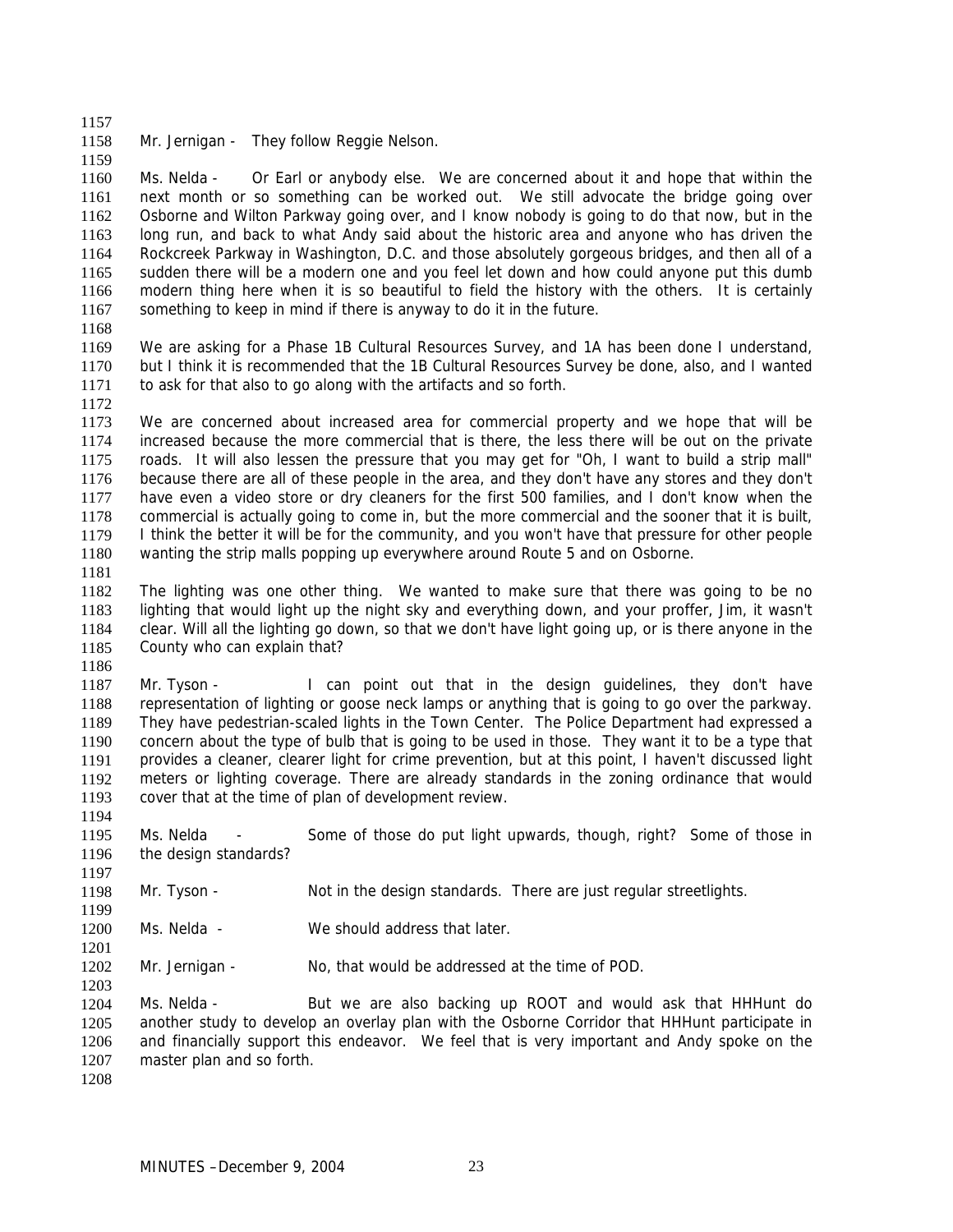Mr. Jernigan - They follow Reggie Nelson.

Ms. Nelda - Or Earl or anybody else. We are concerned about it and hope that within the next month or so something can be worked out. We still advocate the bridge going over Osborne and Wilton Parkway going over, and I know nobody is going to do that now, but in the long run, and back to what Andy said about the historic area and anyone who has driven the Rockcreek Parkway in Washington, D.C. and those absolutely gorgeous bridges, and then all of a sudden there will be a modern one and you feel let down and how could anyone put this dumb modern thing here when it is so beautiful to field the history with the others. It is certainly something to keep in mind if there is anyway to do it in the future.

We are asking for a Phase 1B Cultural Resources Survey, and 1A has been done I understand, but I think it is recommended that the 1B Cultural Resources Survey be done, also, and I wanted to ask for that also to go along with the artifacts and so forth.

We are concerned about increased area for commercial property and we hope that will be increased because the more commercial that is there, the less there will be out on the private roads. It will also lessen the pressure that you may get for "Oh, I want to build a strip mall" because there are all of these people in the area, and they don't have any stores and they don't have even a video store or dry cleaners for the first 500 families, and I don't know when the commercial is actually going to come in, but the more commercial and the sooner that it is built, I think the better it will be for the community, and you won't have that pressure for other people wanting the strip malls popping up everywhere around Route 5 and on Osborne.

The lighting was one other thing. We wanted to make sure that there was going to be no lighting that would light up the night sky and everything down, and your proffer, Jim, it wasn't clear. Will all the lighting go down, so that we don't have light going up, or is there anyone in the County who can explain that?

Mr. Tyson - I can point out that in the design guidelines, they don't have representation of lighting or goose neck lamps or anything that is going to go over the parkway. They have pedestrian-scaled lights in the Town Center. The Police Department had expressed a concern about the type of bulb that is going to be used in those. They want it to be a type that provides a cleaner, clearer light for crime prevention, but at this point, I haven't discussed light meters or lighting coverage. There are already standards in the zoning ordinance that would cover that at the time of plan of development review.

Ms. Nelda - Some of those do put light upwards, though, right? Some of those in the design standards?

Mr. Tyson - Not in the design standards. There are just regular streetlights.

Ms. Nelda - We should address that later.

Mr. Jernigan - No, that would be addressed at the time of POD.

Ms. Nelda - But we are also backing up ROOT and would ask that HHHunt do another study to develop an overlay plan with the Osborne Corridor that HHHunt participate in and financially support this endeavor. We feel that is very important and Andy spoke on the master plan and so forth.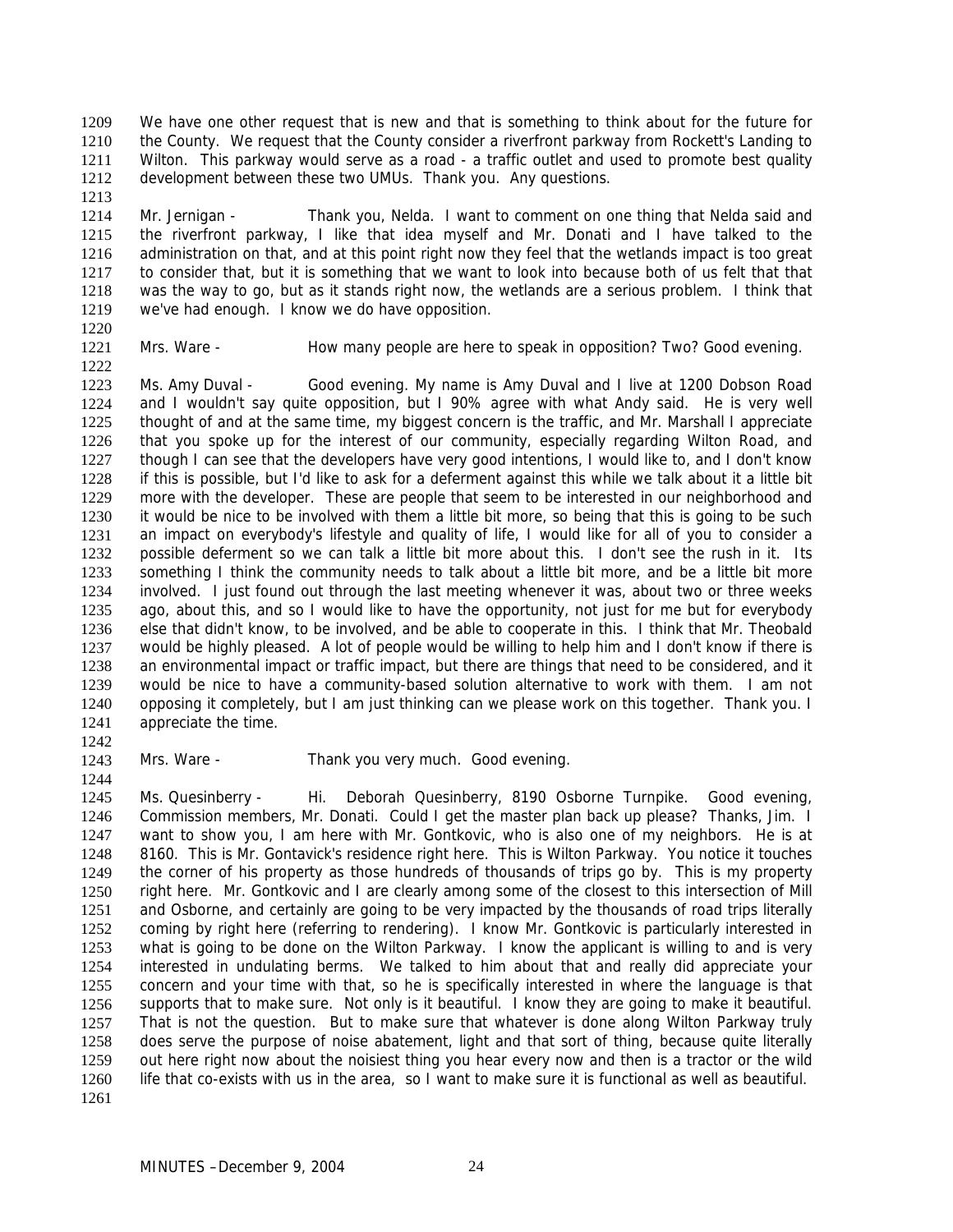We have one other request that is new and that is something to think about for the future for the County. We request that the County consider a riverfront parkway from Rockett's Landing to Wilton. This parkway would serve as a road - a traffic outlet and used to promote best quality development between these two UMUs. Thank you. Any questions.

Mr. Jernigan - Thank you, Nelda. I want to comment on one thing that Nelda said and the riverfront parkway, I like that idea myself and Mr. Donati and I have talked to the administration on that, and at this point right now they feel that the wetlands impact is too great to consider that, but it is something that we want to look into because both of us felt that that was the way to go, but as it stands right now, the wetlands are a serious problem. I think that we've had enough. I know we do have opposition.

Mrs. Ware - How many people are here to speak in opposition? Two? Good evening.

Ms. Amy Duval - Good evening. My name is Amy Duval and I live at 1200 Dobson Road and I wouldn't say quite opposition, but I 90% agree with what Andy said. He is very well thought of and at the same time, my biggest concern is the traffic, and Mr. Marshall I appreciate that you spoke up for the interest of our community, especially regarding Wilton Road, and though I can see that the developers have very good intentions, I would like to, and I don't know if this is possible, but I'd like to ask for a deferment against this while we talk about it a little bit more with the developer. These are people that seem to be interested in our neighborhood and it would be nice to be involved with them a little bit more, so being that this is going to be such an impact on everybody's lifestyle and quality of life, I would like for all of you to consider a possible deferment so we can talk a little bit more about this. I don't see the rush in it. Its something I think the community needs to talk about a little bit more, and be a little bit more involved. I just found out through the last meeting whenever it was, about two or three weeks ago, about this, and so I would like to have the opportunity, not just for me but for everybody else that didn't know, to be involved, and be able to cooperate in this. I think that Mr. Theobald would be highly pleased. A lot of people would be willing to help him and I don't know if there is an environmental impact or traffic impact, but there are things that need to be considered, and it would be nice to have a community-based solution alternative to work with them. I am not opposing it completely, but I am just thinking can we please work on this together. Thank you. I appreciate the time.

Mrs. Ware - Thank you very much. Good evening.

Ms. Quesinberry - Hi. Deborah Quesinberry, 8190 Osborne Turnpike. Good evening, Commission members, Mr. Donati. Could I get the master plan back up please? Thanks, Jim. I want to show you, I am here with Mr. Gontkovic, who is also one of my neighbors. He is at 8160. This is Mr. Gontavick's residence right here. This is Wilton Parkway. You notice it touches the corner of his property as those hundreds of thousands of trips go by. This is my property right here. Mr. Gontkovic and I are clearly among some of the closest to this intersection of Mill and Osborne, and certainly are going to be very impacted by the thousands of road trips literally coming by right here (referring to rendering). I know Mr. Gontkovic is particularly interested in what is going to be done on the Wilton Parkway. I know the applicant is willing to and is very interested in undulating berms. We talked to him about that and really did appreciate your concern and your time with that, so he is specifically interested in where the language is that supports that to make sure. Not only is it beautiful. I know they are going to make it beautiful. That is not the question. But to make sure that whatever is done along Wilton Parkway truly does serve the purpose of noise abatement, light and that sort of thing, because quite literally out here right now about the noisiest thing you hear every now and then is a tractor or the wild life that co-exists with us in the area, so I want to make sure it is functional as well as beautiful.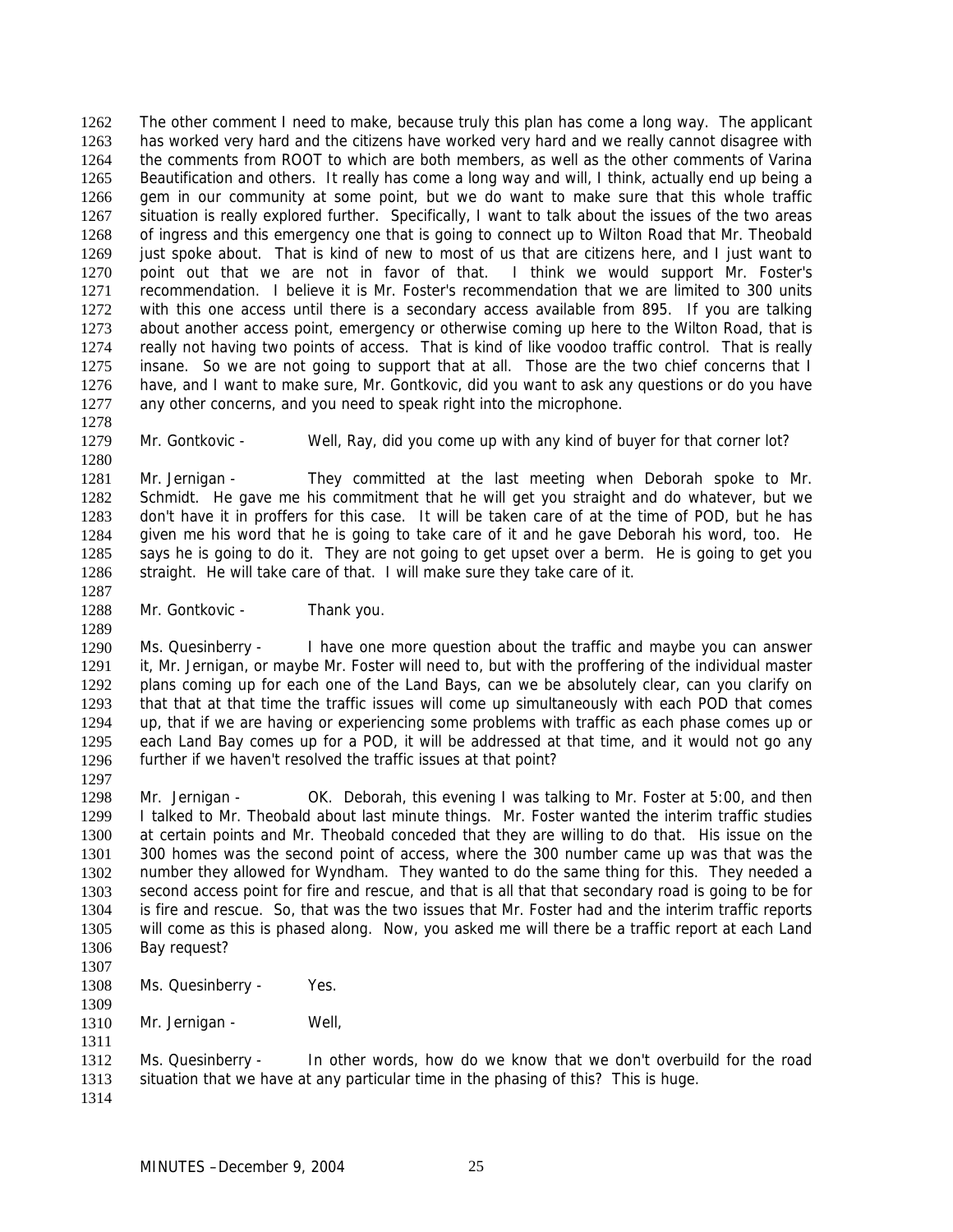The other comment I need to make, because truly this plan has come a long way. The applicant has worked very hard and the citizens have worked very hard and we really cannot disagree with the comments from ROOT to which are both members, as well as the other comments of Varina Beautification and others. It really has come a long way and will, I think, actually end up being a gem in our community at some point, but we do want to make sure that this whole traffic situation is really explored further. Specifically, I want to talk about the issues of the two areas of ingress and this emergency one that is going to connect up to Wilton Road that Mr. Theobald just spoke about. That is kind of new to most of us that are citizens here, and I just want to point out that we are not in favor of that. I think we would support Mr. Foster's recommendation. I believe it is Mr. Foster's recommendation that we are limited to 300 units with this one access until there is a secondary access available from 895. If you are talking about another access point, emergency or otherwise coming up here to the Wilton Road, that is really not having two points of access. That is kind of like voodoo traffic control. That is really insane. So we are not going to support that at all. Those are the two chief concerns that I have, and I want to make sure, Mr. Gontkovic, did you want to ask any questions or do you have any other concerns, and you need to speak right into the microphone.

Mr. Gontkovic - Well, Ray, did you come up with any kind of buyer for that corner lot?

Mr. Jernigan - They committed at the last meeting when Deborah spoke to Mr. Schmidt. He gave me his commitment that he will get you straight and do whatever, but we don't have it in proffers for this case. It will be taken care of at the time of POD, but he has given me his word that he is going to take care of it and he gave Deborah his word, too. He says he is going to do it. They are not going to get upset over a berm. He is going to get you straight. He will take care of that. I will make sure they take care of it.

Mr. Gontkovic - Thank you.

Ms. Quesinberry - I have one more question about the traffic and maybe you can answer it, Mr. Jernigan, or maybe Mr. Foster will need to, but with the proffering of the individual master plans coming up for each one of the Land Bays, can we be absolutely clear, can you clarify on that that at that time the traffic issues will come up simultaneously with each POD that comes up, that if we are having or experiencing some problems with traffic as each phase comes up or each Land Bay comes up for a POD, it will be addressed at that time, and it would not go any further if we haven't resolved the traffic issues at that point?

Mr. Jernigan - OK. Deborah, this evening I was talking to Mr. Foster at 5:00, and then I talked to Mr. Theobald about last minute things. Mr. Foster wanted the interim traffic studies at certain points and Mr. Theobald conceded that they are willing to do that. His issue on the 300 homes was the second point of access, where the 300 number came up was that was the number they allowed for Wyndham. They wanted to do the same thing for this. They needed a second access point for fire and rescue, and that is all that that secondary road is going to be for is fire and rescue. So, that was the two issues that Mr. Foster had and the interim traffic reports will come as this is phased along. Now, you asked me will there be a traffic report at each Land Bay request?

Ms. Quesinberry - Yes.

Mr. Jernigan - Well,

Ms. Quesinberry - In other words, how do we know that we don't overbuild for the road situation that we have at any particular time in the phasing of this? This is huge.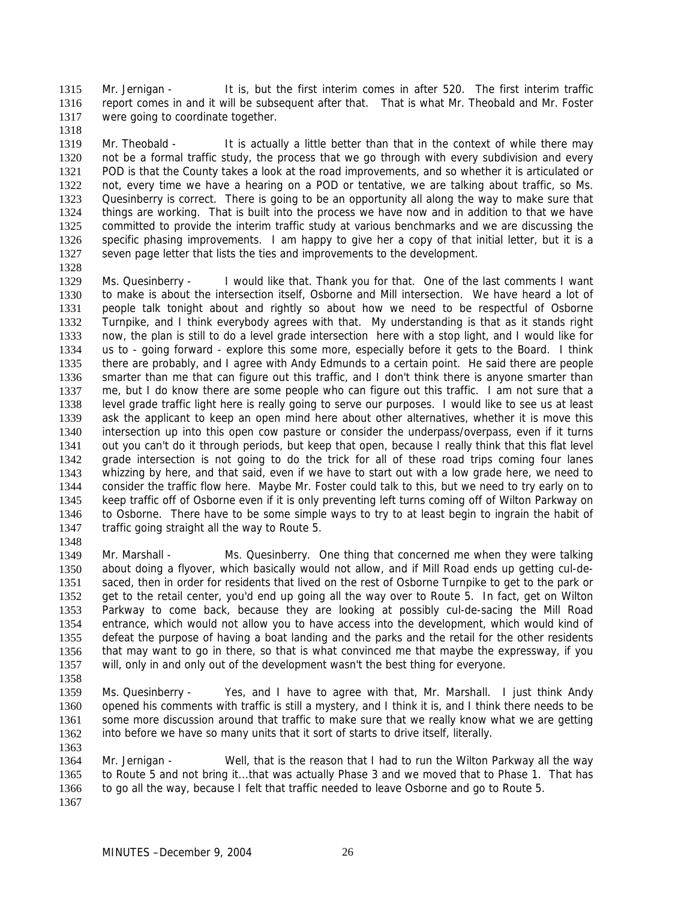Mr. Jernigan - It is, but the first interim comes in after 520. The first interim traffic report comes in and it will be subsequent after that. That is what Mr. Theobald and Mr. Foster were going to coordinate together.

Mr. Theobald - It is actually a little better than that in the context of while there may not be a formal traffic study, the process that we go through with every subdivision and every POD is that the County takes a look at the road improvements, and so whether it is articulated or not, every time we have a hearing on a POD or tentative, we are talking about traffic, so Ms. Quesinberry is correct. There is going to be an opportunity all along the way to make sure that things are working. That is built into the process we have now and in addition to that we have committed to provide the interim traffic study at various benchmarks and we are discussing the specific phasing improvements. I am happy to give her a copy of that initial letter, but it is a seven page letter that lists the ties and improvements to the development.

Ms. Quesinberry - I would like that. Thank you for that. One of the last comments I want to make is about the intersection itself, Osborne and Mill intersection. We have heard a lot of people talk tonight about and rightly so about how we need to be respectful of Osborne Turnpike, and I think everybody agrees with that. My understanding is that as it stands right now, the plan is still to do a level grade intersection here with a stop light, and I would like for us to - going forward - explore this some more, especially before it gets to the Board. I think there are probably, and I agree with Andy Edmunds to a certain point. He said there are people smarter than me that can figure out this traffic, and I don't think there is anyone smarter than me, but I do know there are some people who can figure out this traffic. I am not sure that a level grade traffic light here is really going to serve our purposes. I would like to see us at least ask the applicant to keep an open mind here about other alternatives, whether it is move this intersection up into this open cow pasture or consider the underpass/overpass, even if it turns out you can't do it through periods, but keep that open, because I really think that this flat level grade intersection is not going to do the trick for all of these road trips coming four lanes whizzing by here, and that said, even if we have to start out with a low grade here, we need to consider the traffic flow here. Maybe Mr. Foster could talk to this, but we need to try early on to keep traffic off of Osborne even if it is only preventing left turns coming off of Wilton Parkway on to Osborne. There have to be some simple ways to try to at least begin to ingrain the habit of traffic going straight all the way to Route 5.

Mr. Marshall - Ms. Quesinberry. One thing that concerned me when they were talking about doing a flyover, which basically would not allow, and if Mill Road ends up getting cul-de-saced, then in order for residents that lived on the rest of Osborne Turnpike to get to the park or get to the retail center, you'd end up going all the way over to Route 5. In fact, get on Wilton Parkway to come back, because they are looking at possibly cul-de-sacing the Mill Road entrance, which would not allow you to have access into the development, which would kind of defeat the purpose of having a boat landing and the parks and the retail for the other residents that may want to go in there, so that is what convinced me that maybe the expressway, if you will, only in and only out of the development wasn't the best thing for everyone.

Ms. Quesinberry - Yes, and I have to agree with that, Mr. Marshall. I just think Andy opened his comments with traffic is still a mystery, and I think it is, and I think there needs to be some more discussion around that traffic to make sure that we really know what we are getting into before we have so many units that it sort of starts to drive itself, literally.

Mr. Jernigan - Well, that is the reason that I had to run the Wilton Parkway all the way to Route 5 and not bring it…that was actually Phase 3 and we moved that to Phase 1. That has to go all the way, because I felt that traffic needed to leave Osborne and go to Route 5.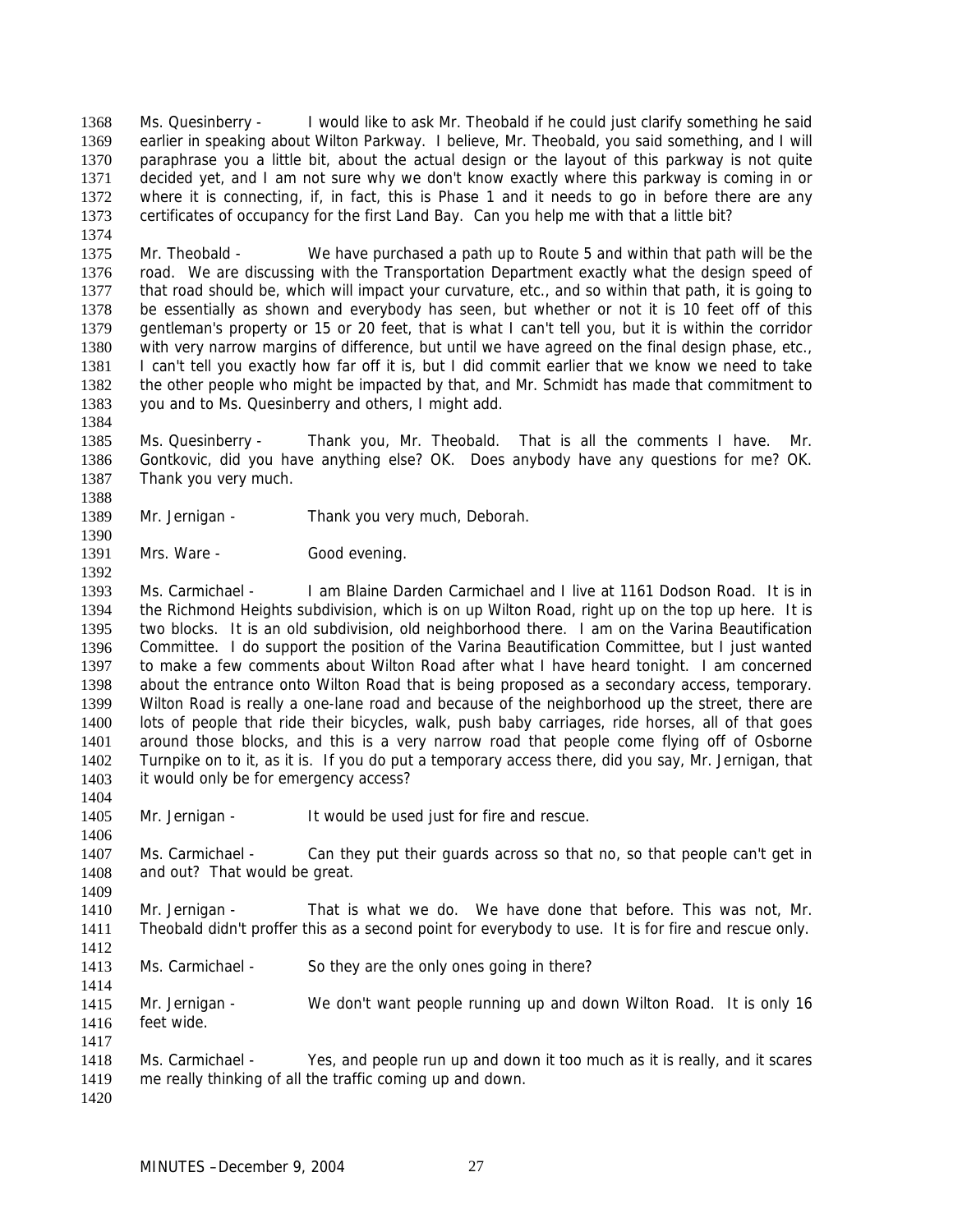Ms. Quesinberry - I would like to ask Mr. Theobald if he could just clarify something he said earlier in speaking about Wilton Parkway. I believe, Mr. Theobald, you said something, and I will paraphrase you a little bit, about the actual design or the layout of this parkway is not quite decided yet, and I am not sure why we don't know exactly where this parkway is coming in or where it is connecting, if, in fact, this is Phase 1 and it needs to go in before there are any certificates of occupancy for the first Land Bay. Can you help me with that a little bit?

Mr. Theobald - We have purchased a path up to Route 5 and within that path will be the road. We are discussing with the Transportation Department exactly what the design speed of that road should be, which will impact your curvature, etc., and so within that path, it is going to be essentially as shown and everybody has seen, but whether or not it is 10 feet off of this gentleman's property or 15 or 20 feet, that is what I can't tell you, but it is within the corridor with very narrow margins of difference, but until we have agreed on the final design phase, etc., I can't tell you exactly how far off it is, but I did commit earlier that we know we need to take the other people who might be impacted by that, and Mr. Schmidt has made that commitment to you and to Ms. Quesinberry and others, I might add.

Ms. Quesinberry - Thank you, Mr. Theobald. That is all the comments I have. Mr. Gontkovic, did you have anything else? OK. Does anybody have any questions for me? OK. Thank you very much.

Mr. Jernigan - Thank you very much, Deborah.

Mrs. Ware - Good evening.

Ms. Carmichael - I am Blaine Darden Carmichael and I live at 1161 Dodson Road. It is in the Richmond Heights subdivision, which is on up Wilton Road, right up on the top up here. It is two blocks. It is an old subdivision, old neighborhood there. I am on the Varina Beautification Committee. I do support the position of the Varina Beautification Committee, but I just wanted to make a few comments about Wilton Road after what I have heard tonight. I am concerned about the entrance onto Wilton Road that is being proposed as a secondary access, temporary. Wilton Road is really a one-lane road and because of the neighborhood up the street, there are lots of people that ride their bicycles, walk, push baby carriages, ride horses, all of that goes around those blocks, and this is a very narrow road that people come flying off of Osborne Turnpike on to it, as it is. If you do put a temporary access there, did you say, Mr. Jernigan, that it would only be for emergency access?

Mr. Jernigan - It would be used just for fire and rescue.

Ms. Carmichael - Can they put their guards across so that no, so that people can't get in and out? That would be great.

Mr. Jernigan - That is what we do. We have done that before. This was not, Mr. Theobald didn't proffer this as a second point for everybody to use. It is for fire and rescue only.

Ms. Carmichael - So they are the only ones going in there?

Mr. Jernigan - We don't want people running up and down Wilton Road. It is only 16 feet wide.

Ms. Carmichael - Yes, and people run up and down it too much as it is really, and it scares me really thinking of all the traffic coming up and down.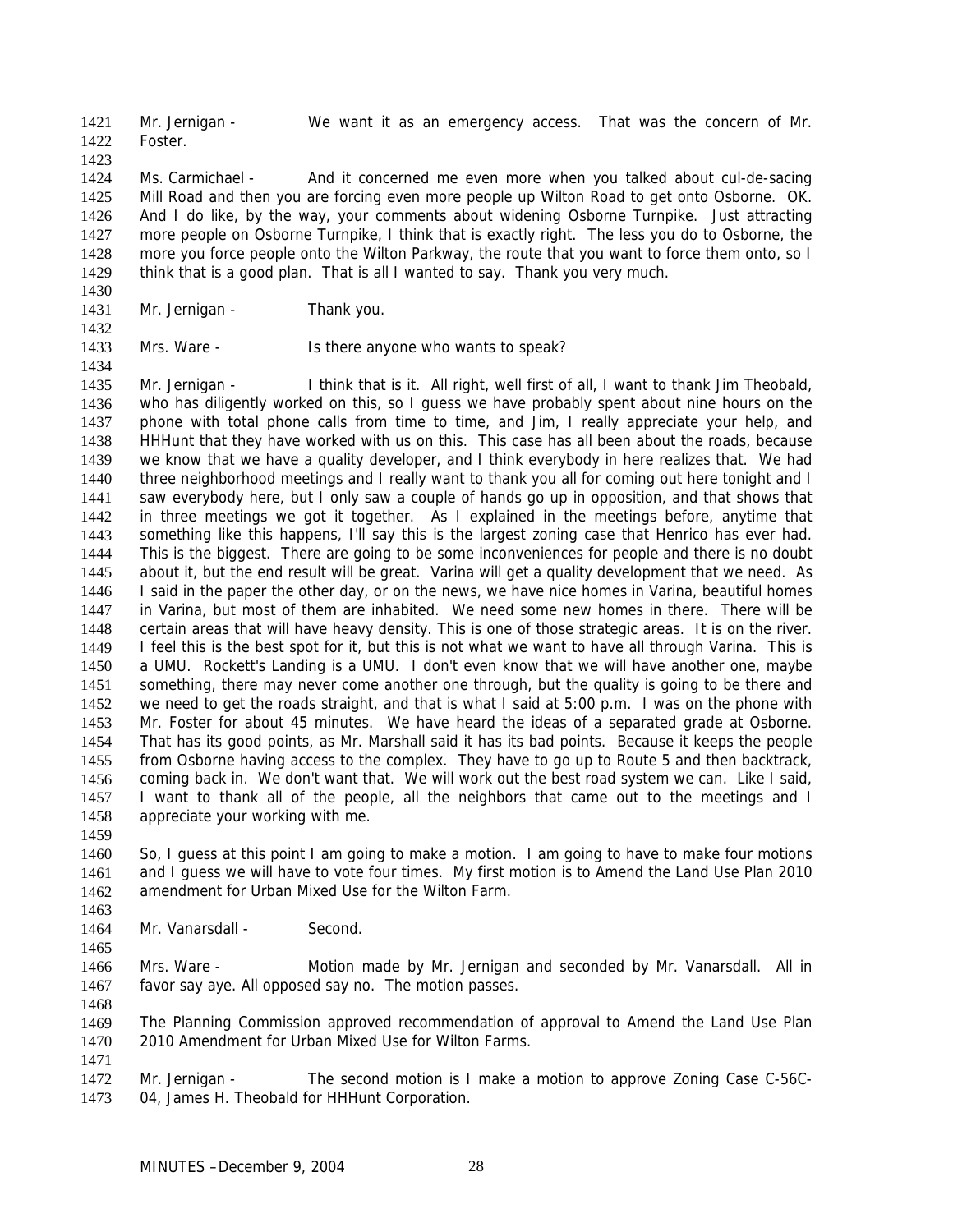Mr. Jernigan - We want it as an emergency access. That was the concern of Mr. Foster.

Ms. Carmichael - And it concerned me even more when you talked about cul-de-sacing Mill Road and then you are forcing even more people up Wilton Road to get onto Osborne. OK. And I do like, by the way, your comments about widening Osborne Turnpike. Just attracting more people on Osborne Turnpike, I think that is exactly right. The less you do to Osborne, the more you force people onto the Wilton Parkway, the route that you want to force them onto, so I think that is a good plan. That is all I wanted to say. Thank you very much.

Mr. Jernigan - Thank you.

Mrs. Ware - Is there anyone who wants to speak?

Mr. Jernigan - I think that is it. All right, well first of all, I want to thank Jim Theobald, who has diligently worked on this, so I guess we have probably spent about nine hours on the phone with total phone calls from time to time, and Jim, I really appreciate your help, and HHHunt that they have worked with us on this. This case has all been about the roads, because we know that we have a quality developer, and I think everybody in here realizes that. We had three neighborhood meetings and I really want to thank you all for coming out here tonight and I saw everybody here, but I only saw a couple of hands go up in opposition, and that shows that in three meetings we got it together. As I explained in the meetings before, anytime that something like this happens, I'll say this is the largest zoning case that Henrico has ever had. This is the biggest. There are going to be some inconveniences for people and there is no doubt about it, but the end result will be great. Varina will get a quality development that we need. As I said in the paper the other day, or on the news, we have nice homes in Varina, beautiful homes in Varina, but most of them are inhabited. We need some new homes in there. There will be certain areas that will have heavy density. This is one of those strategic areas. It is on the river. I feel this is the best spot for it, but this is not what we want to have all through Varina. This is a UMU. Rockett's Landing is a UMU. I don't even know that we will have another one, maybe something, there may never come another one through, but the quality is going to be there and we need to get the roads straight, and that is what I said at 5:00 p.m. I was on the phone with Mr. Foster for about 45 minutes. We have heard the ideas of a separated grade at Osborne. That has its good points, as Mr. Marshall said it has its bad points. Because it keeps the people from Osborne having access to the complex. They have to go up to Route 5 and then backtrack, coming back in. We don't want that. We will work out the best road system we can. Like I said, I want to thank all of the people, all the neighbors that came out to the meetings and I appreciate your working with me.

So, I guess at this point I am going to make a motion. I am going to have to make four motions and I guess we will have to vote four times. My first motion is to Amend the Land Use Plan 2010 amendment for Urban Mixed Use for the Wilton Farm.

Mr. Vanarsdall - Second.

Mrs. Ware - Motion made by Mr. Jernigan and seconded by Mr. Vanarsdall. All in favor say aye. All opposed say no. The motion passes.

The Planning Commission approved recommendation of approval to Amend the Land Use Plan 2010 Amendment for Urban Mixed Use for Wilton Farms.

Mr. Jernigan - The second motion is I make a motion to approve Zoning Case C-56C-04, James H. Theobald for HHHunt Corporation.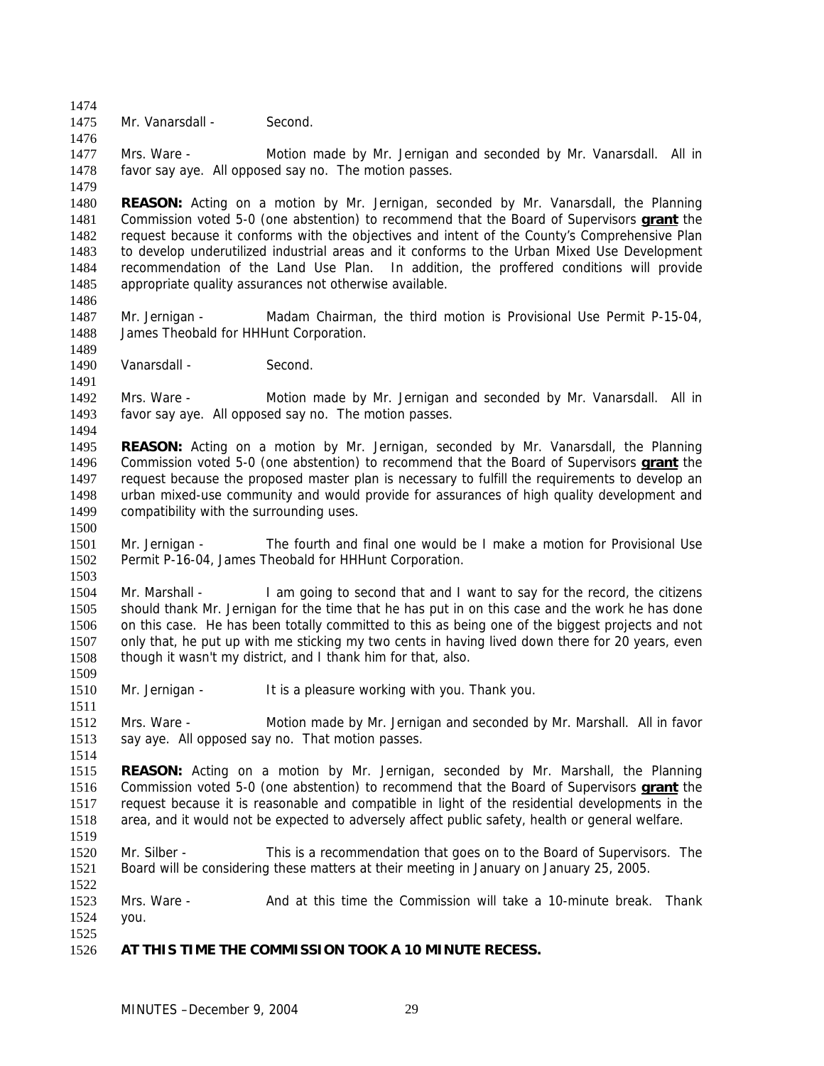Mr. Vanarsdall - Second.

Mrs. Ware - Motion made by Mr. Jernigan and seconded by Mr. Vanarsdall. All in favor say aye. All opposed say no. The motion passes.

**REASON:** Acting on a motion by Mr. Jernigan, seconded by Mr. Vanarsdall, the Planning Commission voted 5-0 (one abstention) to recommend that the Board of Supervisors **grant** the request because it conforms with the objectives and intent of the County's Comprehensive Plan to develop underutilized industrial areas and it conforms to the Urban Mixed Use Development recommendation of the Land Use Plan. In addition, the proffered conditions will provide appropriate quality assurances not otherwise available.

Mr. Jernigan - Madam Chairman, the third motion is Provisional Use Permit P-15-04, James Theobald for HHHunt Corporation.

Vanarsdall - Second.

Mrs. Ware - Motion made by Mr. Jernigan and seconded by Mr. Vanarsdall. All in favor say aye. All opposed say no. The motion passes.

**REASON:** Acting on a motion by Mr. Jernigan, seconded by Mr. Vanarsdall, the Planning Commission voted 5-0 (one abstention) to recommend that the Board of Supervisors **grant** the request because the proposed master plan is necessary to fulfill the requirements to develop an urban mixed-use community and would provide for assurances of high quality development and compatibility with the surrounding uses.

Mr. Jernigan - The fourth and final one would be I make a motion for Provisional Use Permit P-16-04, James Theobald for HHHunt Corporation.

Mr. Marshall - I am going to second that and I want to say for the record, the citizens should thank Mr. Jernigan for the time that he has put in on this case and the work he has done on this case. He has been totally committed to this as being one of the biggest projects and not only that, he put up with me sticking my two cents in having lived down there for 20 years, even though it wasn't my district, and I thank him for that, also.

Mr. Jernigan - It is a pleasure working with you. Thank you.

Mrs. Ware - Motion made by Mr. Jernigan and seconded by Mr. Marshall. All in favor say aye. All opposed say no. That motion passes.

**REASON:** Acting on a motion by Mr. Jernigan, seconded by Mr. Marshall, the Planning Commission voted 5-0 (one abstention) to recommend that the Board of Supervisors **grant** the request because it is reasonable and compatible in light of the residential developments in the area, and it would not be expected to adversely affect public safety, health or general welfare.

Mr. Silber - This is a recommendation that goes on to the Board of Supervisors. The Board will be considering these matters at their meeting in January on January 25, 2005.

Mrs. Ware - And at this time the Commission will take a 10-minute break. Thank you.

**AT THIS TIME THE COMMISSION TOOK A 10 MINUTE RECESS.**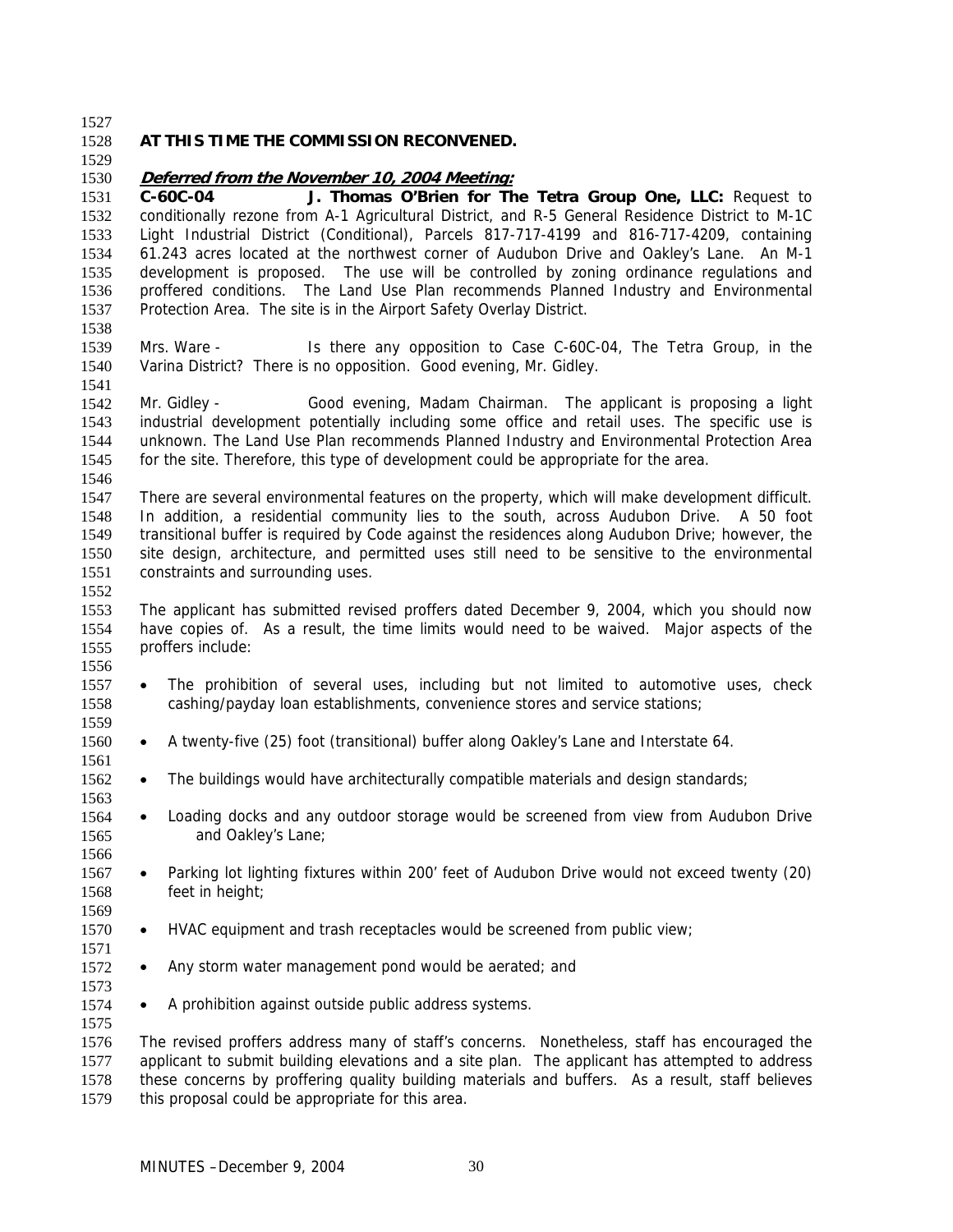**AT THIS TIME THE COMMISSION RECONVENED.**

***Deferred from the November 10, 2004 Meeting:***

**C-60C-04 J. Thomas O'Brien for The Tetra Group One, LLC:** Request to conditionally rezone from A-1 Agricultural District, and R-5 General Residence District to M-1C Light Industrial District (Conditional), Parcels 817-717-4199 and 816-717-4209, containing 61.243 acres located at the northwest corner of Audubon Drive and Oakley's Lane. An M-1 development is proposed. The use will be controlled by zoning ordinance regulations and proffered conditions. The Land Use Plan recommends Planned Industry and Environmental Protection Area. The site is in the Airport Safety Overlay District.

Mrs. Ware - Is there any opposition to Case C-60C-04, The Tetra Group, in the Varina District? There is no opposition. Good evening, Mr. Gidley.

Mr. Gidley - Good evening, Madam Chairman. The applicant is proposing a light industrial development potentially including some office and retail uses. The specific use is unknown. The Land Use Plan recommends Planned Industry and Environmental Protection Area for the site. Therefore, this type of development could be appropriate for the area.

There are several environmental features on the property, which will make development difficult. In addition, a residential community lies to the south, across Audubon Drive. A 50 foot transitional buffer is required by Code against the residences along Audubon Drive; however, the site design, architecture, and permitted uses still need to be sensitive to the environmental constraints and surrounding uses.

The applicant has submitted revised proffers dated December 9, 2004, which you should now have copies of. As a result, the time limits would need to be waived. Major aspects of the proffers include:

- The prohibition of several uses, including but not limited to automotive uses, check cashing/payday loan establishments, convenience stores and service stations;

- A twenty-five (25) foot (transitional) buffer along Oakley's Lane and Interstate 64.

- The buildings would have architecturally compatible materials and design standards;

- Loading docks and any outdoor storage would be screened from view from Audubon Drive and Oakley's Lane;

- Parking lot lighting fixtures within 200' feet of Audubon Drive would not exceed twenty (20) feet in height;

- HVAC equipment and trash receptacles would be screened from public view;

- Any storm water management pond would be aerated; and

- A prohibition against outside public address systems.

The revised proffers address many of staff's concerns. Nonetheless, staff has encouraged the applicant to submit building elevations and a site plan. The applicant has attempted to address these concerns by proffering quality building materials and buffers. As a result, staff believes this proposal could be appropriate for this area.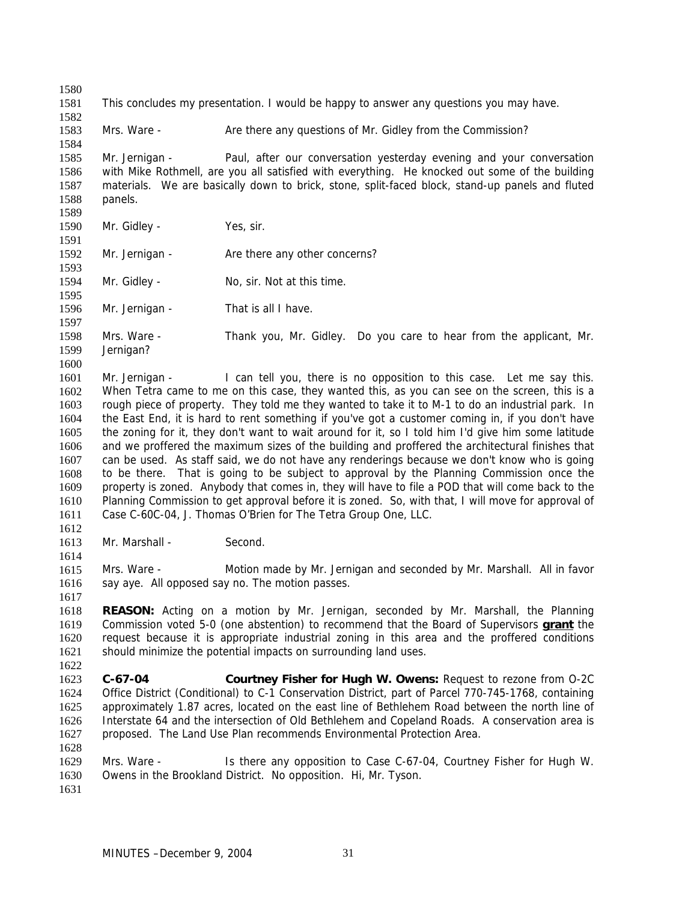This concludes my presentation. I would be happy to answer any questions you may have.

Mrs. Ware - Are there any questions of Mr. Gidley from the Commission?

Mr. Jernigan - Paul, after our conversation yesterday evening and your conversation with Mike Rothmell, are you all satisfied with everything. He knocked out some of the building materials. We are basically down to brick, stone, split-faced block, stand-up panels and fluted panels.

Mr. Gidley - Yes, sir.

Mr. Jernigan - Are there any other concerns?

Mr. Gidley - No, sir. Not at this time.

Mr. Jernigan - That is all I have.

Mrs. Ware - Thank you, Mr. Gidley. Do you care to hear from the applicant, Mr. Jernigan?

Mr. Jernigan - I can tell you, there is no opposition to this case. Let me say this. When Tetra came to me on this case, they wanted this, as you can see on the screen, this is a rough piece of property. They told me they wanted to take it to M-1 to do an industrial park. In the East End, it is hard to rent something if you've got a customer coming in, if you don't have the zoning for it, they don't want to wait around for it, so I told him I'd give him some latitude and we proffered the maximum sizes of the building and proffered the architectural finishes that can be used. As staff said, we do not have any renderings because we don't know who is going to be there. That is going to be subject to approval by the Planning Commission once the property is zoned. Anybody that comes in, they will have to file a POD that will come back to the Planning Commission to get approval before it is zoned. So, with that, I will move for approval of Case C-60C-04, J. Thomas O'Brien for The Tetra Group One, LLC.

Mr. Marshall - Second.

Mrs. Ware - Motion made by Mr. Jernigan and seconded by Mr. Marshall. All in favor say aye. All opposed say no. The motion passes.

**REASON:** Acting on a motion by Mr. Jernigan, seconded by Mr. Marshall, the Planning Commission voted 5-0 (one abstention) to recommend that the Board of Supervisors **grant** the request because it is appropriate industrial zoning in this area and the proffered conditions should minimize the potential impacts on surrounding land uses.

**C-67-04 Courtney Fisher for Hugh W. Owens:** Request to rezone from O-2C Office District (Conditional) to C-1 Conservation District, part of Parcel 770-745-1768, containing approximately 1.87 acres, located on the east line of Bethlehem Road between the north line of Interstate 64 and the intersection of Old Bethlehem and Copeland Roads. A conservation area is proposed. The Land Use Plan recommends Environmental Protection Area.

Mrs. Ware - Is there any opposition to Case C-67-04, Courtney Fisher for Hugh W. Owens in the Brookland District. No opposition. Hi, Mr. Tyson.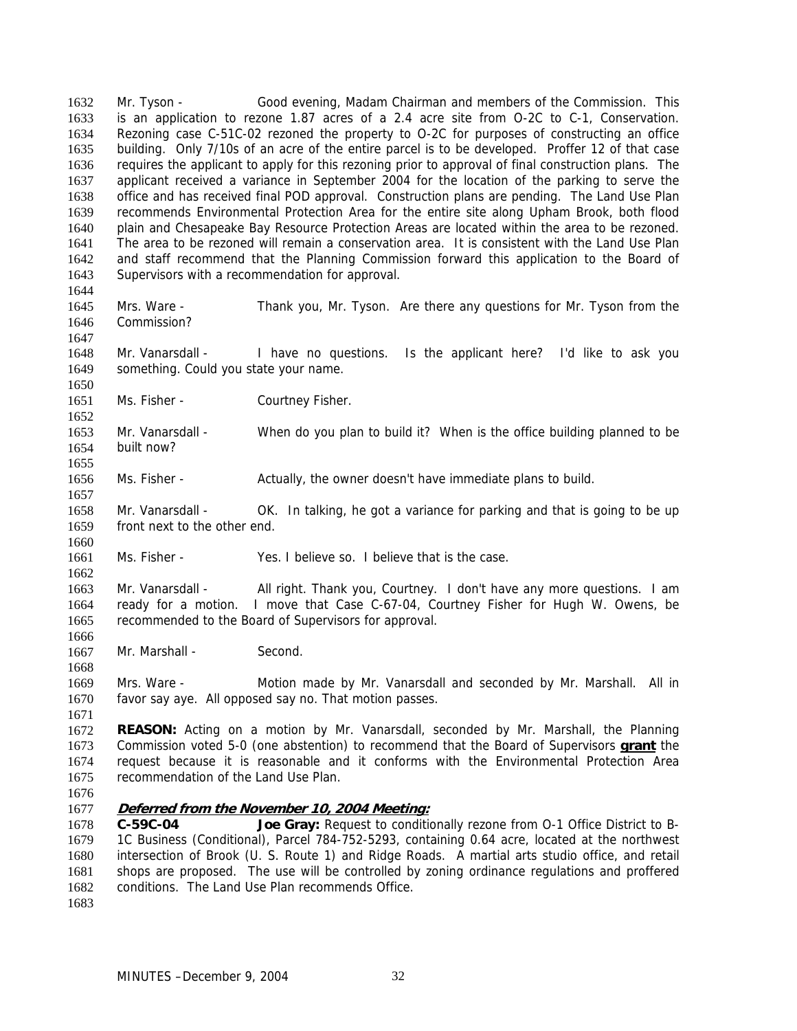Mr. Tyson - Good evening, Madam Chairman and members of the Commission. This is an application to rezone 1.87 acres of a 2.4 acre site from O-2C to C-1, Conservation. Rezoning case C-51C-02 rezoned the property to O-2C for purposes of constructing an office building. Only 7/10s of an acre of the entire parcel is to be developed. Proffer 12 of that case requires the applicant to apply for this rezoning prior to approval of final construction plans. The applicant received a variance in September 2004 for the location of the parking to serve the office and has received final POD approval. Construction plans are pending. The Land Use Plan recommends Environmental Protection Area for the entire site along Upham Brook, both flood plain and Chesapeake Bay Resource Protection Areas are located within the area to be rezoned. The area to be rezoned will remain a conservation area. It is consistent with the Land Use Plan and staff recommend that the Planning Commission forward this application to the Board of Supervisors with a recommendation for approval.

Mrs. Ware - Thank you, Mr. Tyson. Are there any questions for Mr. Tyson from the Commission?

Mr. Vanarsdall - I have no questions. Is the applicant here? I'd like to ask you something. Could you state your name.

Ms. Fisher - Courtney Fisher.

Mr. Vanarsdall - When do you plan to build it? When is the office building planned to be built now?

Ms. Fisher - Actually, the owner doesn't have immediate plans to build.

Mr. Vanarsdall - OK. In talking, he got a variance for parking and that is going to be up front next to the other end.

Ms. Fisher - Yes. I believe so. I believe that is the case.

Mr. Vanarsdall - All right. Thank you, Courtney. I don't have any more questions. I am ready for a motion. I move that Case C-67-04, Courtney Fisher for Hugh W. Owens, be recommended to the Board of Supervisors for approval.

Mr. Marshall - Second.

Mrs. Ware - Motion made by Mr. Vanarsdall and seconded by Mr. Marshall. All in favor say aye. All opposed say no. That motion passes.

**REASON:** Acting on a motion by Mr. Vanarsdall, seconded by Mr. Marshall, the Planning Commission voted 5-0 (one abstention) to recommend that the Board of Supervisors **grant** the request because it is reasonable and it conforms with the Environmental Protection Area recommendation of the Land Use Plan.

***Deferred from the November 10, 2004 Meeting:***

**C-59C-04** **Joe Gray:** Request to conditionally rezone from O-1 Office District to B-1C Business (Conditional), Parcel 784-752-5293, containing 0.64 acre, located at the northwest intersection of Brook (U. S. Route 1) and Ridge Roads. A martial arts studio office, and retail shops are proposed. The use will be controlled by zoning ordinance regulations and proffered conditions. The Land Use Plan recommends Office.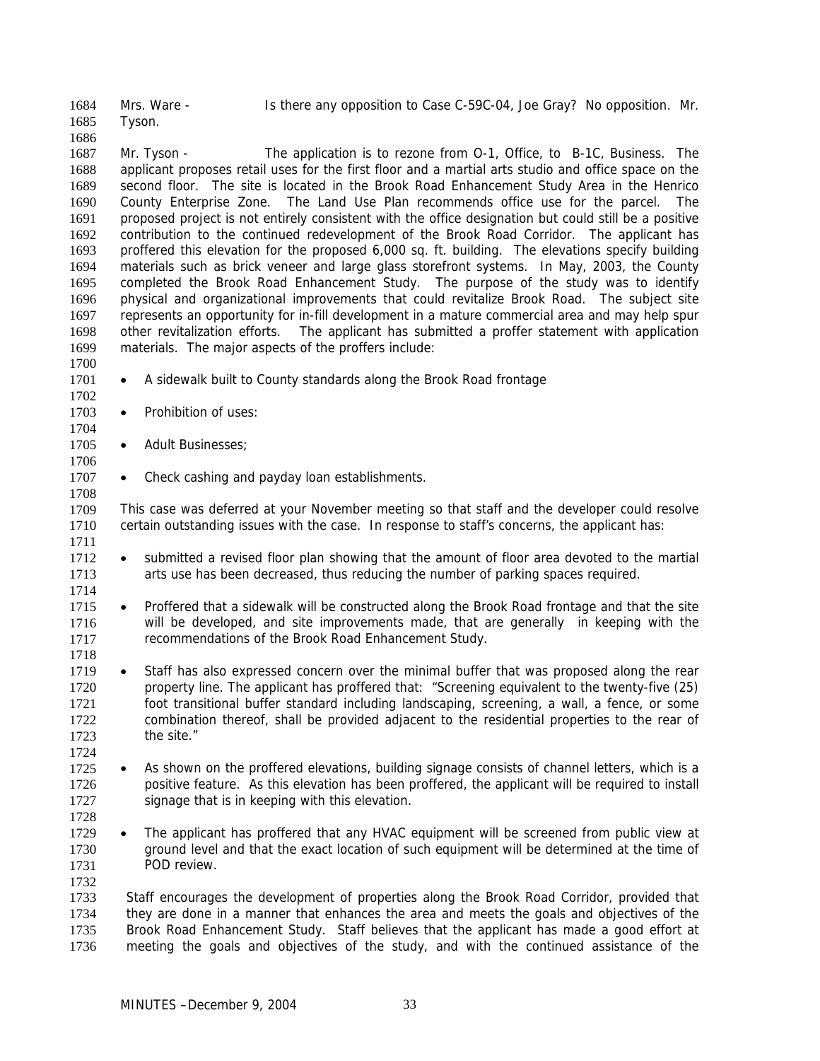Mrs. Ware - Is there any opposition to Case C-59C-04, Joe Gray? No opposition. Mr. Tyson.

Mr. Tyson - The application is to rezone from O-1, Office, to B-1C, Business. The applicant proposes retail uses for the first floor and a martial arts studio and office space on the second floor. The site is located in the Brook Road Enhancement Study Area in the Henrico County Enterprise Zone. The Land Use Plan recommends office use for the parcel. The proposed project is not entirely consistent with the office designation but could still be a positive contribution to the continued redevelopment of the Brook Road Corridor. The applicant has proffered this elevation for the proposed 6,000 sq. ft. building. The elevations specify building materials such as brick veneer and large glass storefront systems. In May, 2003, the County completed the Brook Road Enhancement Study. The purpose of the study was to identify physical and organizational improvements that could revitalize Brook Road. The subject site represents an opportunity for in-fill development in a mature commercial area and may help spur other revitalization efforts. The applicant has submitted a proffer statement with application materials. The major aspects of the proffers include:

- A sidewalk built to County standards along the Brook Road frontage
- Prohibition of uses:
- Adult Businesses;
- Check cashing and payday loan establishments.

This case was deferred at your November meeting so that staff and the developer could resolve certain outstanding issues with the case. In response to staff's concerns, the applicant has:

- submitted a revised floor plan showing that the amount of floor area devoted to the martial arts use has been decreased, thus reducing the number of parking spaces required.
- Proffered that a sidewalk will be constructed along the Brook Road frontage and that the site will be developed, and site improvements made, that are generally in keeping with the recommendations of the Brook Road Enhancement Study.
- Staff has also expressed concern over the minimal buffer that was proposed along the rear property line. The applicant has proffered that: "Screening equivalent to the twenty-five (25) foot transitional buffer standard including landscaping, screening, a wall, a fence, or some combination thereof, shall be provided adjacent to the residential properties to the rear of the site."
- As shown on the proffered elevations, building signage consists of channel letters, which is a positive feature. As this elevation has been proffered, the applicant will be required to install signage that is in keeping with this elevation.
- The applicant has proffered that any HVAC equipment will be screened from public view at ground level and that the exact location of such equipment will be determined at the time of POD review.

Staff encourages the development of properties along the Brook Road Corridor, provided that they are done in a manner that enhances the area and meets the goals and objectives of the Brook Road Enhancement Study. Staff believes that the applicant has made a good effort at meeting the goals and objectives of the study, and with the continued assistance of the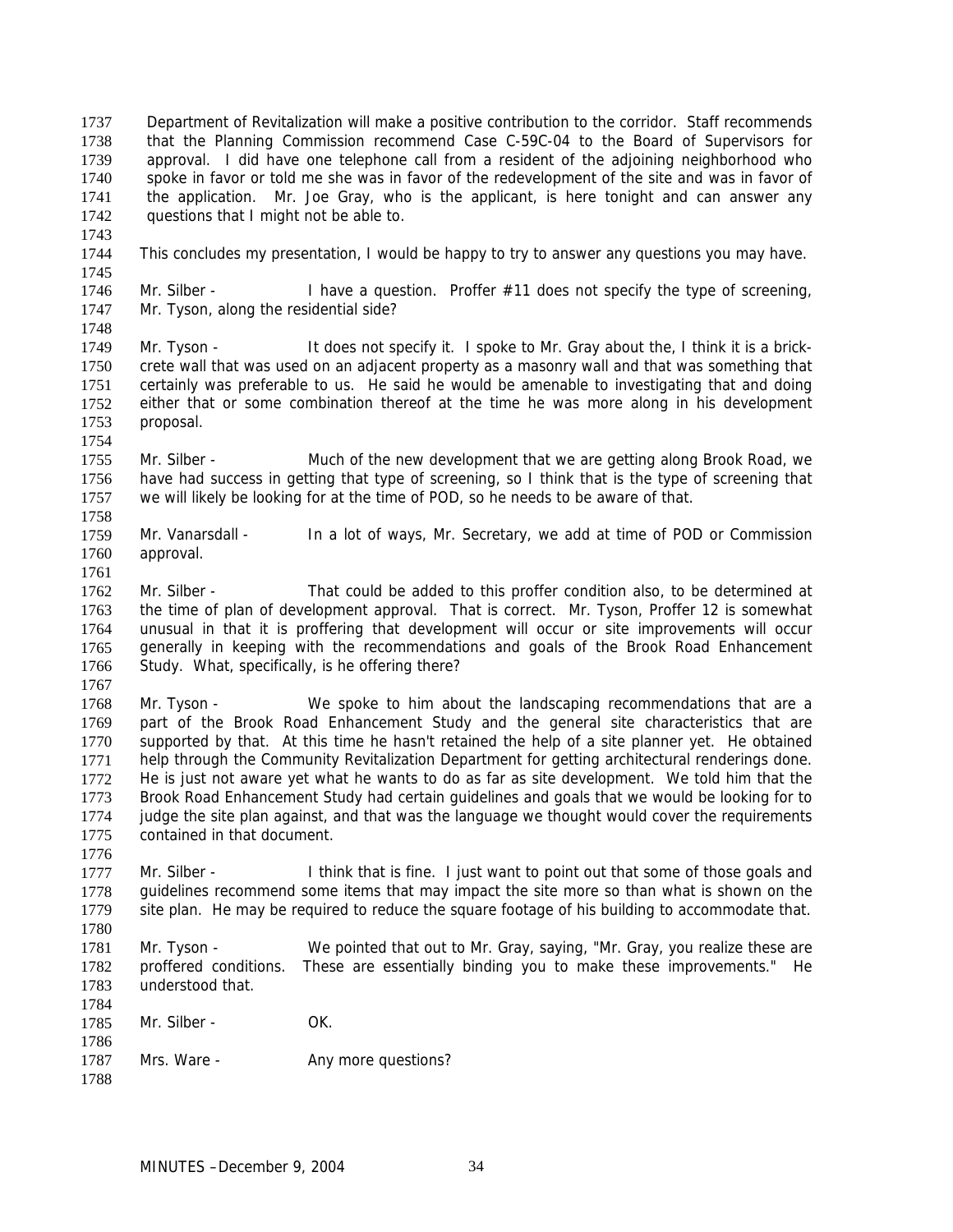Department of Revitalization will make a positive contribution to the corridor. Staff recommends that the Planning Commission recommend Case C-59C-04 to the Board of Supervisors for approval. I did have one telephone call from a resident of the adjoining neighborhood who spoke in favor or told me she was in favor of the redevelopment of the site and was in favor of the application. Mr. Joe Gray, who is the applicant, is here tonight and can answer any questions that I might not be able to.

This concludes my presentation, I would be happy to try to answer any questions you may have.

Mr. Silber - I have a question. Proffer #11 does not specify the type of screening, Mr. Tyson, along the residential side?

Mr. Tyson - It does not specify it. I spoke to Mr. Gray about the, I think it is a brick-crete wall that was used on an adjacent property as a masonry wall and that was something that certainly was preferable to us. He said he would be amenable to investigating that and doing either that or some combination thereof at the time he was more along in his development proposal.

Mr. Silber - Much of the new development that we are getting along Brook Road, we have had success in getting that type of screening, so I think that is the type of screening that we will likely be looking for at the time of POD, so he needs to be aware of that.

Mr. Vanarsdall - In a lot of ways, Mr. Secretary, we add at time of POD or Commission approval.

Mr. Silber - That could be added to this proffer condition also, to be determined at the time of plan of development approval. That is correct. Mr. Tyson, Proffer 12 is somewhat unusual in that it is proffering that development will occur or site improvements will occur generally in keeping with the recommendations and goals of the Brook Road Enhancement Study. What, specifically, is he offering there?

Mr. Tyson - We spoke to him about the landscaping recommendations that are a part of the Brook Road Enhancement Study and the general site characteristics that are supported by that. At this time he hasn't retained the help of a site planner yet. He obtained help through the Community Revitalization Department for getting architectural renderings done. He is just not aware yet what he wants to do as far as site development. We told him that the Brook Road Enhancement Study had certain guidelines and goals that we would be looking for to judge the site plan against, and that was the language we thought would cover the requirements contained in that document.

Mr. Silber - I think that is fine. I just want to point out that some of those goals and guidelines recommend some items that may impact the site more so than what is shown on the site plan. He may be required to reduce the square footage of his building to accommodate that.

Mr. Tyson - We pointed that out to Mr. Gray, saying, "Mr. Gray, you realize these are proffered conditions. These are essentially binding you to make these improvements." He understood that.

Mr. Silber - OK.

Mrs. Ware - Any more questions?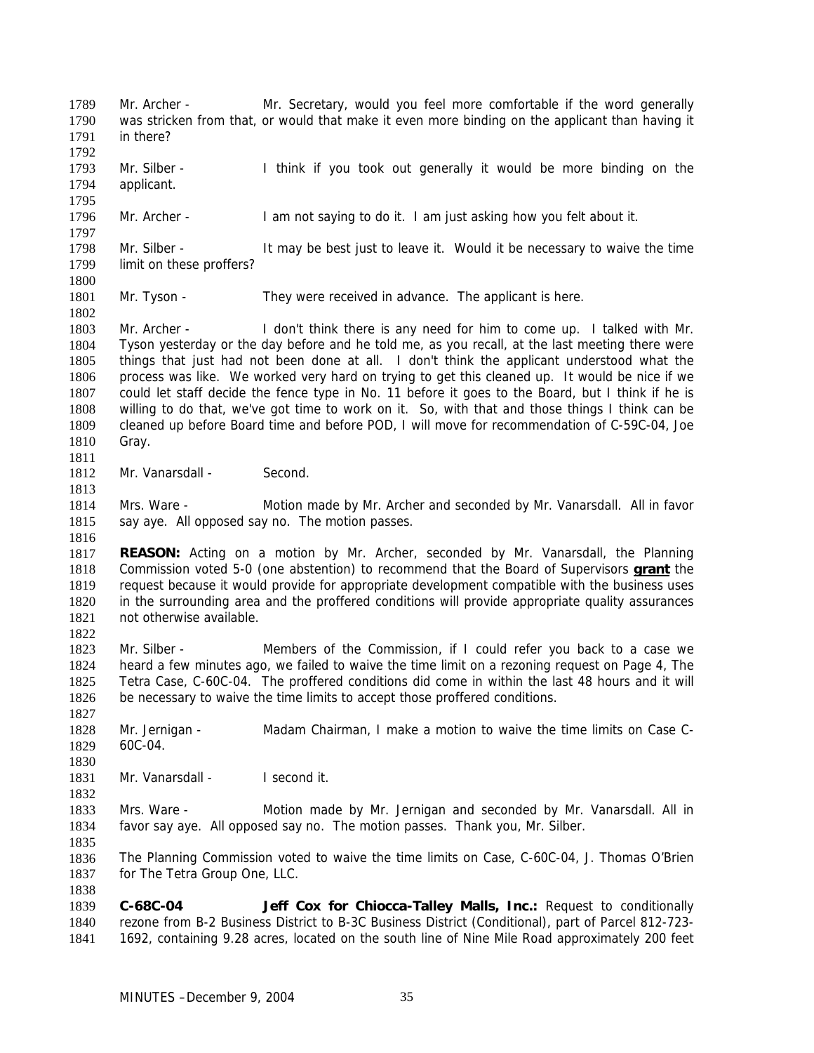Mr. Archer - Mr. Secretary, would you feel more comfortable if the word generally was stricken from that, or would that make it even more binding on the applicant than having it in there?

Mr. Silber - I think if you took out generally it would be more binding on the applicant.

Mr. Archer - I am not saying to do it. I am just asking how you felt about it.

Mr. Silber - It may be best just to leave it. Would it be necessary to waive the time limit on these proffers?

Mr. Tyson - They were received in advance. The applicant is here.

Mr. Archer - I don't think there is any need for him to come up. I talked with Mr. Tyson yesterday or the day before and he told me, as you recall, at the last meeting there were things that just had not been done at all. I don't think the applicant understood what the process was like. We worked very hard on trying to get this cleaned up. It would be nice if we could let staff decide the fence type in No. 11 before it goes to the Board, but I think if he is willing to do that, we've got time to work on it. So, with that and those things I think can be cleaned up before Board time and before POD, I will move for recommendation of C-59C-04, Joe Gray.

Mr. Vanarsdall - Second.

Mrs. Ware - Motion made by Mr. Archer and seconded by Mr. Vanarsdall. All in favor say aye. All opposed say no. The motion passes.

**REASON:** Acting on a motion by Mr. Archer, seconded by Mr. Vanarsdall, the Planning Commission voted 5-0 (one abstention) to recommend that the Board of Supervisors **grant** the request because it would provide for appropriate development compatible with the business uses in the surrounding area and the proffered conditions will provide appropriate quality assurances not otherwise available.

Mr. Silber - Members of the Commission, if I could refer you back to a case we heard a few minutes ago, we failed to waive the time limit on a rezoning request on Page 4, The Tetra Case, C-60C-04. The proffered conditions did come in within the last 48 hours and it will be necessary to waive the time limits to accept those proffered conditions.

Mr. Jernigan - Madam Chairman, I make a motion to waive the time limits on Case C-60C-04.

Mr. Vanarsdall - I second it.

Mrs. Ware - Motion made by Mr. Jernigan and seconded by Mr. Vanarsdall. All in favor say aye. All opposed say no. The motion passes. Thank you, Mr. Silber.

The Planning Commission voted to waive the time limits on Case, C-60C-04, J. Thomas O'Brien for The Tetra Group One, LLC.

**C-68C-04** **Jeff Cox for Chiocca-Talley Malls, Inc.:** Request to conditionally rezone from B-2 Business District to B-3C Business District (Conditional), part of Parcel 812-723-1692, containing 9.28 acres, located on the south line of Nine Mile Road approximately 200 feet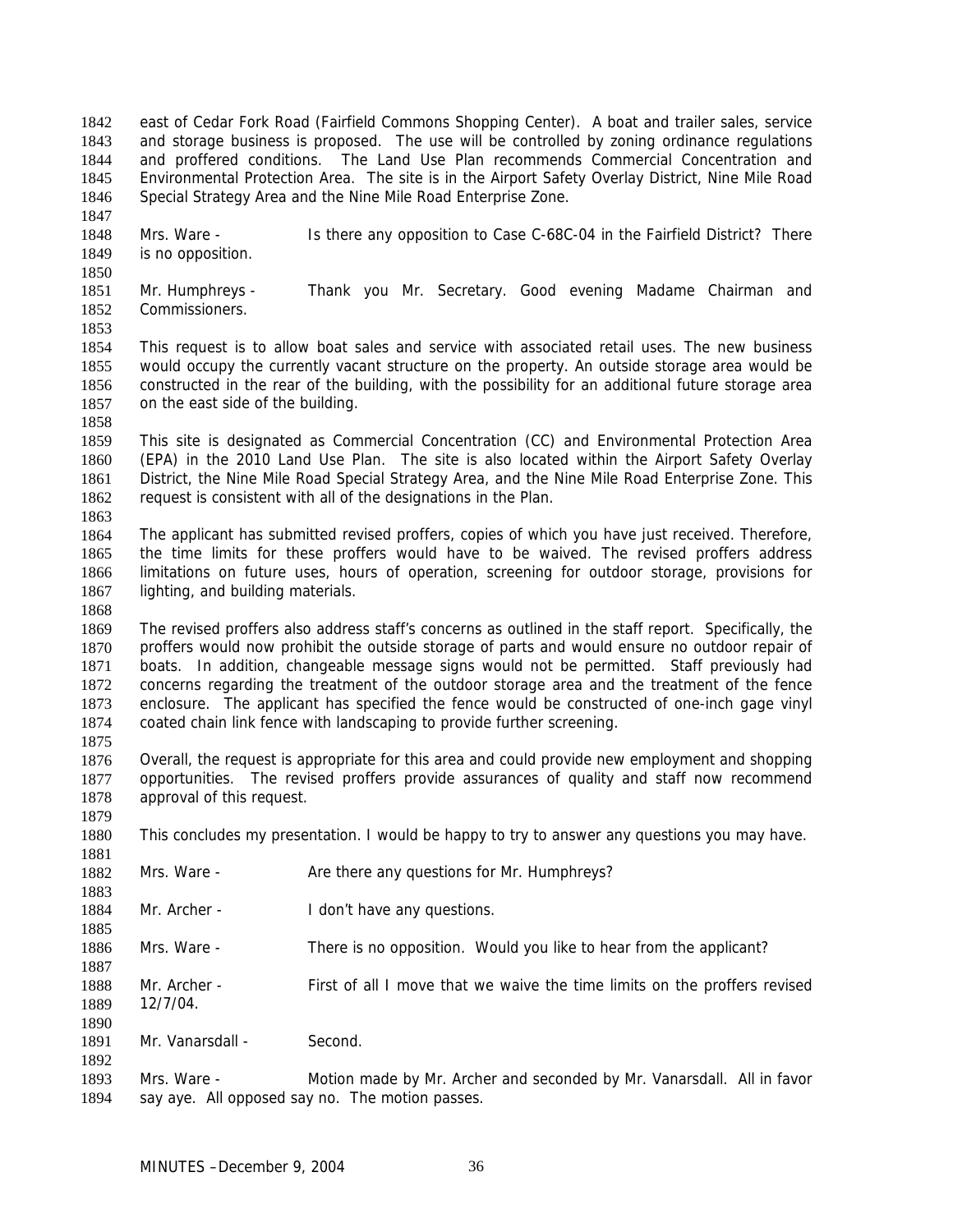east of Cedar Fork Road (Fairfield Commons Shopping Center). A boat and trailer sales, service and storage business is proposed. The use will be controlled by zoning ordinance regulations and proffered conditions. The Land Use Plan recommends Commercial Concentration and Environmental Protection Area. The site is in the Airport Safety Overlay District, Nine Mile Road Special Strategy Area and the Nine Mile Road Enterprise Zone.

Mrs. Ware - Is there any opposition to Case C-68C-04 in the Fairfield District? There is no opposition.

Mr. Humphreys - Thank you Mr. Secretary. Good evening Madame Chairman and Commissioners.

This request is to allow boat sales and service with associated retail uses. The new business would occupy the currently vacant structure on the property. An outside storage area would be constructed in the rear of the building, with the possibility for an additional future storage area on the east side of the building.

This site is designated as Commercial Concentration (CC) and Environmental Protection Area (EPA) in the 2010 Land Use Plan. The site is also located within the Airport Safety Overlay District, the Nine Mile Road Special Strategy Area, and the Nine Mile Road Enterprise Zone. This request is consistent with all of the designations in the Plan.

The applicant has submitted revised proffers, copies of which you have just received. Therefore, the time limits for these proffers would have to be waived. The revised proffers address limitations on future uses, hours of operation, screening for outdoor storage, provisions for lighting, and building materials.

The revised proffers also address staff's concerns as outlined in the staff report. Specifically, the proffers would now prohibit the outside storage of parts and would ensure no outdoor repair of boats. In addition, changeable message signs would not be permitted. Staff previously had concerns regarding the treatment of the outdoor storage area and the treatment of the fence enclosure. The applicant has specified the fence would be constructed of one-inch gage vinyl coated chain link fence with landscaping to provide further screening.

Overall, the request is appropriate for this area and could provide new employment and shopping opportunities. The revised proffers provide assurances of quality and staff now recommend approval of this request.

This concludes my presentation. I would be happy to try to answer any questions you may have.

Mrs. Ware - Are there any questions for Mr. Humphreys?

Mr. Archer - I don't have any questions.

Mrs. Ware - There is no opposition. Would you like to hear from the applicant?

Mr. Archer - First of all I move that we waive the time limits on the proffers revised 12/7/04.

Mr. Vanarsdall - Second.

Mrs. Ware - Motion made by Mr. Archer and seconded by Mr. Vanarsdall. All in favor say aye. All opposed say no. The motion passes.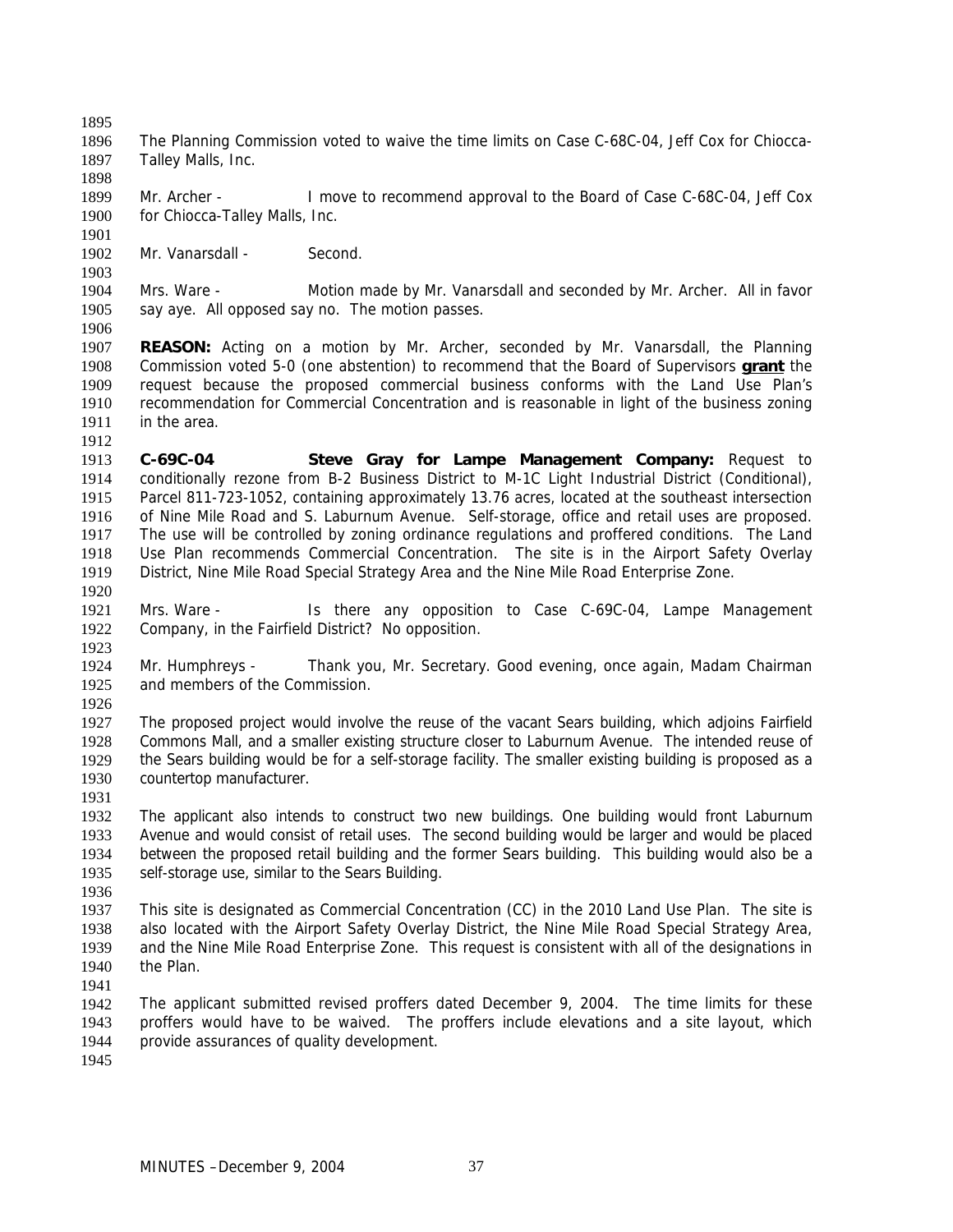The Planning Commission voted to waive the time limits on Case C-68C-04, Jeff Cox for Chiocca-Talley Malls, Inc.

Mr. Archer - I move to recommend approval to the Board of Case C-68C-04, Jeff Cox for Chiocca-Talley Malls, Inc.

Mr. Vanarsdall - Second.

Mrs. Ware - Motion made by Mr. Vanarsdall and seconded by Mr. Archer. All in favor say aye. All opposed say no. The motion passes.

**REASON:** Acting on a motion by Mr. Archer, seconded by Mr. Vanarsdall, the Planning Commission voted 5-0 (one abstention) to recommend that the Board of Supervisors **grant** the request because the proposed commercial business conforms with the Land Use Plan's recommendation for Commercial Concentration and is reasonable in light of the business zoning in the area.

**C-69C-04 Steve Gray for Lampe Management Company:** Request to conditionally rezone from B-2 Business District to M-1C Light Industrial District (Conditional), Parcel 811-723-1052, containing approximately 13.76 acres, located at the southeast intersection of Nine Mile Road and S. Laburnum Avenue. Self-storage, office and retail uses are proposed. The use will be controlled by zoning ordinance regulations and proffered conditions. The Land Use Plan recommends Commercial Concentration. The site is in the Airport Safety Overlay District, Nine Mile Road Special Strategy Area and the Nine Mile Road Enterprise Zone.

Mrs. Ware - Is there any opposition to Case C-69C-04, Lampe Management Company, in the Fairfield District? No opposition.

Mr. Humphreys - Thank you, Mr. Secretary. Good evening, once again, Madam Chairman and members of the Commission.

The proposed project would involve the reuse of the vacant Sears building, which adjoins Fairfield Commons Mall, and a smaller existing structure closer to Laburnum Avenue. The intended reuse of the Sears building would be for a self-storage facility. The smaller existing building is proposed as a countertop manufacturer.

The applicant also intends to construct two new buildings. One building would front Laburnum Avenue and would consist of retail uses. The second building would be larger and would be placed between the proposed retail building and the former Sears building. This building would also be a self-storage use, similar to the Sears Building.

This site is designated as Commercial Concentration (CC) in the 2010 Land Use Plan. The site is also located with the Airport Safety Overlay District, the Nine Mile Road Special Strategy Area, and the Nine Mile Road Enterprise Zone. This request is consistent with all of the designations in the Plan.

The applicant submitted revised proffers dated December 9, 2004. The time limits for these proffers would have to be waived. The proffers include elevations and a site layout, which provide assurances of quality development.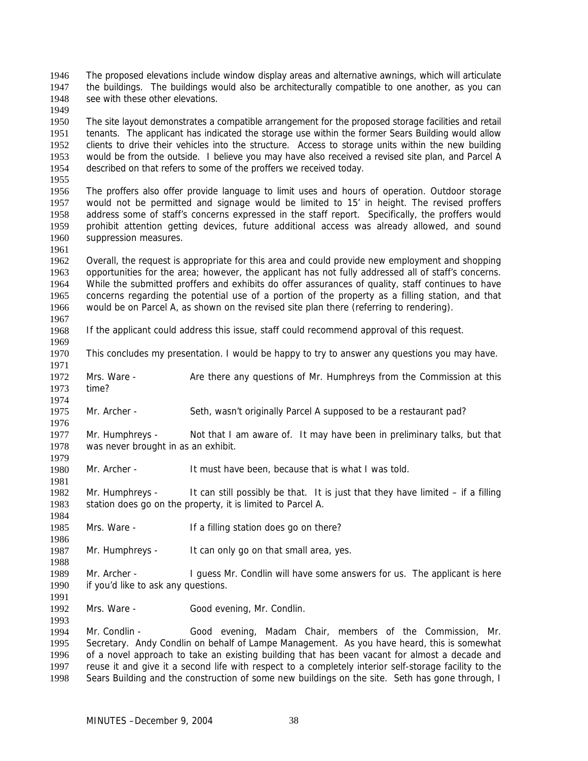The proposed elevations include window display areas and alternative awnings, which will articulate the buildings. The buildings would also be architecturally compatible to one another, as you can see with these other elevations.

The site layout demonstrates a compatible arrangement for the proposed storage facilities and retail tenants. The applicant has indicated the storage use within the former Sears Building would allow clients to drive their vehicles into the structure. Access to storage units within the new building would be from the outside. I believe you may have also received a revised site plan, and Parcel A described on that refers to some of the proffers we received today.

The proffers also offer provide language to limit uses and hours of operation. Outdoor storage would not be permitted and signage would be limited to 15' in height. The revised proffers address some of staff's concerns expressed in the staff report. Specifically, the proffers would prohibit attention getting devices, future additional access was already allowed, and sound suppression measures.

Overall, the request is appropriate for this area and could provide new employment and shopping opportunities for the area; however, the applicant has not fully addressed all of staff's concerns. While the submitted proffers and exhibits do offer assurances of quality, staff continues to have concerns regarding the potential use of a portion of the property as a filling station, and that would be on Parcel A, as shown on the revised site plan there (referring to rendering).

If the applicant could address this issue, staff could recommend approval of this request.

This concludes my presentation. I would be happy to try to answer any questions you may have.

Mrs. Ware - Are there any questions of Mr. Humphreys from the Commission at this time?

Mr. Archer - Seth, wasn't originally Parcel A supposed to be a restaurant pad?

Mr. Humphreys - Not that I am aware of. It may have been in preliminary talks, but that was never brought in as an exhibit.

Mr. Archer - It must have been, because that is what I was told.

Mr. Humphreys - It can still possibly be that. It is just that they have limited – if a filling station does go on the property, it is limited to Parcel A.

Mrs. Ware - If a filling station does go on there?

Mr. Humphreys - It can only go on that small area, yes.

Mr. Archer - I guess Mr. Condlin will have some answers for us. The applicant is here if you'd like to ask any questions.

Mrs. Ware - Good evening, Mr. Condlin.

Mr. Condlin - Good evening, Madam Chair, members of the Commission, Mr. Secretary. Andy Condlin on behalf of Lampe Management. As you have heard, this is somewhat of a novel approach to take an existing building that has been vacant for almost a decade and reuse it and give it a second life with respect to a completely interior self-storage facility to the Sears Building and the construction of some new buildings on the site. Seth has gone through, I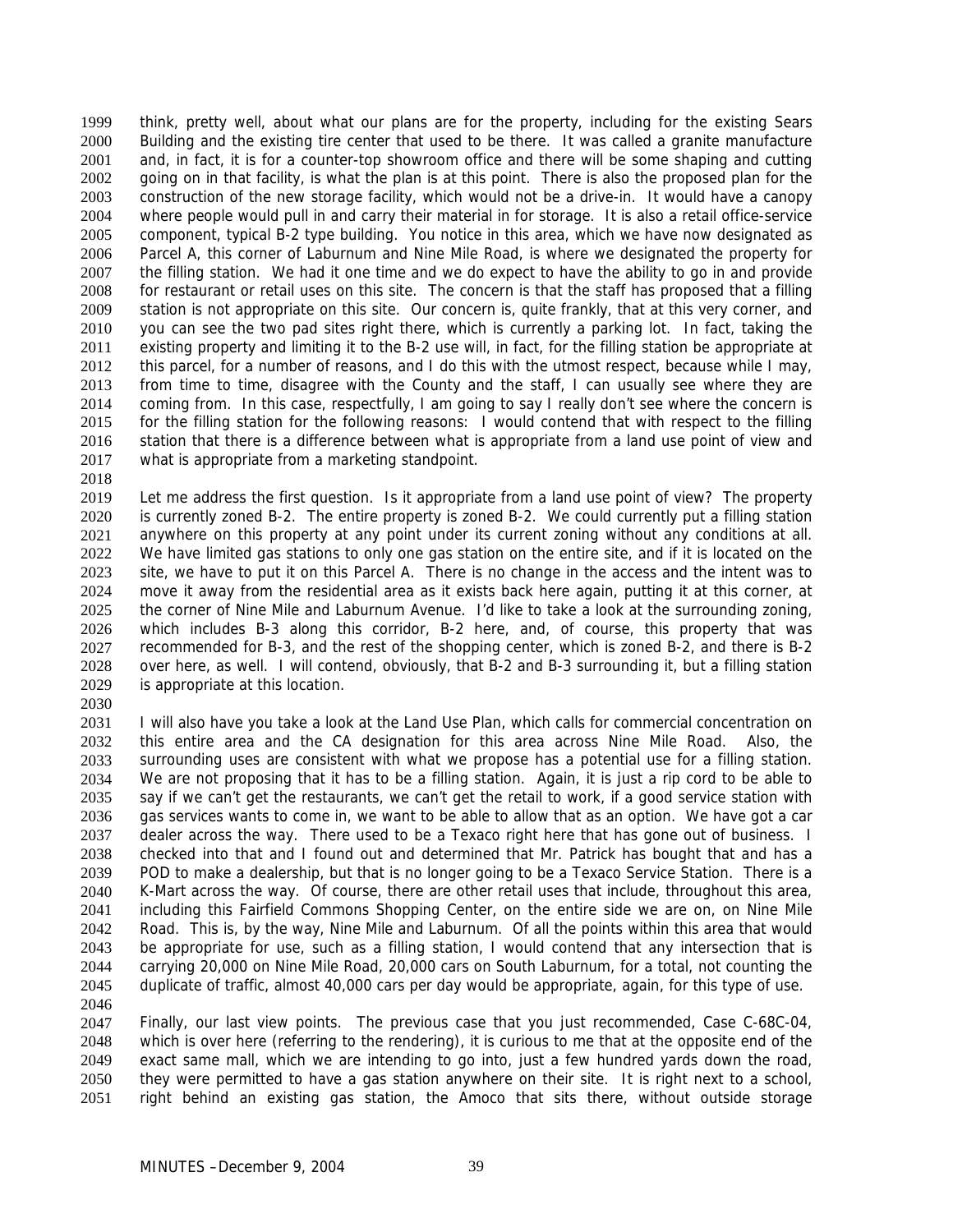think, pretty well, about what our plans are for the property, including for the existing Sears Building and the existing tire center that used to be there. It was called a granite manufacture and, in fact, it is for a counter-top showroom office and there will be some shaping and cutting going on in that facility, is what the plan is at this point. There is also the proposed plan for the construction of the new storage facility, which would not be a drive-in. It would have a canopy where people would pull in and carry their material in for storage. It is also a retail office-service component, typical B-2 type building. You notice in this area, which we have now designated as Parcel A, this corner of Laburnum and Nine Mile Road, is where we designated the property for the filling station. We had it one time and we do expect to have the ability to go in and provide for restaurant or retail uses on this site. The concern is that the staff has proposed that a filling station is not appropriate on this site. Our concern is, quite frankly, that at this very corner, and you can see the two pad sites right there, which is currently a parking lot. In fact, taking the existing property and limiting it to the B-2 use will, in fact, for the filling station be appropriate at this parcel, for a number of reasons, and I do this with the utmost respect, because while I may, from time to time, disagree with the County and the staff, I can usually see where they are coming from. In this case, respectfully, I am going to say I really don't see where the concern is for the filling station for the following reasons: I would contend that with respect to the filling station that there is a difference between what is appropriate from a land use point of view and what is appropriate from a marketing standpoint.

Let me address the first question. Is it appropriate from a land use point of view? The property is currently zoned B-2. The entire property is zoned B-2. We could currently put a filling station anywhere on this property at any point under its current zoning without any conditions at all. We have limited gas stations to only one gas station on the entire site, and if it is located on the site, we have to put it on this Parcel A. There is no change in the access and the intent was to move it away from the residential area as it exists back here again, putting it at this corner, at the corner of Nine Mile and Laburnum Avenue. I'd like to take a look at the surrounding zoning, which includes B-3 along this corridor, B-2 here, and, of course, this property that was recommended for B-3, and the rest of the shopping center, which is zoned B-2, and there is B-2 over here, as well. I will contend, obviously, that B-2 and B-3 surrounding it, but a filling station is appropriate at this location.

I will also have you take a look at the Land Use Plan, which calls for commercial concentration on this entire area and the CA designation for this area across Nine Mile Road. Also, the surrounding uses are consistent with what we propose has a potential use for a filling station. We are not proposing that it has to be a filling station. Again, it is just a rip cord to be able to say if we can't get the restaurants, we can't get the retail to work, if a good service station with gas services wants to come in, we want to be able to allow that as an option. We have got a car dealer across the way. There used to be a Texaco right here that has gone out of business. I checked into that and I found out and determined that Mr. Patrick has bought that and has a POD to make a dealership, but that is no longer going to be a Texaco Service Station. There is a K-Mart across the way. Of course, there are other retail uses that include, throughout this area, including this Fairfield Commons Shopping Center, on the entire side we are on, on Nine Mile Road. This is, by the way, Nine Mile and Laburnum. Of all the points within this area that would be appropriate for use, such as a filling station, I would contend that any intersection that is carrying 20,000 on Nine Mile Road, 20,000 cars on South Laburnum, for a total, not counting the duplicate of traffic, almost 40,000 cars per day would be appropriate, again, for this type of use.

Finally, our last view points. The previous case that you just recommended, Case C-68C-04, which is over here (referring to the rendering), it is curious to me that at the opposite end of the exact same mall, which we are intending to go into, just a few hundred yards down the road, they were permitted to have a gas station anywhere on their site. It is right next to a school, right behind an existing gas station, the Amoco that sits there, without outside storage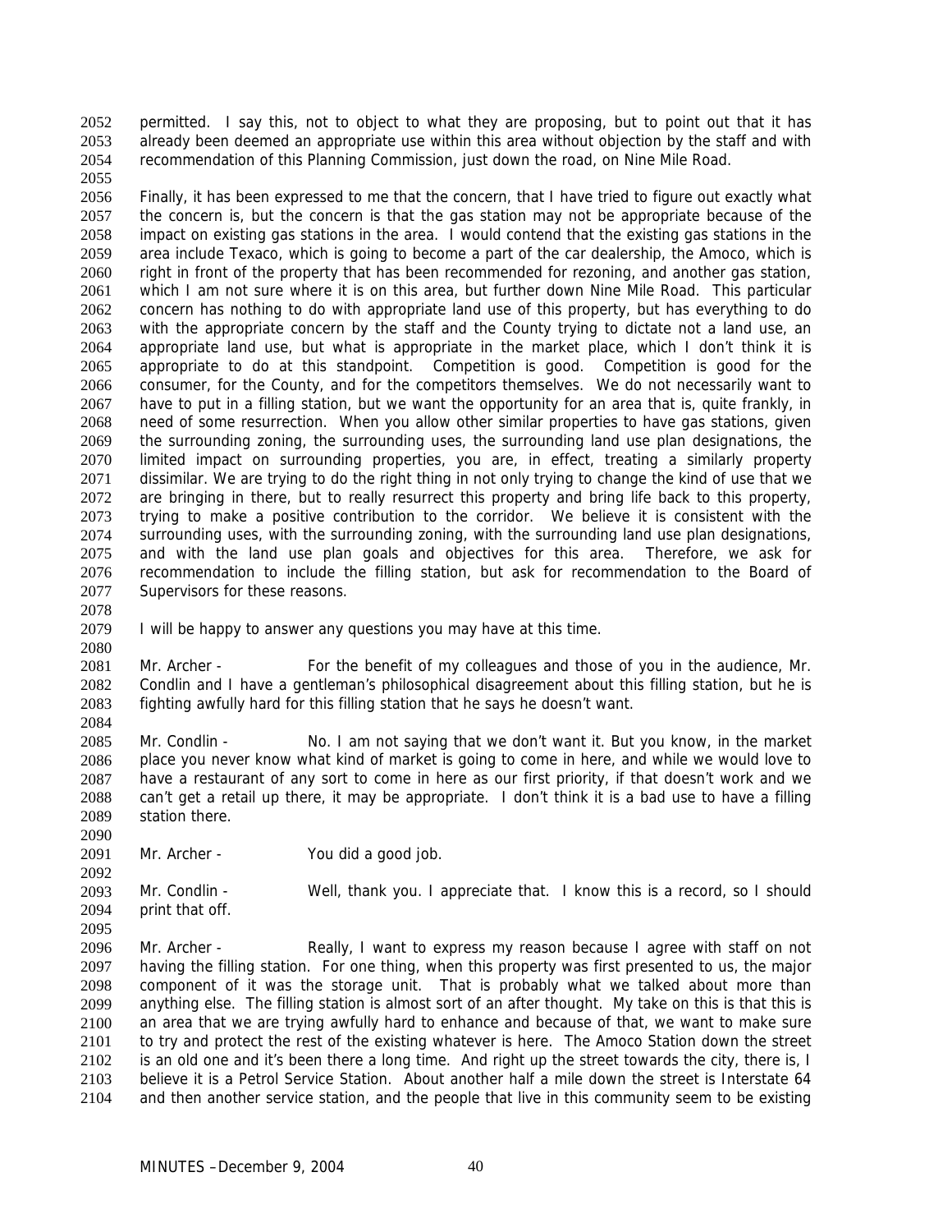permitted. I say this, not to object to what they are proposing, but to point out that it has already been deemed an appropriate use within this area without objection by the staff and with recommendation of this Planning Commission, just down the road, on Nine Mile Road.

Finally, it has been expressed to me that the concern, that I have tried to figure out exactly what the concern is, but the concern is that the gas station may not be appropriate because of the impact on existing gas stations in the area. I would contend that the existing gas stations in the area include Texaco, which is going to become a part of the car dealership, the Amoco, which is right in front of the property that has been recommended for rezoning, and another gas station, which I am not sure where it is on this area, but further down Nine Mile Road. This particular concern has nothing to do with appropriate land use of this property, but has everything to do with the appropriate concern by the staff and the County trying to dictate not a land use, an appropriate land use, but what is appropriate in the market place, which I don't think it is appropriate to do at this standpoint. Competition is good. Competition is good for the consumer, for the County, and for the competitors themselves. We do not necessarily want to have to put in a filling station, but we want the opportunity for an area that is, quite frankly, in need of some resurrection. When you allow other similar properties to have gas stations, given the surrounding zoning, the surrounding uses, the surrounding land use plan designations, the limited impact on surrounding properties, you are, in effect, treating a similarly property dissimilar. We are trying to do the right thing in not only trying to change the kind of use that we are bringing in there, but to really resurrect this property and bring life back to this property, trying to make a positive contribution to the corridor. We believe it is consistent with the surrounding uses, with the surrounding zoning, with the surrounding land use plan designations, and with the land use plan goals and objectives for this area. Therefore, we ask for recommendation to include the filling station, but ask for recommendation to the Board of Supervisors for these reasons.

I will be happy to answer any questions you may have at this time.

Mr. Archer - For the benefit of my colleagues and those of you in the audience, Mr. Condlin and I have a gentleman's philosophical disagreement about this filling station, but he is fighting awfully hard for this filling station that he says he doesn't want.

Mr. Condlin - No. I am not saying that we don't want it. But you know, in the market place you never know what kind of market is going to come in here, and while we would love to have a restaurant of any sort to come in here as our first priority, if that doesn't work and we can't get a retail up there, it may be appropriate. I don't think it is a bad use to have a filling station there.

Mr. Archer - You did a good job.

Mr. Condlin - Well, thank you. I appreciate that. I know this is a record, so I should print that off.

Mr. Archer - Really, I want to express my reason because I agree with staff on not having the filling station. For one thing, when this property was first presented to us, the major component of it was the storage unit. That is probably what we talked about more than anything else. The filling station is almost sort of an after thought. My take on this is that this is an area that we are trying awfully hard to enhance and because of that, we want to make sure to try and protect the rest of the existing whatever is here. The Amoco Station down the street is an old one and it's been there a long time. And right up the street towards the city, there is, I believe it is a Petrol Service Station. About another half a mile down the street is Interstate 64 and then another service station, and the people that live in this community seem to be existing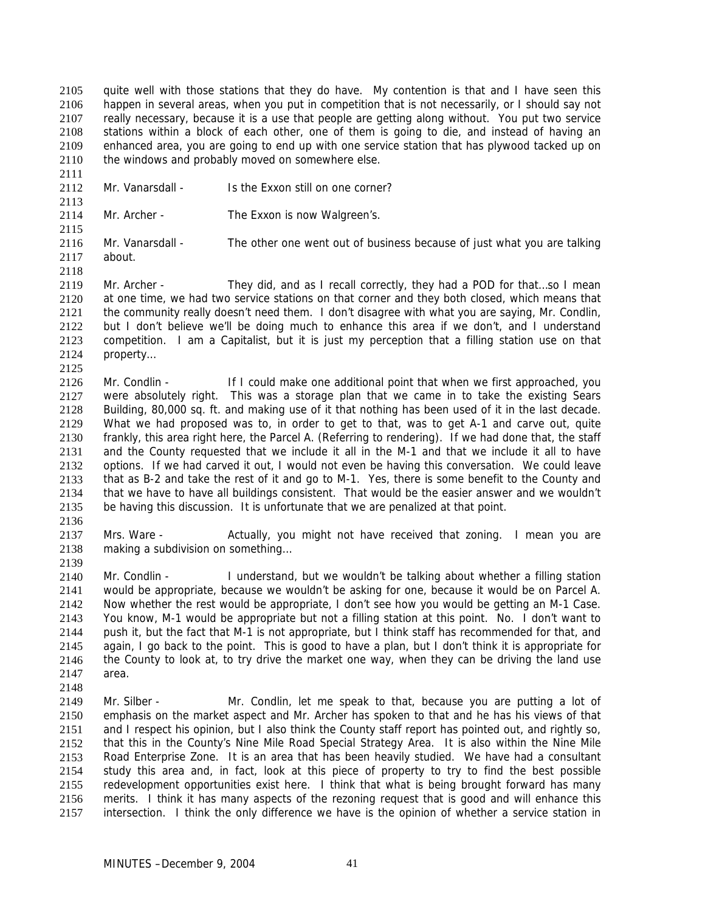quite well with those stations that they do have. My contention is that and I have seen this happen in several areas, when you put in competition that is not necessarily, or I should say not really necessary, because it is a use that people are getting along without. You put two service stations within a block of each other, one of them is going to die, and instead of having an enhanced area, you are going to end up with one service station that has plywood tacked up on the windows and probably moved on somewhere else.

Mr. Vanarsdall - Is the Exxon still on one corner?

Mr. Archer - The Exxon is now Walgreen's.

Mr. Vanarsdall - The other one went out of business because of just what you are talking about.

Mr. Archer - They did, and as I recall correctly, they had a POD for that…so I mean at one time, we had two service stations on that corner and they both closed, which means that the community really doesn't need them. I don't disagree with what you are saying, Mr. Condlin, but I don't believe we'll be doing much to enhance this area if we don't, and I understand competition. I am a Capitalist, but it is just my perception that a filling station use on that property…

Mr. Condlin - If I could make one additional point that when we first approached, you were absolutely right. This was a storage plan that we came in to take the existing Sears Building, 80,000 sq. ft. and making use of it that nothing has been used of it in the last decade. What we had proposed was to, in order to get to that, was to get A-1 and carve out, quite frankly, this area right here, the Parcel A. (Referring to rendering). If we had done that, the staff and the County requested that we include it all in the M-1 and that we include it all to have options. If we had carved it out, I would not even be having this conversation. We could leave that as B-2 and take the rest of it and go to M-1. Yes, there is some benefit to the County and that we have to have all buildings consistent. That would be the easier answer and we wouldn't be having this discussion. It is unfortunate that we are penalized at that point.

Mrs. Ware - Actually, you might not have received that zoning. I mean you are making a subdivision on something…

Mr. Condlin - I understand, but we wouldn't be talking about whether a filling station would be appropriate, because we wouldn't be asking for one, because it would be on Parcel A. Now whether the rest would be appropriate, I don't see how you would be getting an M-1 Case. You know, M-1 would be appropriate but not a filling station at this point. No. I don't want to push it, but the fact that M-1 is not appropriate, but I think staff has recommended for that, and again, I go back to the point. This is good to have a plan, but I don't think it is appropriate for the County to look at, to try drive the market one way, when they can be driving the land use area.

Mr. Silber - Mr. Condlin, let me speak to that, because you are putting a lot of emphasis on the market aspect and Mr. Archer has spoken to that and he has his views of that and I respect his opinion, but I also think the County staff report has pointed out, and rightly so, that this in the County's Nine Mile Road Special Strategy Area. It is also within the Nine Mile Road Enterprise Zone. It is an area that has been heavily studied. We have had a consultant study this area and, in fact, look at this piece of property to try to find the best possible redevelopment opportunities exist here. I think that what is being brought forward has many merits. I think it has many aspects of the rezoning request that is good and will enhance this intersection. I think the only difference we have is the opinion of whether a service station in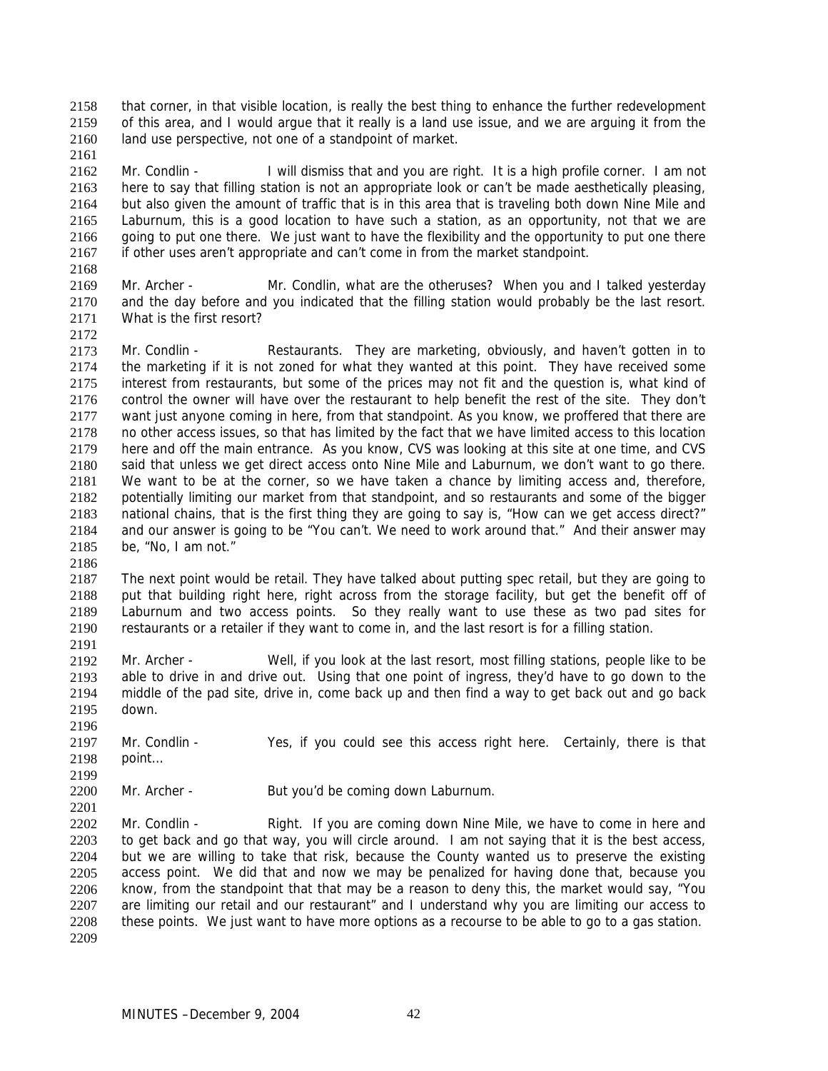that corner, in that visible location, is really the best thing to enhance the further redevelopment of this area, and I would argue that it really is a land use issue, and we are arguing it from the land use perspective, not one of a standpoint of market.

Mr. Condlin - I will dismiss that and you are right. It is a high profile corner. I am not here to say that filling station is not an appropriate look or can't be made aesthetically pleasing, but also given the amount of traffic that is in this area that is traveling both down Nine Mile and Laburnum, this is a good location to have such a station, as an opportunity, not that we are going to put one there. We just want to have the flexibility and the opportunity to put one there if other uses aren't appropriate and can't come in from the market standpoint.

Mr. Archer - Mr. Condlin, what are the otheruses? When you and I talked yesterday and the day before and you indicated that the filling station would probably be the last resort. What is the first resort?

Mr. Condlin - Restaurants. They are marketing, obviously, and haven't gotten in to the marketing if it is not zoned for what they wanted at this point. They have received some interest from restaurants, but some of the prices may not fit and the question is, what kind of control the owner will have over the restaurant to help benefit the rest of the site. They don't want just anyone coming in here, from that standpoint. As you know, we proffered that there are no other access issues, so that has limited by the fact that we have limited access to this location here and off the main entrance. As you know, CVS was looking at this site at one time, and CVS said that unless we get direct access onto Nine Mile and Laburnum, we don't want to go there. We want to be at the corner, so we have taken a chance by limiting access and, therefore, potentially limiting our market from that standpoint, and so restaurants and some of the bigger national chains, that is the first thing they are going to say is, "How can we get access direct?" and our answer is going to be "You can't. We need to work around that." And their answer may be, "No, I am not."

The next point would be retail. They have talked about putting spec retail, but they are going to put that building right here, right across from the storage facility, but get the benefit off of Laburnum and two access points. So they really want to use these as two pad sites for restaurants or a retailer if they want to come in, and the last resort is for a filling station.

Mr. Archer - Well, if you look at the last resort, most filling stations, people like to be able to drive in and drive out. Using that one point of ingress, they'd have to go down to the middle of the pad site, drive in, come back up and then find a way to get back out and go back down.

Mr. Condlin - Yes, if you could see this access right here. Certainly, there is that point…

Mr. Archer - But you'd be coming down Laburnum.

Mr. Condlin - Right. If you are coming down Nine Mile, we have to come in here and to get back and go that way, you will circle around. I am not saying that it is the best access, but we are willing to take that risk, because the County wanted us to preserve the existing access point. We did that and now we may be penalized for having done that, because you know, from the standpoint that that may be a reason to deny this, the market would say, "You are limiting our retail and our restaurant" and I understand why you are limiting our access to these points. We just want to have more options as a recourse to be able to go to a gas station.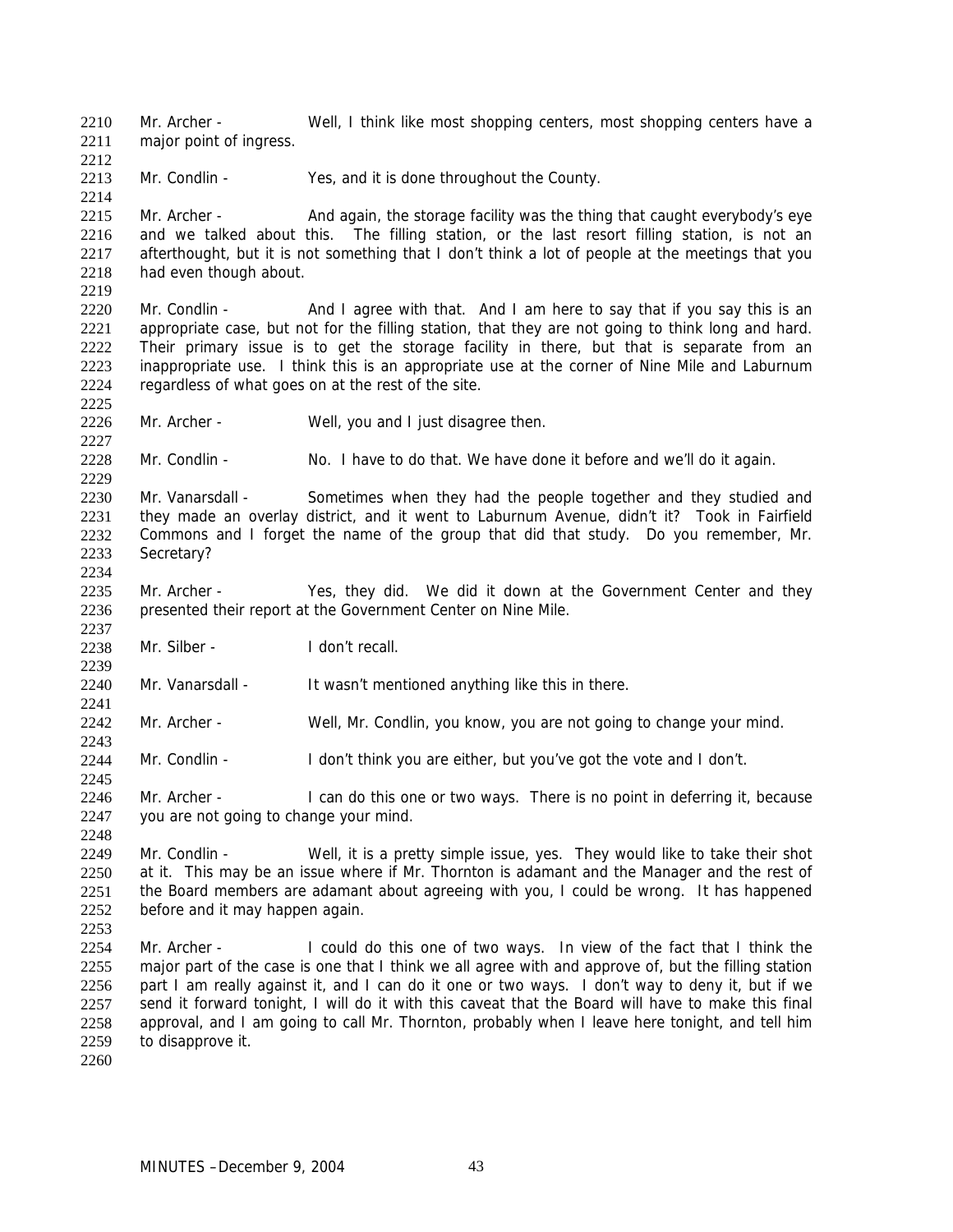Mr. Archer - Well, I think like most shopping centers, most shopping centers have a major point of ingress.

Mr. Condlin - Yes, and it is done throughout the County.

Mr. Archer - And again, the storage facility was the thing that caught everybody's eye and we talked about this. The filling station, or the last resort filling station, is not an afterthought, but it is not something that I don't think a lot of people at the meetings that you had even though about.

Mr. Condlin - And I agree with that. And I am here to say that if you say this is an appropriate case, but not for the filling station, that they are not going to think long and hard. Their primary issue is to get the storage facility in there, but that is separate from an inappropriate use. I think this is an appropriate use at the corner of Nine Mile and Laburnum regardless of what goes on at the rest of the site.

Mr. Archer - Well, you and I just disagree then.

Mr. Condlin - No. I have to do that. We have done it before and we'll do it again.

Mr. Vanarsdall - Sometimes when they had the people together and they studied and they made an overlay district, and it went to Laburnum Avenue, didn't it? Took in Fairfield Commons and I forget the name of the group that did that study. Do you remember, Mr. Secretary?

Mr. Archer - Yes, they did. We did it down at the Government Center and they presented their report at the Government Center on Nine Mile.

Mr. Silber - I don't recall.

Mr. Vanarsdall - It wasn't mentioned anything like this in there.

Mr. Archer - Well, Mr. Condlin, you know, you are not going to change your mind.

Mr. Condlin - I don't think you are either, but you've got the vote and I don't.

Mr. Archer - I can do this one or two ways. There is no point in deferring it, because you are not going to change your mind.

Mr. Condlin - Well, it is a pretty simple issue, yes. They would like to take their shot at it. This may be an issue where if Mr. Thornton is adamant and the Manager and the rest of the Board members are adamant about agreeing with you, I could be wrong. It has happened before and it may happen again.

Mr. Archer - I could do this one of two ways. In view of the fact that I think the major part of the case is one that I think we all agree with and approve of, but the filling station part I am really against it, and I can do it one or two ways. I don't way to deny it, but if we send it forward tonight, I will do it with this caveat that the Board will have to make this final approval, and I am going to call Mr. Thornton, probably when I leave here tonight, and tell him to disapprove it.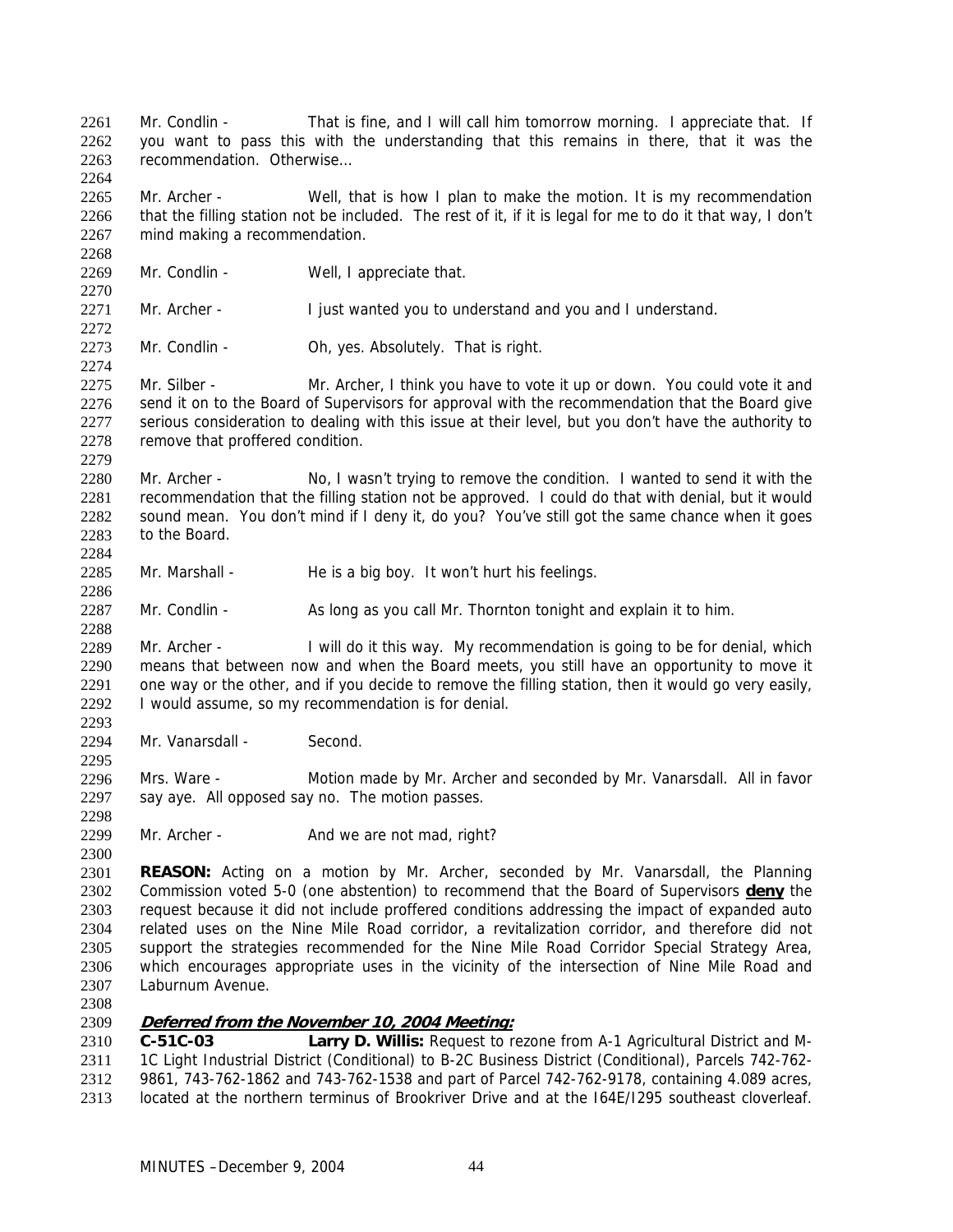Mr. Condlin - That is fine, and I will call him tomorrow morning. I appreciate that. If you want to pass this with the understanding that this remains in there, that it was the recommendation. Otherwise…

Mr. Archer - Well, that is how I plan to make the motion. It is my recommendation that the filling station not be included. The rest of it, if it is legal for me to do it that way, I don't mind making a recommendation.

Mr. Condlin - Well, I appreciate that.

Mr. Archer - I just wanted you to understand and you and I understand.

Mr. Condlin - Oh, yes. Absolutely. That is right.

Mr. Silber - Mr. Archer, I think you have to vote it up or down. You could vote it and send it on to the Board of Supervisors for approval with the recommendation that the Board give serious consideration to dealing with this issue at their level, but you don't have the authority to remove that proffered condition.

Mr. Archer - No, I wasn't trying to remove the condition. I wanted to send it with the recommendation that the filling station not be approved. I could do that with denial, but it would sound mean. You don't mind if I deny it, do you? You've still got the same chance when it goes to the Board.

Mr. Marshall - He is a big boy. It won't hurt his feelings.

Mr. Condlin - As long as you call Mr. Thornton tonight and explain it to him.

Mr. Archer - I will do it this way. My recommendation is going to be for denial, which means that between now and when the Board meets, you still have an opportunity to move it one way or the other, and if you decide to remove the filling station, then it would go very easily, I would assume, so my recommendation is for denial.

Mr. Vanarsdall - Second.

Mrs. Ware - Motion made by Mr. Archer and seconded by Mr. Vanarsdall. All in favor say aye. All opposed say no. The motion passes.

Mr. Archer - And we are not mad, right?

**REASON:** Acting on a motion by Mr. Archer, seconded by Mr. Vanarsdall, the Planning Commission voted 5-0 (one abstention) to recommend that the Board of Supervisors **deny** the request because it did not include proffered conditions addressing the impact of expanded auto related uses on the Nine Mile Road corridor, a revitalization corridor, and therefore did not support the strategies recommended for the Nine Mile Road Corridor Special Strategy Area, which encourages appropriate uses in the vicinity of the intersection of Nine Mile Road and Laburnum Avenue.

***Deferred from the November 10, 2004 Meeting:***

**C-51C-03** **Larry D. Willis:** Request to rezone from A-1 Agricultural District and M-1C Light Industrial District (Conditional) to B-2C Business District (Conditional), Parcels 742-762-9861, 743-762-1862 and 743-762-1538 and part of Parcel 742-762-9178, containing 4.089 acres, located at the northern terminus of Brookriver Drive and at the I64E/I295 southeast cloverleaf.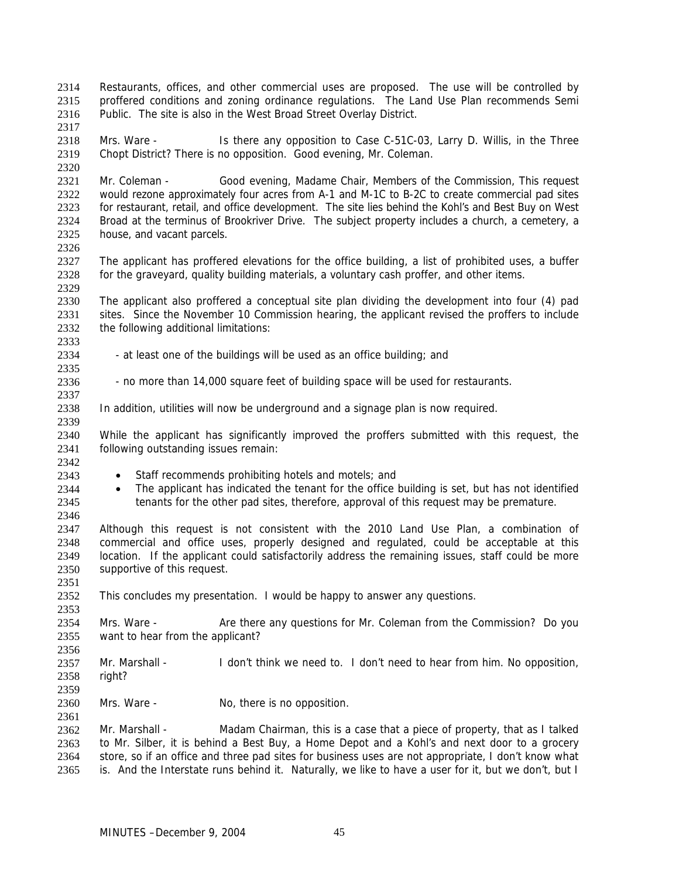Restaurants, offices, and other commercial uses are proposed. The use will be controlled by proffered conditions and zoning ordinance regulations. The Land Use Plan recommends Semi Public. The site is also in the West Broad Street Overlay District.

Mrs. Ware - Is there any opposition to Case C-51C-03, Larry D. Willis, in the Three Chopt District? There is no opposition. Good evening, Mr. Coleman.

Mr. Coleman - Good evening, Madame Chair, Members of the Commission, This request would rezone approximately four acres from A-1 and M-1C to B-2C to create commercial pad sites for restaurant, retail, and office development. The site lies behind the Kohl's and Best Buy on West Broad at the terminus of Brookriver Drive. The subject property includes a church, a cemetery, a house, and vacant parcels.

The applicant has proffered elevations for the office building, a list of prohibited uses, a buffer for the graveyard, quality building materials, a voluntary cash proffer, and other items.

The applicant also proffered a conceptual site plan dividing the development into four (4) pad sites. Since the November 10 Commission hearing, the applicant revised the proffers to include the following additional limitations:

- at least one of the buildings will be used as an office building; and

- no more than 14,000 square feet of building space will be used for restaurants.

In addition, utilities will now be underground and a signage plan is now required.

While the applicant has significantly improved the proffers submitted with this request, the following outstanding issues remain:

- Staff recommends prohibiting hotels and motels; and
- The applicant has indicated the tenant for the office building is set, but has not identified tenants for the other pad sites, therefore, approval of this request may be premature.

Although this request is not consistent with the 2010 Land Use Plan, a combination of commercial and office uses, properly designed and regulated, could be acceptable at this location. If the applicant could satisfactorily address the remaining issues, staff could be more supportive of this request.

This concludes my presentation. I would be happy to answer any questions.

Mrs. Ware - Are there any questions for Mr. Coleman from the Commission? Do you want to hear from the applicant?

Mr. Marshall - I don't think we need to. I don't need to hear from him. No opposition, right?

Mrs. Ware - No, there is no opposition.

Mr. Marshall - Madam Chairman, this is a case that a piece of property, that as I talked to Mr. Silber, it is behind a Best Buy, a Home Depot and a Kohl's and next door to a grocery store, so if an office and three pad sites for business uses are not appropriate, I don't know what is. And the Interstate runs behind it. Naturally, we like to have a user for it, but we don't, but I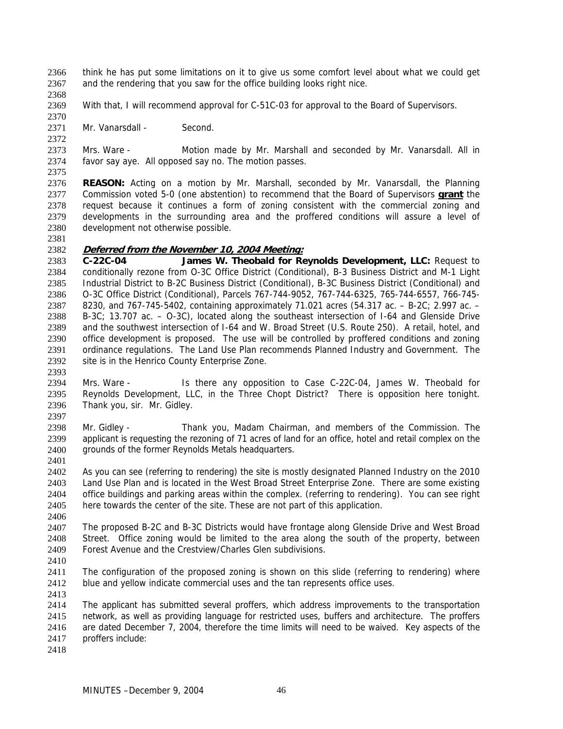think he has put some limitations on it to give us some comfort level about what we could get and the rendering that you saw for the office building looks right nice.

With that, I will recommend approval for C-51C-03 for approval to the Board of Supervisors.

Mr. Vanarsdall - Second.

Mrs. Ware - Motion made by Mr. Marshall and seconded by Mr. Vanarsdall. All in favor say aye. All opposed say no. The motion passes.

**REASON:** Acting on a motion by Mr. Marshall, seconded by Mr. Vanarsdall, the Planning Commission voted 5-0 (one abstention) to recommend that the Board of Supervisors **grant** the request because it continues a form of zoning consistent with the commercial zoning and developments in the surrounding area and the proffered conditions will assure a level of development not otherwise possible.

***Deferred from the November 10, 2004 Meeting:***

**C-22C-04 James W. Theobald for Reynolds Development, LLC:** Request to conditionally rezone from O-3C Office District (Conditional), B-3 Business District and M-1 Light Industrial District to B-2C Business District (Conditional), B-3C Business District (Conditional) and O-3C Office District (Conditional), Parcels 767-744-9052, 767-744-6325, 765-744-6557, 766-745-8230, and 767-745-5402, containing approximately 71.021 acres (54.317 ac. – B-2C; 2.997 ac. – B-3C; 13.707 ac. – O-3C), located along the southeast intersection of I-64 and Glenside Drive and the southwest intersection of I-64 and W. Broad Street (U.S. Route 250). A retail, hotel, and office development is proposed. The use will be controlled by proffered conditions and zoning ordinance regulations. The Land Use Plan recommends Planned Industry and Government. The site is in the Henrico County Enterprise Zone.

Mrs. Ware - Is there any opposition to Case C-22C-04, James W. Theobald for Reynolds Development, LLC, in the Three Chopt District? There is opposition here tonight. Thank you, sir. Mr. Gidley.

Mr. Gidley - Thank you, Madam Chairman, and members of the Commission. The applicant is requesting the rezoning of 71 acres of land for an office, hotel and retail complex on the grounds of the former Reynolds Metals headquarters.

As you can see (referring to rendering) the site is mostly designated Planned Industry on the 2010 Land Use Plan and is located in the West Broad Street Enterprise Zone. There are some existing office buildings and parking areas within the complex. (referring to rendering). You can see right here towards the center of the site. These are not part of this application.

The proposed B-2C and B-3C Districts would have frontage along Glenside Drive and West Broad Street. Office zoning would be limited to the area along the south of the property, between Forest Avenue and the Crestview/Charles Glen subdivisions.

The configuration of the proposed zoning is shown on this slide (referring to rendering) where blue and yellow indicate commercial uses and the tan represents office uses.

The applicant has submitted several proffers, which address improvements to the transportation network, as well as providing language for restricted uses, buffers and architecture. The proffers are dated December 7, 2004, therefore the time limits will need to be waived. Key aspects of the proffers include: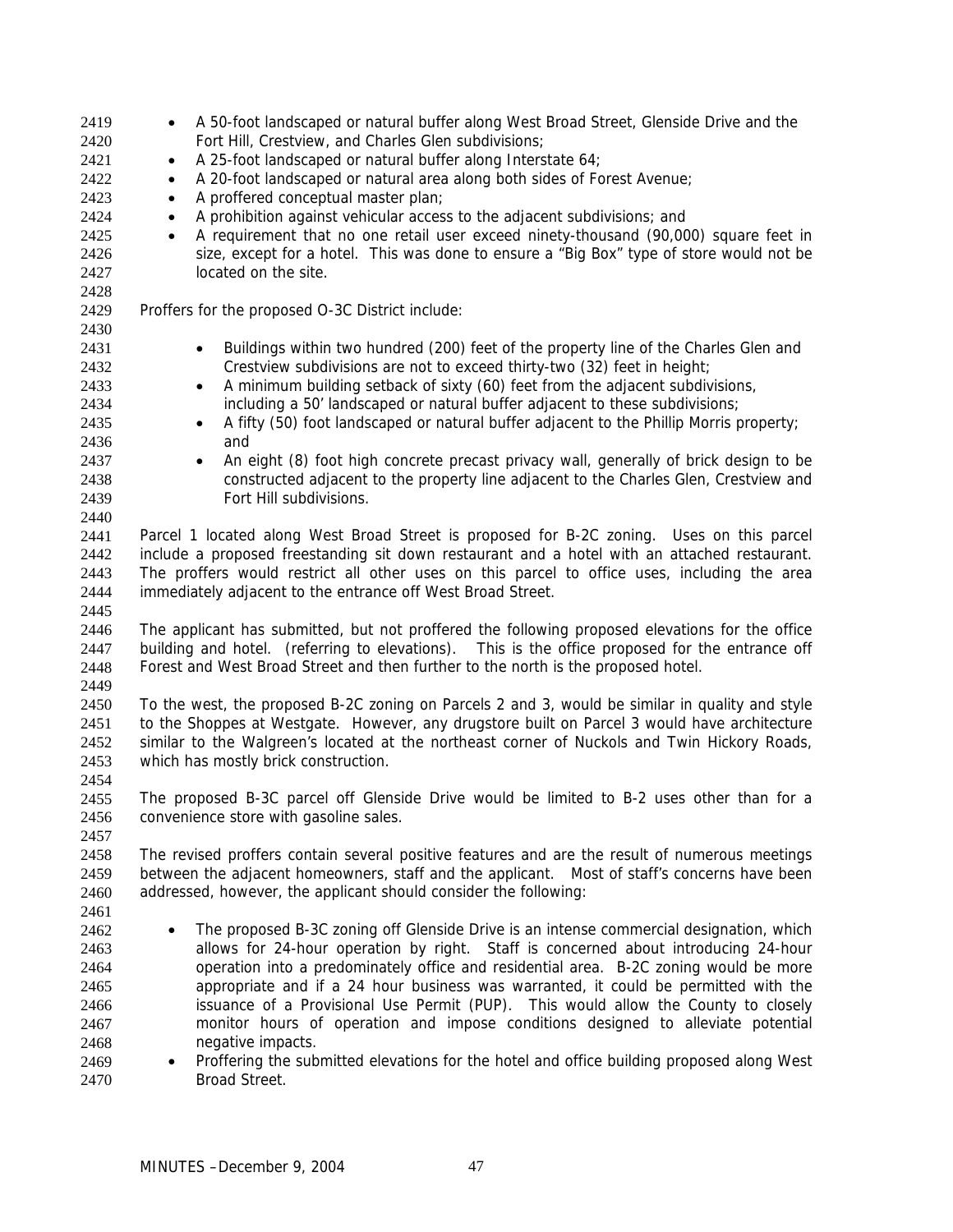- A 50-foot landscaped or natural buffer along West Broad Street, Glenside Drive and the Fort Hill, Crestview, and Charles Glen subdivisions;
- A 25-foot landscaped or natural buffer along Interstate 64;
- A 20-foot landscaped or natural area along both sides of Forest Avenue;
- A proffered conceptual master plan;
- A prohibition against vehicular access to the adjacent subdivisions; and
- A requirement that no one retail user exceed ninety-thousand (90,000) square feet in size, except for a hotel. This was done to ensure a "Big Box" type of store would not be located on the site.

Proffers for the proposed O-3C District include:

- Buildings within two hundred (200) feet of the property line of the Charles Glen and Crestview subdivisions are not to exceed thirty-two (32) feet in height;
- A minimum building setback of sixty (60) feet from the adjacent subdivisions, including a 50' landscaped or natural buffer adjacent to these subdivisions;
- A fifty (50) foot landscaped or natural buffer adjacent to the Phillip Morris property; and
- An eight (8) foot high concrete precast privacy wall, generally of brick design to be constructed adjacent to the property line adjacent to the Charles Glen, Crestview and Fort Hill subdivisions.

Parcel 1 located along West Broad Street is proposed for B-2C zoning. Uses on this parcel include a proposed freestanding sit down restaurant and a hotel with an attached restaurant. The proffers would restrict all other uses on this parcel to office uses, including the area immediately adjacent to the entrance off West Broad Street.

The applicant has submitted, but not proffered the following proposed elevations for the office building and hotel. (referring to elevations). This is the office proposed for the entrance off Forest and West Broad Street and then further to the north is the proposed hotel.

To the west, the proposed B-2C zoning on Parcels 2 and 3, would be similar in quality and style to the Shoppes at Westgate. However, any drugstore built on Parcel 3 would have architecture similar to the Walgreen's located at the northeast corner of Nuckols and Twin Hickory Roads, which has mostly brick construction.

The proposed B-3C parcel off Glenside Drive would be limited to B-2 uses other than for a convenience store with gasoline sales.

The revised proffers contain several positive features and are the result of numerous meetings between the adjacent homeowners, staff and the applicant. Most of staff's concerns have been addressed, however, the applicant should consider the following:

- The proposed B-3C zoning off Glenside Drive is an intense commercial designation, which allows for 24-hour operation by right. Staff is concerned about introducing 24-hour operation into a predominately office and residential area. B-2C zoning would be more appropriate and if a 24 hour business was warranted, it could be permitted with the issuance of a Provisional Use Permit (PUP). This would allow the County to closely monitor hours of operation and impose conditions designed to alleviate potential negative impacts.
- Proffering the submitted elevations for the hotel and office building proposed along West Broad Street.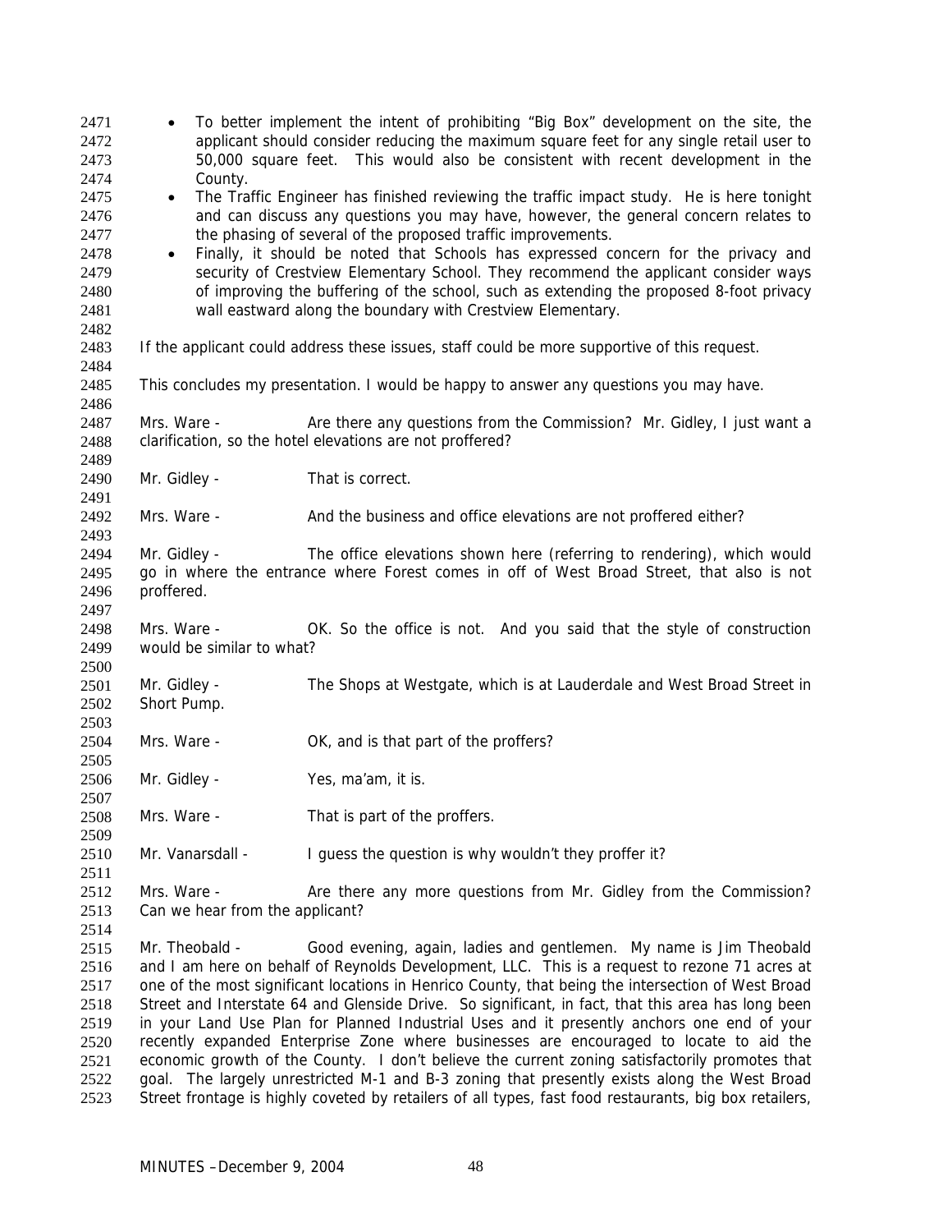- To better implement the intent of prohibiting "Big Box" development on the site, the applicant should consider reducing the maximum square feet for any single retail user to 50,000 square feet. This would also be consistent with recent development in the County.
- The Traffic Engineer has finished reviewing the traffic impact study. He is here tonight and can discuss any questions you may have, however, the general concern relates to the phasing of several of the proposed traffic improvements.
- Finally, it should be noted that Schools has expressed concern for the privacy and security of Crestview Elementary School. They recommend the applicant consider ways of improving the buffering of the school, such as extending the proposed 8-foot privacy wall eastward along the boundary with Crestview Elementary.

If the applicant could address these issues, staff could be more supportive of this request.

This concludes my presentation. I would be happy to answer any questions you may have.

Mrs. Ware - Are there any questions from the Commission? Mr. Gidley, I just want a clarification, so the hotel elevations are not proffered?

Mr. Gidley - That is correct.

Mrs. Ware - And the business and office elevations are not proffered either?

Mr. Gidley - The office elevations shown here (referring to rendering), which would go in where the entrance where Forest comes in off of West Broad Street, that also is not proffered.

Mrs. Ware - OK. So the office is not. And you said that the style of construction would be similar to what?

Mr. Gidley - The Shops at Westgate, which is at Lauderdale and West Broad Street in Short Pump.

Mrs. Ware - OK, and is that part of the proffers?

Mr. Gidley - Yes, ma'am, it is.

Mrs. Ware - That is part of the proffers.

Mr. Vanarsdall - I guess the question is why wouldn't they proffer it?

Mrs. Ware - Are there any more questions from Mr. Gidley from the Commission? Can we hear from the applicant?

Mr. Theobald - Good evening, again, ladies and gentlemen. My name is Jim Theobald and I am here on behalf of Reynolds Development, LLC. This is a request to rezone 71 acres at one of the most significant locations in Henrico County, that being the intersection of West Broad Street and Interstate 64 and Glenside Drive. So significant, in fact, that this area has long been in your Land Use Plan for Planned Industrial Uses and it presently anchors one end of your recently expanded Enterprise Zone where businesses are encouraged to locate to aid the economic growth of the County. I don't believe the current zoning satisfactorily promotes that goal. The largely unrestricted M-1 and B-3 zoning that presently exists along the West Broad Street frontage is highly coveted by retailers of all types, fast food restaurants, big box retailers,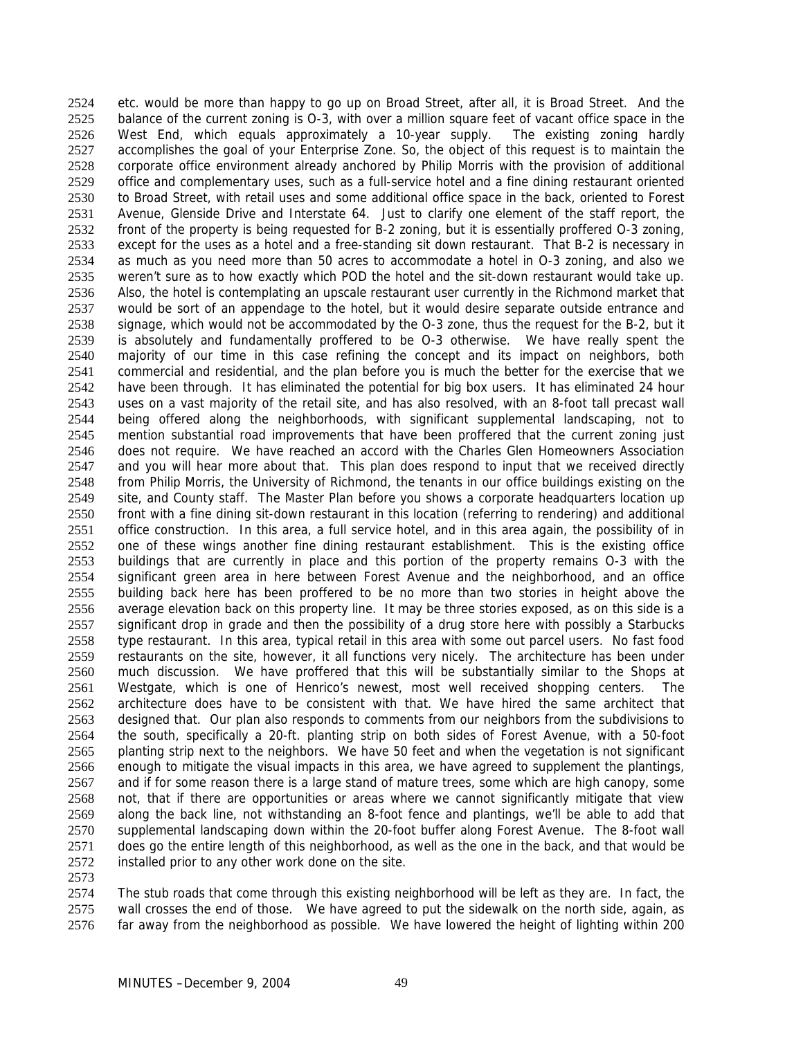etc. would be more than happy to go up on Broad Street, after all, it is Broad Street. And the balance of the current zoning is O-3, with over a million square feet of vacant office space in the West End, which equals approximately a 10-year supply. The existing zoning hardly accomplishes the goal of your Enterprise Zone. So, the object of this request is to maintain the corporate office environment already anchored by Philip Morris with the provision of additional office and complementary uses, such as a full-service hotel and a fine dining restaurant oriented to Broad Street, with retail uses and some additional office space in the back, oriented to Forest Avenue, Glenside Drive and Interstate 64. Just to clarify one element of the staff report, the front of the property is being requested for B-2 zoning, but it is essentially proffered O-3 zoning, except for the uses as a hotel and a free-standing sit down restaurant. That B-2 is necessary in as much as you need more than 50 acres to accommodate a hotel in O-3 zoning, and also we weren't sure as to how exactly which POD the hotel and the sit-down restaurant would take up. Also, the hotel is contemplating an upscale restaurant user currently in the Richmond market that would be sort of an appendage to the hotel, but it would desire separate outside entrance and signage, which would not be accommodated by the O-3 zone, thus the request for the B-2, but it is absolutely and fundamentally proffered to be O-3 otherwise. We have really spent the majority of our time in this case refining the concept and its impact on neighbors, both commercial and residential, and the plan before you is much the better for the exercise that we have been through. It has eliminated the potential for big box users. It has eliminated 24 hour uses on a vast majority of the retail site, and has also resolved, with an 8-foot tall precast wall being offered along the neighborhoods, with significant supplemental landscaping, not to mention substantial road improvements that have been proffered that the current zoning just does not require. We have reached an accord with the Charles Glen Homeowners Association and you will hear more about that. This plan does respond to input that we received directly from Philip Morris, the University of Richmond, the tenants in our office buildings existing on the site, and County staff. The Master Plan before you shows a corporate headquarters location up front with a fine dining sit-down restaurant in this location (referring to rendering) and additional office construction. In this area, a full service hotel, and in this area again, the possibility of in one of these wings another fine dining restaurant establishment. This is the existing office buildings that are currently in place and this portion of the property remains O-3 with the significant green area in here between Forest Avenue and the neighborhood, and an office building back here has been proffered to be no more than two stories in height above the average elevation back on this property line. It may be three stories exposed, as on this side is a significant drop in grade and then the possibility of a drug store here with possibly a Starbucks type restaurant. In this area, typical retail in this area with some out parcel users. No fast food restaurants on the site, however, it all functions very nicely. The architecture has been under much discussion. We have proffered that this will be substantially similar to the Shops at Westgate, which is one of Henrico's newest, most well received shopping centers. The architecture does have to be consistent with that. We have hired the same architect that designed that. Our plan also responds to comments from our neighbors from the subdivisions to the south, specifically a 20-ft. planting strip on both sides of Forest Avenue, with a 50-foot planting strip next to the neighbors. We have 50 feet and when the vegetation is not significant enough to mitigate the visual impacts in this area, we have agreed to supplement the plantings, and if for some reason there is a large stand of mature trees, some which are high canopy, some not, that if there are opportunities or areas where we cannot significantly mitigate that view along the back line, not withstanding an 8-foot fence and plantings, we'll be able to add that supplemental landscaping down within the 20-foot buffer along Forest Avenue. The 8-foot wall does go the entire length of this neighborhood, as well as the one in the back, and that would be installed prior to any other work done on the site.

The stub roads that come through this existing neighborhood will be left as they are. In fact, the wall crosses the end of those. We have agreed to put the sidewalk on the north side, again, as far away from the neighborhood as possible. We have lowered the height of lighting within 200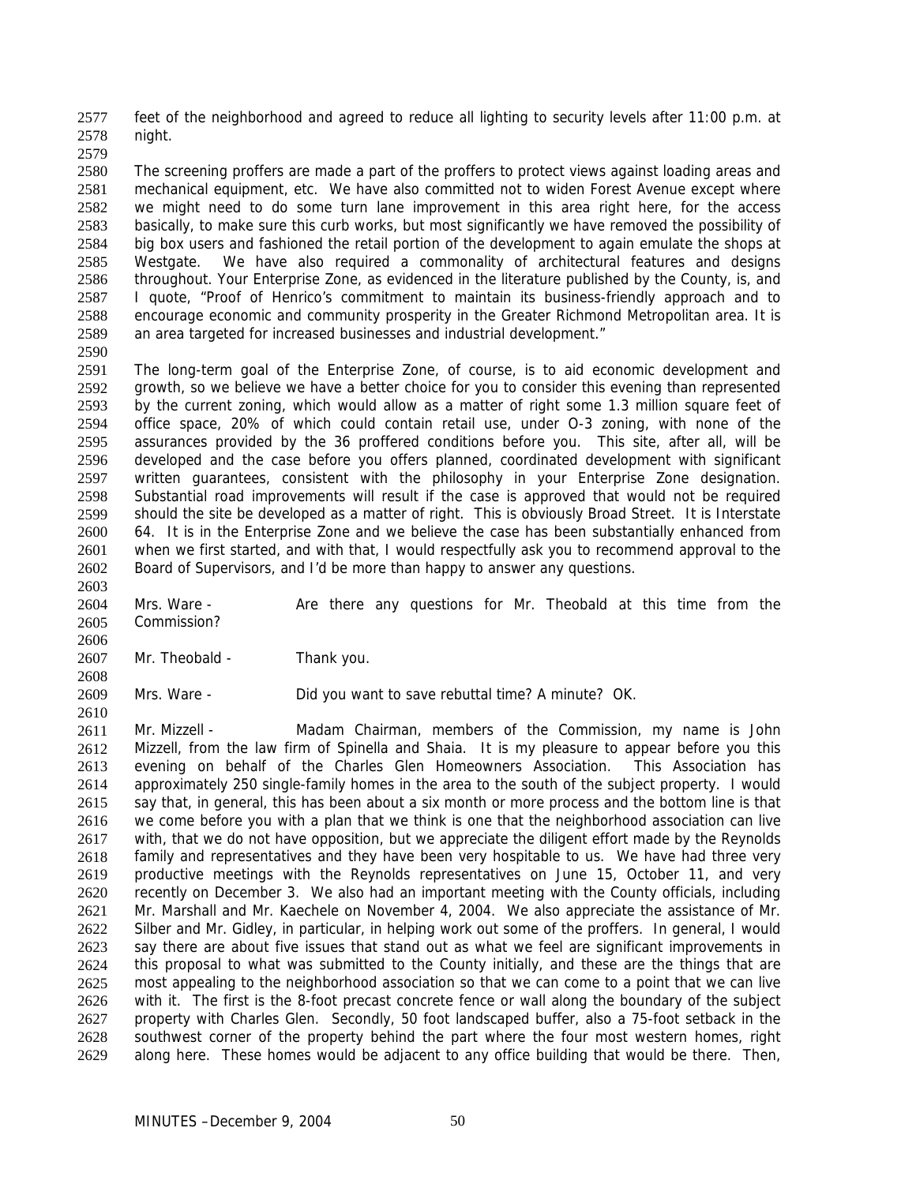feet of the neighborhood and agreed to reduce all lighting to security levels after 11:00 p.m. at night.

The screening proffers are made a part of the proffers to protect views against loading areas and mechanical equipment, etc. We have also committed not to widen Forest Avenue except where we might need to do some turn lane improvement in this area right here, for the access basically, to make sure this curb works, but most significantly we have removed the possibility of big box users and fashioned the retail portion of the development to again emulate the shops at Westgate. We have also required a commonality of architectural features and designs throughout. Your Enterprise Zone, as evidenced in the literature published by the County, is, and I quote, "Proof of Henrico's commitment to maintain its business-friendly approach and to encourage economic and community prosperity in the Greater Richmond Metropolitan area. It is an area targeted for increased businesses and industrial development."

The long-term goal of the Enterprise Zone, of course, is to aid economic development and growth, so we believe we have a better choice for you to consider this evening than represented by the current zoning, which would allow as a matter of right some 1.3 million square feet of office space, 20% of which could contain retail use, under O-3 zoning, with none of the assurances provided by the 36 proffered conditions before you. This site, after all, will be developed and the case before you offers planned, coordinated development with significant written guarantees, consistent with the philosophy in your Enterprise Zone designation. Substantial road improvements will result if the case is approved that would not be required should the site be developed as a matter of right. This is obviously Broad Street. It is Interstate 64. It is in the Enterprise Zone and we believe the case has been substantially enhanced from when we first started, and with that, I would respectfully ask you to recommend approval to the Board of Supervisors, and I'd be more than happy to answer any questions.

Mrs. Ware - Are there any questions for Mr. Theobald at this time from the Commission?

Mr. Theobald - Thank you.

Mrs. Ware - Did you want to save rebuttal time? A minute? OK.

Mr. Mizzell - Madam Chairman, members of the Commission, my name is John Mizzell, from the law firm of Spinella and Shaia. It is my pleasure to appear before you this evening on behalf of the Charles Glen Homeowners Association. This Association has approximately 250 single-family homes in the area to the south of the subject property. I would say that, in general, this has been about a six month or more process and the bottom line is that we come before you with a plan that we think is one that the neighborhood association can live with, that we do not have opposition, but we appreciate the diligent effort made by the Reynolds family and representatives and they have been very hospitable to us. We have had three very productive meetings with the Reynolds representatives on June 15, October 11, and very recently on December 3. We also had an important meeting with the County officials, including Mr. Marshall and Mr. Kaechele on November 4, 2004. We also appreciate the assistance of Mr. Silber and Mr. Gidley, in particular, in helping work out some of the proffers. In general, I would say there are about five issues that stand out as what we feel are significant improvements in this proposal to what was submitted to the County initially, and these are the things that are most appealing to the neighborhood association so that we can come to a point that we can live with it. The first is the 8-foot precast concrete fence or wall along the boundary of the subject property with Charles Glen. Secondly, 50 foot landscaped buffer, also a 75-foot setback in the southwest corner of the property behind the part where the four most western homes, right along here. These homes would be adjacent to any office building that would be there. Then,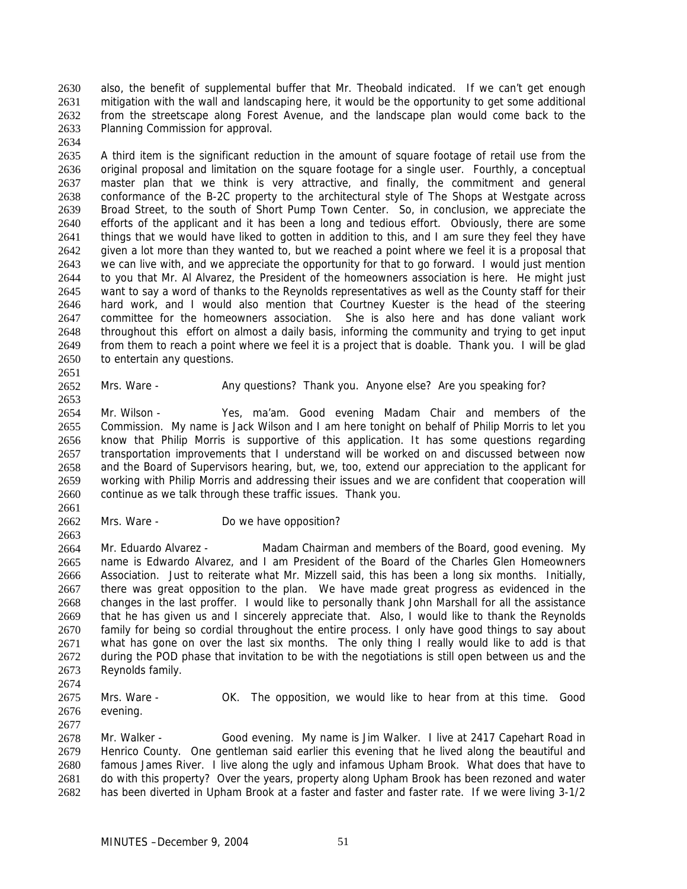also, the benefit of supplemental buffer that Mr. Theobald indicated. If we can't get enough mitigation with the wall and landscaping here, it would be the opportunity to get some additional from the streetscape along Forest Avenue, and the landscape plan would come back to the Planning Commission for approval.

A third item is the significant reduction in the amount of square footage of retail use from the original proposal and limitation on the square footage for a single user. Fourthly, a conceptual master plan that we think is very attractive, and finally, the commitment and general conformance of the B-2C property to the architectural style of The Shops at Westgate across Broad Street, to the south of Short Pump Town Center. So, in conclusion, we appreciate the efforts of the applicant and it has been a long and tedious effort. Obviously, there are some things that we would have liked to gotten in addition to this, and I am sure they feel they have given a lot more than they wanted to, but we reached a point where we feel it is a proposal that we can live with, and we appreciate the opportunity for that to go forward. I would just mention to you that Mr. Al Alvarez, the President of the homeowners association is here. He might just want to say a word of thanks to the Reynolds representatives as well as the County staff for their hard work, and I would also mention that Courtney Kuester is the head of the steering committee for the homeowners association. She is also here and has done valiant work throughout this effort on almost a daily basis, informing the community and trying to get input from them to reach a point where we feel it is a project that is doable. Thank you. I will be glad to entertain any questions.

Mrs. Ware - Any questions? Thank you. Anyone else? Are you speaking for?

Mr. Wilson - Yes, ma'am. Good evening Madam Chair and members of the Commission. My name is Jack Wilson and I am here tonight on behalf of Philip Morris to let you know that Philip Morris is supportive of this application. It has some questions regarding transportation improvements that I understand will be worked on and discussed between now and the Board of Supervisors hearing, but, we, too, extend our appreciation to the applicant for working with Philip Morris and addressing their issues and we are confident that cooperation will continue as we talk through these traffic issues. Thank you.

Mrs. Ware - Do we have opposition?

Mr. Eduardo Alvarez - Madam Chairman and members of the Board, good evening. My name is Edwardo Alvarez, and I am President of the Board of the Charles Glen Homeowners Association. Just to reiterate what Mr. Mizzell said, this has been a long six months. Initially, there was great opposition to the plan. We have made great progress as evidenced in the changes in the last proffer. I would like to personally thank John Marshall for all the assistance that he has given us and I sincerely appreciate that. Also, I would like to thank the Reynolds family for being so cordial throughout the entire process. I only have good things to say about what has gone on over the last six months. The only thing I really would like to add is that during the POD phase that invitation to be with the negotiations is still open between us and the Reynolds family.

Mrs. Ware - OK. The opposition, we would like to hear from at this time. Good evening.

Mr. Walker - Good evening. My name is Jim Walker. I live at 2417 Capehart Road in Henrico County. One gentleman said earlier this evening that he lived along the beautiful and famous James River. I live along the ugly and infamous Upham Brook. What does that have to do with this property? Over the years, property along Upham Brook has been rezoned and water has been diverted in Upham Brook at a faster and faster and faster rate. If we were living 3-1/2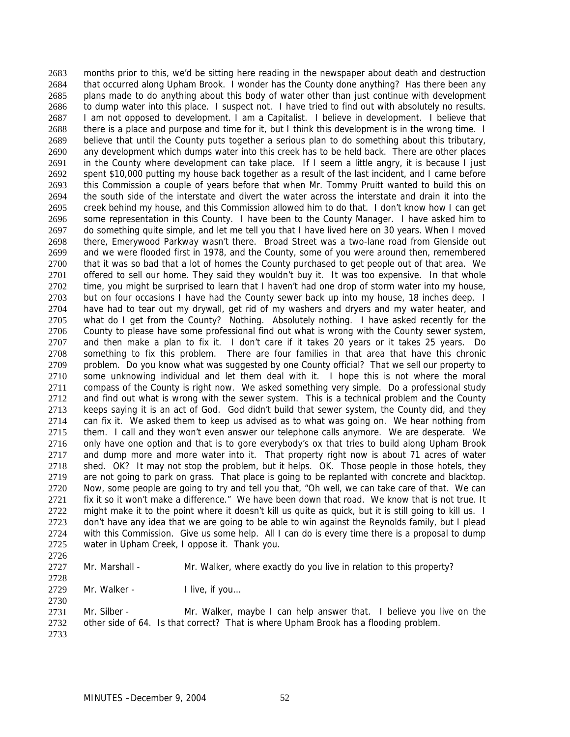months prior to this, we'd be sitting here reading in the newspaper about death and destruction that occurred along Upham Brook. I wonder has the County done anything? Has there been any plans made to do anything about this body of water other than just continue with development to dump water into this place. I suspect not. I have tried to find out with absolutely no results. I am not opposed to development. I am a Capitalist. I believe in development. I believe that there is a place and purpose and time for it, but I think this development is in the wrong time. I believe that until the County puts together a serious plan to do something about this tributary, any development which dumps water into this creek has to be held back. There are other places in the County where development can take place. If I seem a little angry, it is because I just spent $10,000 putting my house back together as a result of the last incident, and I came before this Commission a couple of years before that when Mr. Tommy Pruitt wanted to build this on the south side of the interstate and divert the water across the interstate and drain it into the creek behind my house, and this Commission allowed him to do that. I don't know how I can get some representation in this County. I have been to the County Manager. I have asked him to do something quite simple, and let me tell you that I have lived here on 30 years. When I moved there, Emerywood Parkway wasn't there. Broad Street was a two-lane road from Glenside out and we were flooded first in 1978, and the County, some of you were around then, remembered that it was so bad that a lot of homes the County purchased to get people out of that area. We offered to sell our home. They said they wouldn't buy it. It was too expensive. In that whole time, you might be surprised to learn that I haven't had one drop of storm water into my house, but on four occasions I have had the County sewer back up into my house, 18 inches deep. I have had to tear out my drywall, get rid of my washers and dryers and my water heater, and what do I get from the County? Nothing. Absolutely nothing. I have asked recently for the County to please have some professional find out what is wrong with the County sewer system, and then make a plan to fix it. I don't care if it takes 20 years or it takes 25 years. Do something to fix this problem. There are four families in that area that have this chronic problem. Do you know what was suggested by one County official? That we sell our property to some unknowing individual and let them deal with it. I hope this is not where the moral compass of the County is right now. We asked something very simple. Do a professional study and find out what is wrong with the sewer system. This is a technical problem and the County keeps saying it is an act of God. God didn't build that sewer system, the County did, and they can fix it. We asked them to keep us advised as to what was going on. We hear nothing from them. I call and they won't even answer our telephone calls anymore. We are desperate. We only have one option and that is to gore everybody's ox that tries to build along Upham Brook and dump more and more water into it. That property right now is about 71 acres of water shed. OK? It may not stop the problem, but it helps. OK. Those people in those hotels, they are not going to park on grass. That place is going to be replanted with concrete and blacktop. Now, some people are going to try and tell you that, "Oh well, we can take care of that. We can fix it so it won't make a difference." We have been down that road. We know that is not true. It might make it to the point where it doesn't kill us quite as quick, but it is still going to kill us. I don't have any idea that we are going to be able to win against the Reynolds family, but I plead with this Commission. Give us some help. All I can do is every time there is a proposal to dump water in Upham Creek, I oppose it. Thank you.

Mr. Marshall - Mr. Walker, where exactly do you live in relation to this property?

Mr. Walker - I live, if you…

Mr. Silber - Mr. Walker, maybe I can help answer that. I believe you live on the other side of 64. Is that correct? That is where Upham Brook has a flooding problem.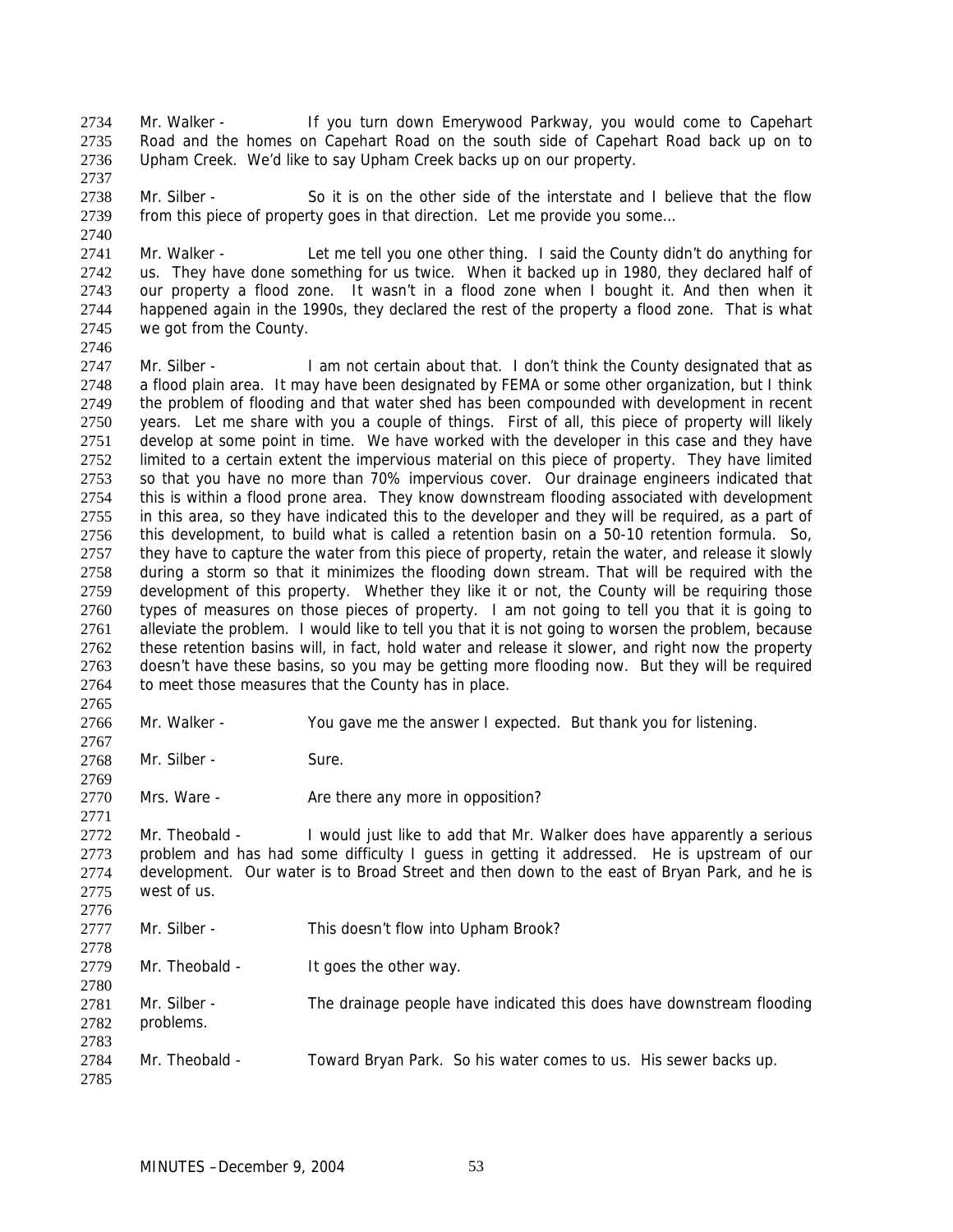Mr. Walker - If you turn down Emerywood Parkway, you would come to Capehart Road and the homes on Capehart Road on the south side of Capehart Road back up on to Upham Creek. We'd like to say Upham Creek backs up on our property.

Mr. Silber - So it is on the other side of the interstate and I believe that the flow from this piece of property goes in that direction. Let me provide you some…

Mr. Walker - Let me tell you one other thing. I said the County didn't do anything for us. They have done something for us twice. When it backed up in 1980, they declared half of our property a flood zone. It wasn't in a flood zone when I bought it. And then when it happened again in the 1990s, they declared the rest of the property a flood zone. That is what we got from the County.

Mr. Silber - I am not certain about that. I don't think the County designated that as a flood plain area. It may have been designated by FEMA or some other organization, but I think the problem of flooding and that water shed has been compounded with development in recent years. Let me share with you a couple of things. First of all, this piece of property will likely develop at some point in time. We have worked with the developer in this case and they have limited to a certain extent the impervious material on this piece of property. They have limited so that you have no more than 70% impervious cover. Our drainage engineers indicated that this is within a flood prone area. They know downstream flooding associated with development in this area, so they have indicated this to the developer and they will be required, as a part of this development, to build what is called a retention basin on a 50-10 retention formula. So, they have to capture the water from this piece of property, retain the water, and release it slowly during a storm so that it minimizes the flooding down stream. That will be required with the development of this property. Whether they like it or not, the County will be requiring those types of measures on those pieces of property. I am not going to tell you that it is going to alleviate the problem. I would like to tell you that it is not going to worsen the problem, because these retention basins will, in fact, hold water and release it slower, and right now the property doesn't have these basins, so you may be getting more flooding now. But they will be required to meet those measures that the County has in place.

Mr. Walker - You gave me the answer I expected. But thank you for listening.

Mr. Silber - Sure.

Mrs. Ware - Are there any more in opposition?

Mr. Theobald - I would just like to add that Mr. Walker does have apparently a serious problem and has had some difficulty I guess in getting it addressed. He is upstream of our development. Our water is to Broad Street and then down to the east of Bryan Park, and he is west of us.

Mr. Silber - This doesn't flow into Upham Brook?

Mr. Theobald - It goes the other way.

Mr. Silber - The drainage people have indicated this does have downstream flooding problems.

Mr. Theobald - Toward Bryan Park. So his water comes to us. His sewer backs up.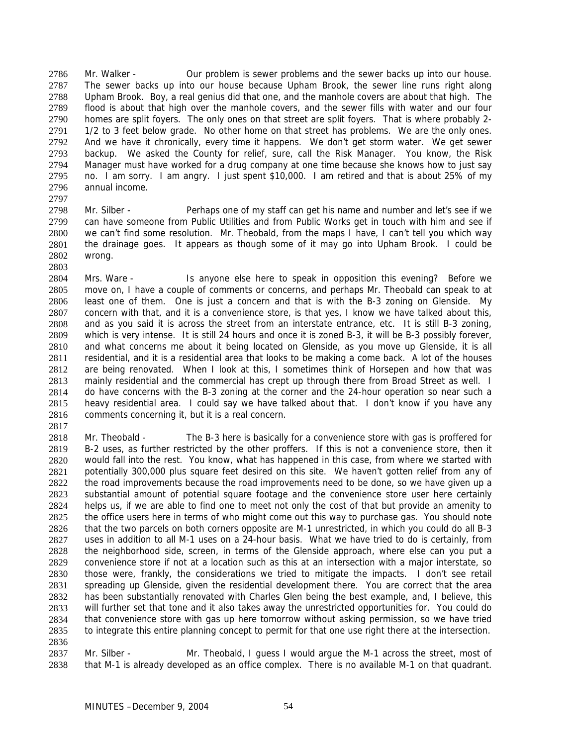2786 Mr. Walker - Our problem is sewer problems and the sewer backs up into our house.
2787 The sewer backs up into our house because Upham Brook, the sewer line runs right along
2788 Upham Brook. Boy, a real genius did that one, and the manhole covers are about that high. The
2789 flood is about that high over the manhole covers, and the sewer fills with water and our four
2790 homes are split foyers. The only ones on that street are split foyers. That is where probably 2-
2791 1/2 to 3 feet below grade. No other home on that street has problems. We are the only ones.
2792 And we have it chronically, every time it happens. We don't get storm water. We get sewer
2793 backup. We asked the County for relief, sure, call the Risk Manager. You know, the Risk
2794 Manager must have worked for a drug company at one time because she knows how to just say
2795 no. I am sorry. I am angry. I just spent $10,000. I am retired and that is about 25% of my
2796 annual income.
2797
2798 Mr. Silber - Perhaps one of my staff can get his name and number and let's see if we
2799 can have someone from Public Utilities and from Public Works get in touch with him and see if
2800 we can't find some resolution. Mr. Theobald, from the maps I have, I can't tell you which way
2801 the drainage goes. It appears as though some of it may go into Upham Brook. I could be
2802 wrong.
2803
2804 Mrs. Ware - Is anyone else here to speak in opposition this evening? Before we
2805 move on, I have a couple of comments or concerns, and perhaps Mr. Theobald can speak to at
2806 least one of them. One is just a concern and that is with the B-3 zoning on Glenside. My
2807 concern with that, and it is a convenience store, is that yes, I know we have talked about this,
2808 and as you said it is across the street from an interstate entrance, etc. It is still B-3 zoning,
2809 which is very intense. It is still 24 hours and once it is zoned B-3, it will be B-3 possibly forever,
2810 and what concerns me about it being located on Glenside, as you move up Glenside, it is all
2811 residential, and it is a residential area that looks to be making a come back. A lot of the houses
2812 are being renovated. When I look at this, I sometimes think of Horsepen and how that was
2813 mainly residential and the commercial has crept up through there from Broad Street as well. I
2814 do have concerns with the B-3 zoning at the corner and the 24-hour operation so near such a
2815 heavy residential area. I could say we have talked about that. I don't know if you have any
2816 comments concerning it, but it is a real concern.
2817
2818 Mr. Theobald - The B-3 here is basically for a convenience store with gas is proffered for
2819 B-2 uses, as further restricted by the other proffers. If this is not a convenience store, then it
2820 would fall into the rest. You know, what has happened in this case, from where we started with
2821 potentially 300,000 plus square feet desired on this site. We haven't gotten relief from any of
2822 the road improvements because the road improvements need to be done, so we have given up a
2823 substantial amount of potential square footage and the convenience store user here certainly
2824 helps us, if we are able to find one to meet not only the cost of that but provide an amenity to
2825 the office users here in terms of who might come out this way to purchase gas. You should note
2826 that the two parcels on both corners opposite are M-1 unrestricted, in which you could do all B-3
2827 uses in addition to all M-1 uses on a 24-hour basis. What we have tried to do is certainly, from
2828 the neighborhood side, screen, in terms of the Glenside approach, where else can you put a
2829 convenience store if not at a location such as this at an intersection with a major interstate, so
2830 those were, frankly, the considerations we tried to mitigate the impacts. I don't see retail
2831 spreading up Glenside, given the residential development there. You are correct that the area
2832 has been substantially renovated with Charles Glen being the best example, and, I believe, this
2833 will further set that tone and it also takes away the unrestricted opportunities for. You could do
2834 that convenience store with gas up here tomorrow without asking permission, so we have tried
2835 to integrate this entire planning concept to permit for that one use right there at the intersection.
2836
2837 Mr. Silber - Mr. Theobald, I guess I would argue the M-1 across the street, most of
2838 that M-1 is already developed as an office complex. There is no available M-1 on that quadrant.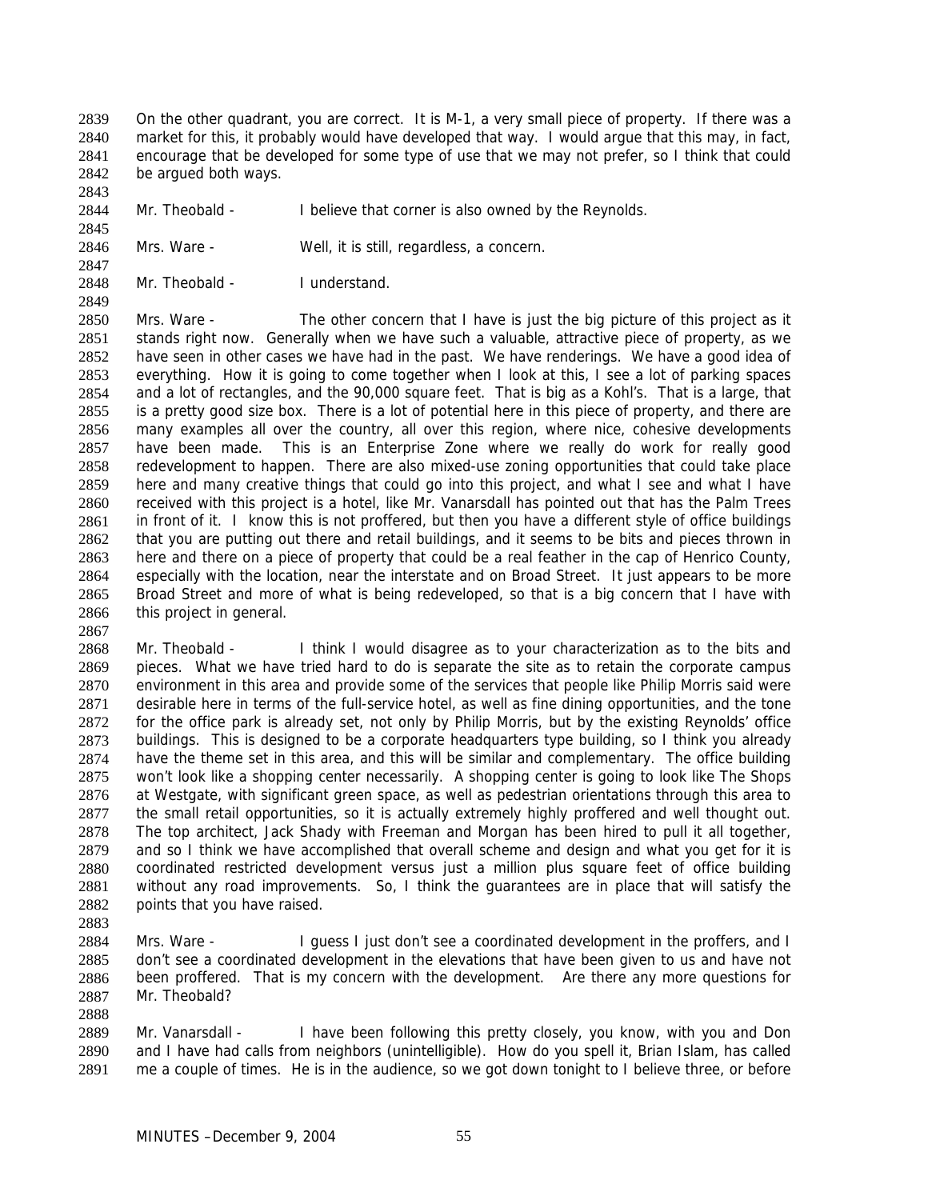On the other quadrant, you are correct. It is M-1, a very small piece of property. If there was a market for this, it probably would have developed that way. I would argue that this may, in fact, encourage that be developed for some type of use that we may not prefer, so I think that could be argued both ways.

Mr. Theobald - I believe that corner is also owned by the Reynolds.

Mrs. Ware - Well, it is still, regardless, a concern.

Mr. Theobald - I understand.

Mrs. Ware - The other concern that I have is just the big picture of this project as it stands right now. Generally when we have such a valuable, attractive piece of property, as we have seen in other cases we have had in the past. We have renderings. We have a good idea of everything. How it is going to come together when I look at this, I see a lot of parking spaces and a lot of rectangles, and the 90,000 square feet. That is big as a Kohl's. That is a large, that is a pretty good size box. There is a lot of potential here in this piece of property, and there are many examples all over the country, all over this region, where nice, cohesive developments have been made. This is an Enterprise Zone where we really do work for really good redevelopment to happen. There are also mixed-use zoning opportunities that could take place here and many creative things that could go into this project, and what I see and what I have received with this project is a hotel, like Mr. Vanarsdall has pointed out that has the Palm Trees in front of it. I know this is not proffered, but then you have a different style of office buildings that you are putting out there and retail buildings, and it seems to be bits and pieces thrown in here and there on a piece of property that could be a real feather in the cap of Henrico County, especially with the location, near the interstate and on Broad Street. It just appears to be more Broad Street and more of what is being redeveloped, so that is a big concern that I have with this project in general.

Mr. Theobald - I think I would disagree as to your characterization as to the bits and pieces. What we have tried hard to do is separate the site as to retain the corporate campus environment in this area and provide some of the services that people like Philip Morris said were desirable here in terms of the full-service hotel, as well as fine dining opportunities, and the tone for the office park is already set, not only by Philip Morris, but by the existing Reynolds' office buildings. This is designed to be a corporate headquarters type building, so I think you already have the theme set in this area, and this will be similar and complementary. The office building won't look like a shopping center necessarily. A shopping center is going to look like The Shops at Westgate, with significant green space, as well as pedestrian orientations through this area to the small retail opportunities, so it is actually extremely highly proffered and well thought out. The top architect, Jack Shady with Freeman and Morgan has been hired to pull it all together, and so I think we have accomplished that overall scheme and design and what you get for it is coordinated restricted development versus just a million plus square feet of office building without any road improvements. So, I think the guarantees are in place that will satisfy the points that you have raised.

Mrs. Ware - I guess I just don't see a coordinated development in the proffers, and I don't see a coordinated development in the elevations that have been given to us and have not been proffered. That is my concern with the development. Are there any more questions for Mr. Theobald?

Mr. Vanarsdall - I have been following this pretty closely, you know, with you and Don and I have had calls from neighbors (unintelligible). How do you spell it, Brian Islam, has called me a couple of times. He is in the audience, so we got down tonight to I believe three, or before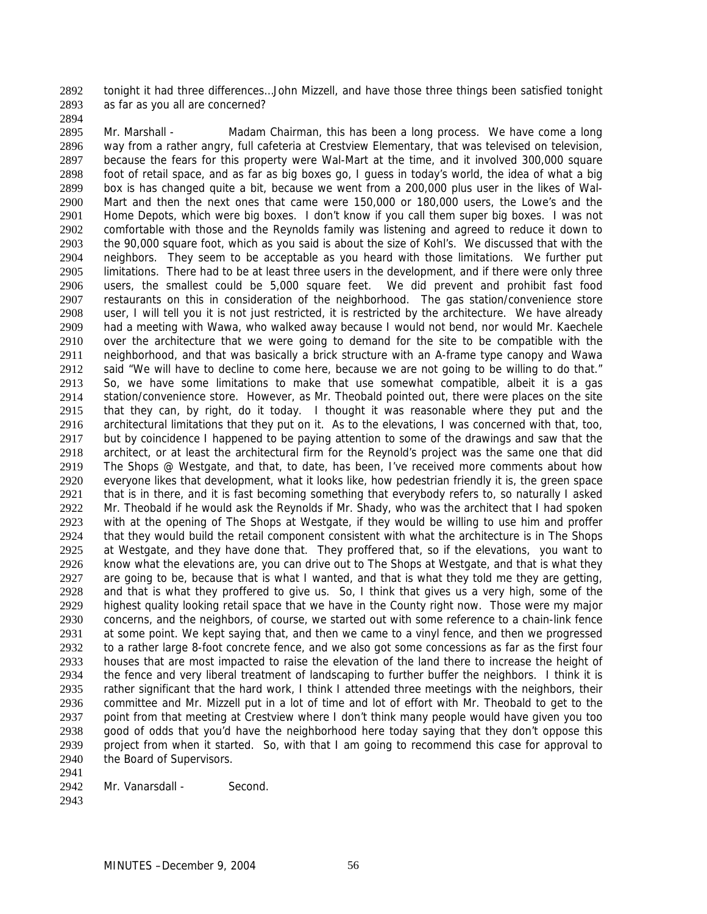tonight it had three differences…John Mizzell, and have those three things been satisfied tonight as far as you all are concerned?

Mr. Marshall - Madam Chairman, this has been a long process. We have come a long way from a rather angry, full cafeteria at Crestview Elementary, that was televised on television, because the fears for this property were Wal-Mart at the time, and it involved 300,000 square foot of retail space, and as far as big boxes go, I guess in today's world, the idea of what a big box is has changed quite a bit, because we went from a 200,000 plus user in the likes of Wal-Mart and then the next ones that came were 150,000 or 180,000 users, the Lowe's and the Home Depots, which were big boxes. I don't know if you call them super big boxes. I was not comfortable with those and the Reynolds family was listening and agreed to reduce it down to the 90,000 square foot, which as you said is about the size of Kohl's. We discussed that with the neighbors. They seem to be acceptable as you heard with those limitations. We further put limitations. There had to be at least three users in the development, and if there were only three users, the smallest could be 5,000 square feet. We did prevent and prohibit fast food restaurants on this in consideration of the neighborhood. The gas station/convenience store user, I will tell you it is not just restricted, it is restricted by the architecture. We have already had a meeting with Wawa, who walked away because I would not bend, nor would Mr. Kaechele over the architecture that we were going to demand for the site to be compatible with the neighborhood, and that was basically a brick structure with an A-frame type canopy and Wawa said "We will have to decline to come here, because we are not going to be willing to do that." So, we have some limitations to make that use somewhat compatible, albeit it is a gas station/convenience store. However, as Mr. Theobald pointed out, there were places on the site that they can, by right, do it today. I thought it was reasonable where they put and the architectural limitations that they put on it. As to the elevations, I was concerned with that, too, but by coincidence I happened to be paying attention to some of the drawings and saw that the architect, or at least the architectural firm for the Reynold's project was the same one that did The Shops @ Westgate, and that, to date, has been, I've received more comments about how everyone likes that development, what it looks like, how pedestrian friendly it is, the green space that is in there, and it is fast becoming something that everybody refers to, so naturally I asked Mr. Theobald if he would ask the Reynolds if Mr. Shady, who was the architect that I had spoken with at the opening of The Shops at Westgate, if they would be willing to use him and proffer that they would build the retail component consistent with what the architecture is in The Shops at Westgate, and they have done that. They proffered that, so if the elevations, you want to know what the elevations are, you can drive out to The Shops at Westgate, and that is what they are going to be, because that is what I wanted, and that is what they told me they are getting, and that is what they proffered to give us. So, I think that gives us a very high, some of the highest quality looking retail space that we have in the County right now. Those were my major concerns, and the neighbors, of course, we started out with some reference to a chain-link fence at some point. We kept saying that, and then we came to a vinyl fence, and then we progressed to a rather large 8-foot concrete fence, and we also got some concessions as far as the first four houses that are most impacted to raise the elevation of the land there to increase the height of the fence and very liberal treatment of landscaping to further buffer the neighbors. I think it is rather significant that the hard work, I think I attended three meetings with the neighbors, their committee and Mr. Mizzell put in a lot of time and lot of effort with Mr. Theobald to get to the point from that meeting at Crestview where I don't think many people would have given you too good of odds that you'd have the neighborhood here today saying that they don't oppose this project from when it started. So, with that I am going to recommend this case for approval to the Board of Supervisors.

Mr. Vanarsdall - Second.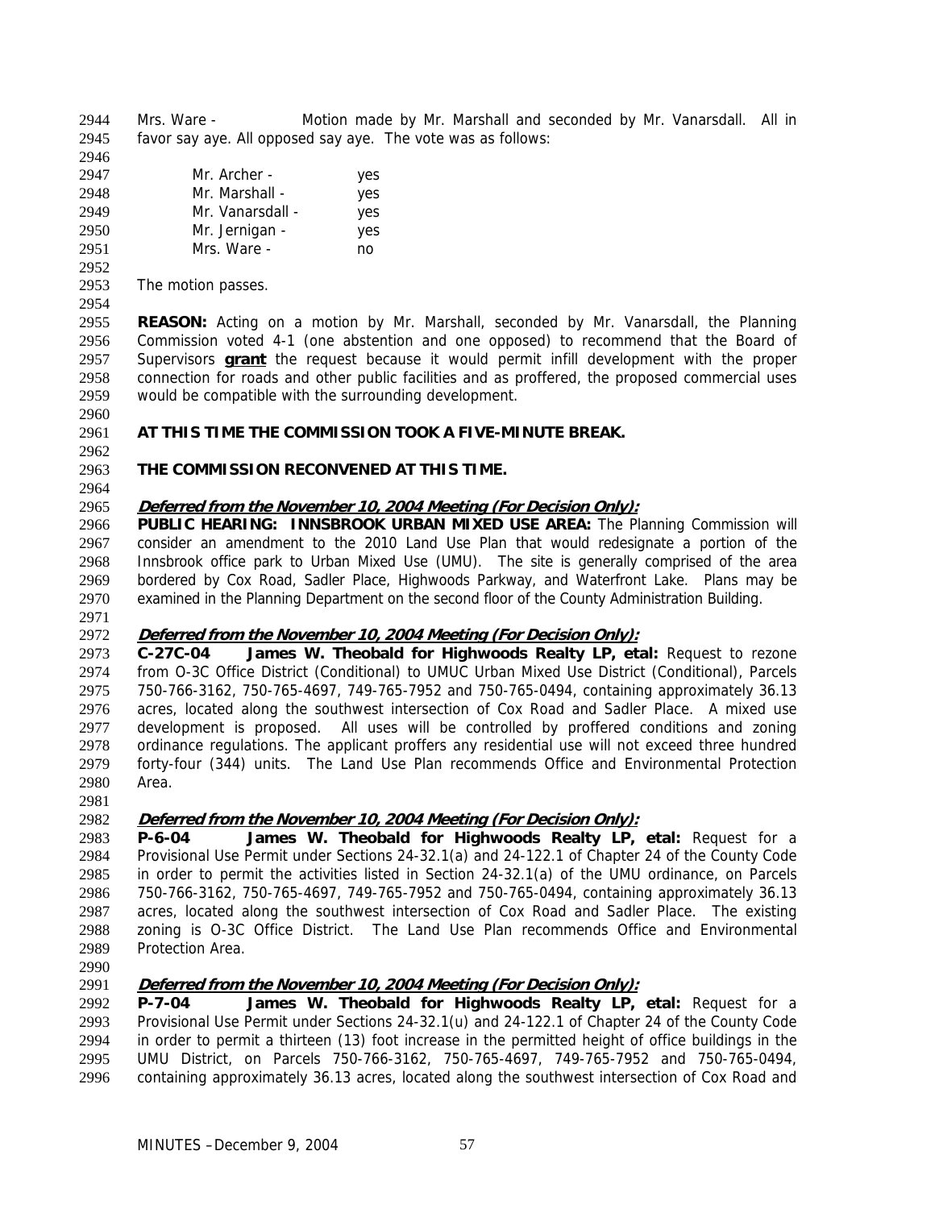Mrs. Ware - Motion made by Mr. Marshall and seconded by Mr. Vanarsdall. All in favor say aye. All opposed say aye. The vote was as follows:

| | |
|---|---|
| Mr. Archer - | yes |
| Mr. Marshall - | yes |
| Mr. Vanarsdall - | yes |
| Mr. Jernigan - | yes |
| Mrs. Ware - | no |

The motion passes.

**REASON:** Acting on a motion by Mr. Marshall, seconded by Mr. Vanarsdall, the Planning Commission voted 4-1 (one abstention and one opposed) to recommend that the Board of Supervisors **grant** the request because it would permit infill development with the proper connection for roads and other public facilities and as proffered, the proposed commercial uses would be compatible with the surrounding development.

**AT THIS TIME THE COMMISSION TOOK A FIVE-MINUTE BREAK.**

**THE COMMISSION RECONVENED AT THIS TIME.**

***Deferred from the November 10, 2004 Meeting (For Decision Only):***

**PUBLIC HEARING: INNSBROOK URBAN MIXED USE AREA:** The Planning Commission will consider an amendment to the 2010 Land Use Plan that would redesignate a portion of the Innsbrook office park to Urban Mixed Use (UMU). The site is generally comprised of the area bordered by Cox Road, Sadler Place, Highwoods Parkway, and Waterfront Lake. Plans may be examined in the Planning Department on the second floor of the County Administration Building.

***Deferred from the November 10, 2004 Meeting (For Decision Only):***

**C-27C-04 James W. Theobald for Highwoods Realty LP, etal:** Request to rezone from O-3C Office District (Conditional) to UMUC Urban Mixed Use District (Conditional), Parcels 750-766-3162, 750-765-4697, 749-765-7952 and 750-765-0494, containing approximately 36.13 acres, located along the southwest intersection of Cox Road and Sadler Place. A mixed use development is proposed. All uses will be controlled by proffered conditions and zoning ordinance regulations. The applicant proffers any residential use will not exceed three hundred forty-four (344) units. The Land Use Plan recommends Office and Environmental Protection Area.

***Deferred from the November 10, 2004 Meeting (For Decision Only):***

**P-6-04 James W. Theobald for Highwoods Realty LP, etal:** Request for a Provisional Use Permit under Sections 24-32.1(a) and 24-122.1 of Chapter 24 of the County Code in order to permit the activities listed in Section 24-32.1(a) of the UMU ordinance, on Parcels 750-766-3162, 750-765-4697, 749-765-7952 and 750-765-0494, containing approximately 36.13 acres, located along the southwest intersection of Cox Road and Sadler Place. The existing zoning is O-3C Office District. The Land Use Plan recommends Office and Environmental Protection Area.

***Deferred from the November 10, 2004 Meeting (For Decision Only):***

**P-7-04 James W. Theobald for Highwoods Realty LP, etal:** Request for a Provisional Use Permit under Sections 24-32.1(u) and 24-122.1 of Chapter 24 of the County Code in order to permit a thirteen (13) foot increase in the permitted height of office buildings in the UMU District, on Parcels 750-766-3162, 750-765-4697, 749-765-7952 and 750-765-0494, containing approximately 36.13 acres, located along the southwest intersection of Cox Road and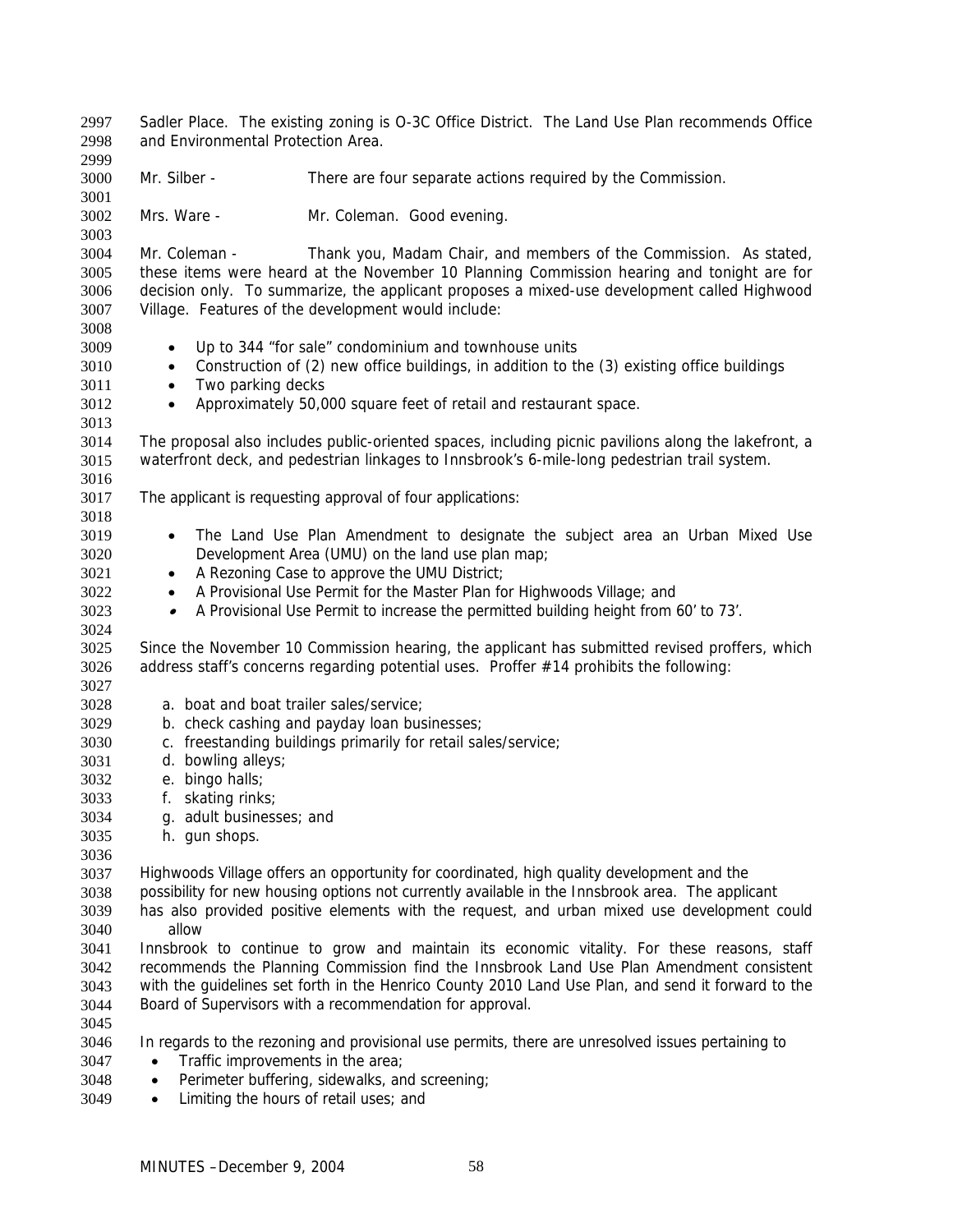Sadler Place. The existing zoning is O-3C Office District. The Land Use Plan recommends Office and Environmental Protection Area.

Mr. Silber - There are four separate actions required by the Commission.

Mrs. Ware - Mr. Coleman. Good evening.

Mr. Coleman - Thank you, Madam Chair, and members of the Commission. As stated, these items were heard at the November 10 Planning Commission hearing and tonight are for decision only. To summarize, the applicant proposes a mixed-use development called Highwood Village. Features of the development would include:

- Up to 344 "for sale" condominium and townhouse units
- Construction of (2) new office buildings, in addition to the (3) existing office buildings
- Two parking decks
- Approximately 50,000 square feet of retail and restaurant space.

The proposal also includes public-oriented spaces, including picnic pavilions along the lakefront, a waterfront deck, and pedestrian linkages to Innsbrook's 6-mile-long pedestrian trail system.

The applicant is requesting approval of four applications:

- The Land Use Plan Amendment to designate the subject area an Urban Mixed Use Development Area (UMU) on the land use plan map;
- A Rezoning Case to approve the UMU District;
- A Provisional Use Permit for the Master Plan for Highwoods Village; and
- A Provisional Use Permit to increase the permitted building height from 60' to 73'.

Since the November 10 Commission hearing, the applicant has submitted revised proffers, which address staff's concerns regarding potential uses. Proffer #14 prohibits the following:

a. boat and boat trailer sales/service;
b. check cashing and payday loan businesses;
c. freestanding buildings primarily for retail sales/service;
d. bowling alleys;
e. bingo halls;
f. skating rinks;
g. adult businesses; and
h. gun shops.

Highwoods Village offers an opportunity for coordinated, high quality development and the possibility for new housing options not currently available in the Innsbrook area. The applicant has also provided positive elements with the request, and urban mixed use development could allow Innsbrook to continue to grow and maintain its economic vitality. For these reasons, staff recommends the Planning Commission find the Innsbrook Land Use Plan Amendment consistent with the guidelines set forth in the Henrico County 2010 Land Use Plan, and send it forward to the Board of Supervisors with a recommendation for approval.

In regards to the rezoning and provisional use permits, there are unresolved issues pertaining to

- Traffic improvements in the area;
- Perimeter buffering, sidewalks, and screening;
- Limiting the hours of retail uses; and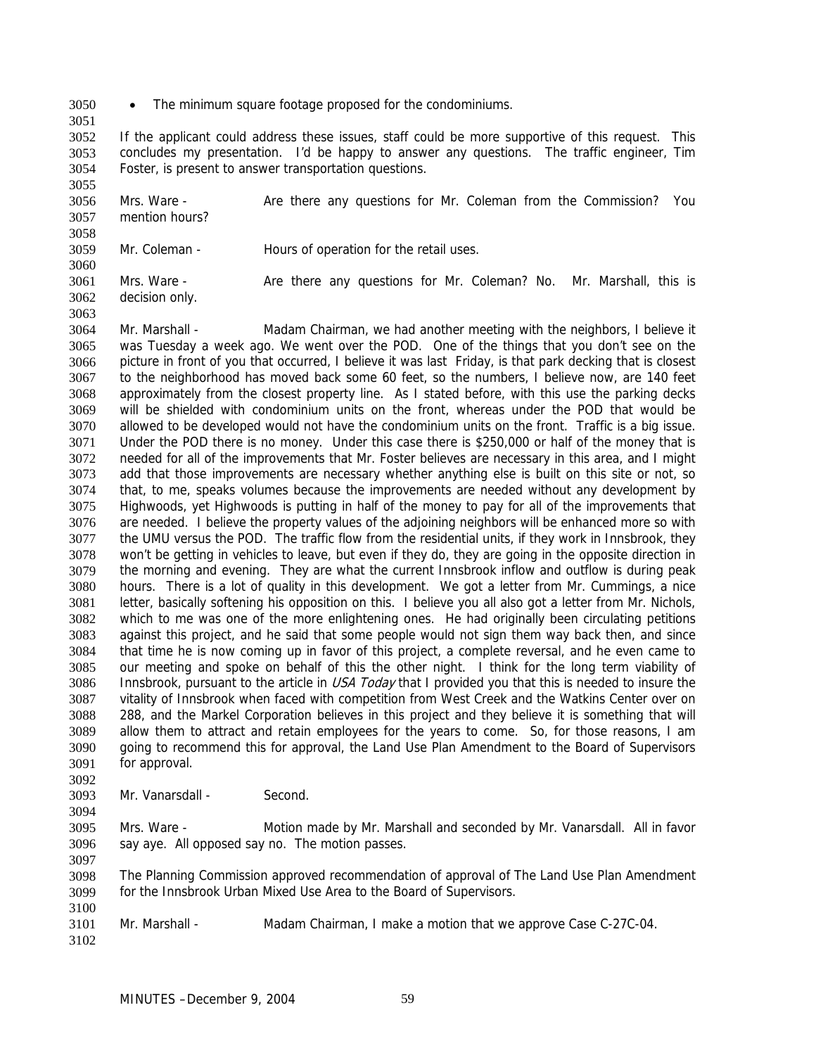- The minimum square footage proposed for the condominiums.

If the applicant could address these issues, staff could be more supportive of this request. This concludes my presentation. I'd be happy to answer any questions. The traffic engineer, Tim Foster, is present to answer transportation questions.

Mrs. Ware - Are there any questions for Mr. Coleman from the Commission? You mention hours?

Mr. Coleman - Hours of operation for the retail uses.

Mrs. Ware - Are there any questions for Mr. Coleman? No. Mr. Marshall, this is decision only.

Mr. Marshall - Madam Chairman, we had another meeting with the neighbors, I believe it was Tuesday a week ago. We went over the POD. One of the things that you don't see on the picture in front of you that occurred, I believe it was last Friday, is that park decking that is closest to the neighborhood has moved back some 60 feet, so the numbers, I believe now, are 140 feet approximately from the closest property line. As I stated before, with this use the parking decks will be shielded with condominium units on the front, whereas under the POD that would be allowed to be developed would not have the condominium units on the front. Traffic is a big issue. Under the POD there is no money. Under this case there is $250,000 or half of the money that is needed for all of the improvements that Mr. Foster believes are necessary in this area, and I might add that those improvements are necessary whether anything else is built on this site or not, so that, to me, speaks volumes because the improvements are needed without any development by Highwoods, yet Highwoods is putting in half of the money to pay for all of the improvements that are needed. I believe the property values of the adjoining neighbors will be enhanced more so with the UMU versus the POD. The traffic flow from the residential units, if they work in Innsbrook, they won't be getting in vehicles to leave, but even if they do, they are going in the opposite direction in the morning and evening. They are what the current Innsbrook inflow and outflow is during peak hours. There is a lot of quality in this development. We got a letter from Mr. Cummings, a nice letter, basically softening his opposition on this. I believe you all also got a letter from Mr. Nichols, which to me was one of the more enlightening ones. He had originally been circulating petitions against this project, and he said that some people would not sign them way back then, and since that time he is now coming up in favor of this project, a complete reversal, and he even came to our meeting and spoke on behalf of this the other night. I think for the long term viability of Innsbrook, pursuant to the article in *USA Today* that I provided you that this is needed to insure the vitality of Innsbrook when faced with competition from West Creek and the Watkins Center over on 288, and the Markel Corporation believes in this project and they believe it is something that will allow them to attract and retain employees for the years to come. So, for those reasons, I am going to recommend this for approval, the Land Use Plan Amendment to the Board of Supervisors for approval.

Mr. Vanarsdall - Second.

Mrs. Ware - Motion made by Mr. Marshall and seconded by Mr. Vanarsdall. All in favor say aye. All opposed say no. The motion passes.

The Planning Commission approved recommendation of approval of The Land Use Plan Amendment for the Innsbrook Urban Mixed Use Area to the Board of Supervisors.

Mr. Marshall - Madam Chairman, I make a motion that we approve Case C-27C-04.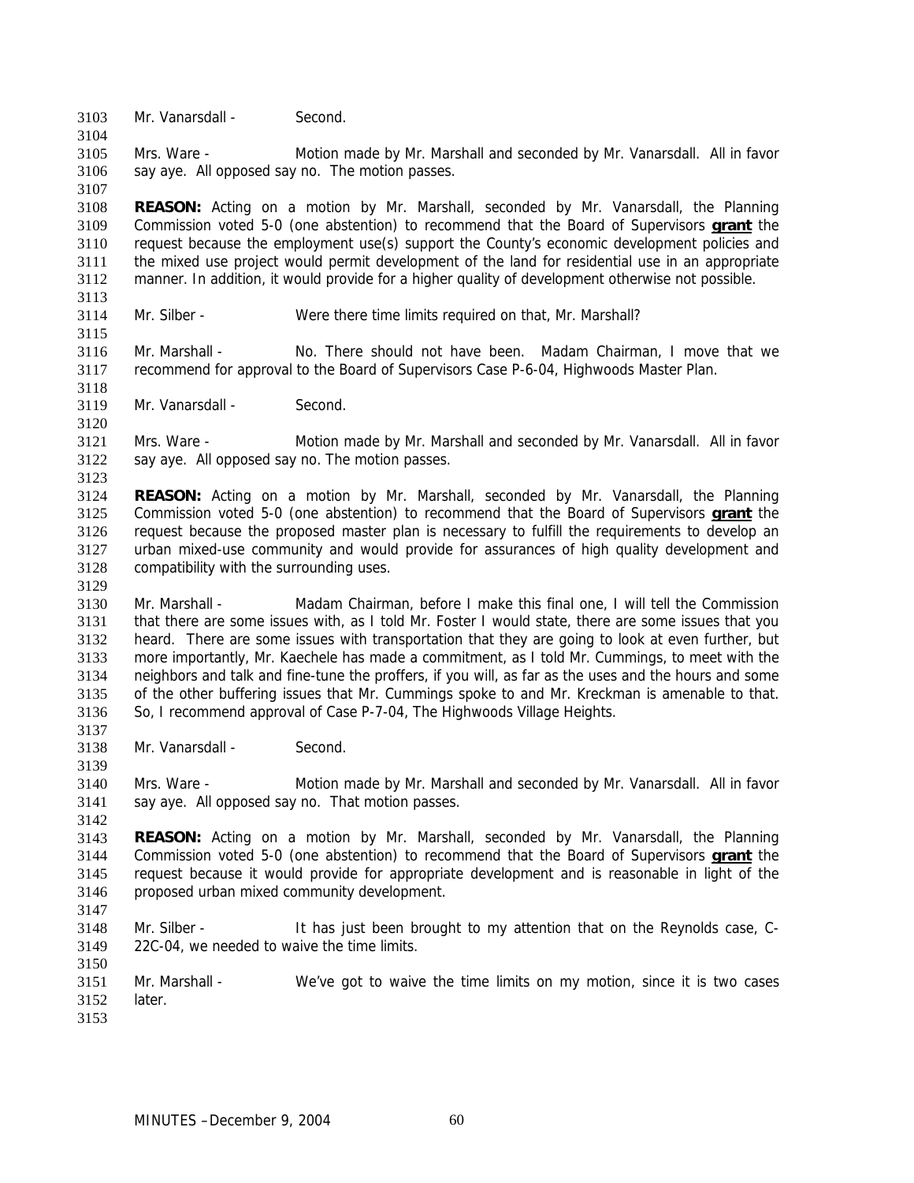Mr. Vanarsdall - Second.

Mrs. Ware - Motion made by Mr. Marshall and seconded by Mr. Vanarsdall. All in favor say aye. All opposed say no. The motion passes.

**REASON:** Acting on a motion by Mr. Marshall, seconded by Mr. Vanarsdall, the Planning Commission voted 5-0 (one abstention) to recommend that the Board of Supervisors **grant** the request because the employment use(s) support the County's economic development policies and the mixed use project would permit development of the land for residential use in an appropriate manner. In addition, it would provide for a higher quality of development otherwise not possible.

Mr. Silber - Were there time limits required on that, Mr. Marshall?

Mr. Marshall - No. There should not have been. Madam Chairman, I move that we recommend for approval to the Board of Supervisors Case P-6-04, Highwoods Master Plan.

Mr. Vanarsdall - Second.

Mrs. Ware - Motion made by Mr. Marshall and seconded by Mr. Vanarsdall. All in favor say aye. All opposed say no. The motion passes.

**REASON:** Acting on a motion by Mr. Marshall, seconded by Mr. Vanarsdall, the Planning Commission voted 5-0 (one abstention) to recommend that the Board of Supervisors **grant** the request because the proposed master plan is necessary to fulfill the requirements to develop an urban mixed-use community and would provide for assurances of high quality development and compatibility with the surrounding uses.

Mr. Marshall - Madam Chairman, before I make this final one, I will tell the Commission that there are some issues with, as I told Mr. Foster I would state, there are some issues that you heard. There are some issues with transportation that they are going to look at even further, but more importantly, Mr. Kaechele has made a commitment, as I told Mr. Cummings, to meet with the neighbors and talk and fine-tune the proffers, if you will, as far as the uses and the hours and some of the other buffering issues that Mr. Cummings spoke to and Mr. Kreckman is amenable to that. So, I recommend approval of Case P-7-04, The Highwoods Village Heights.

Mr. Vanarsdall - Second.

Mrs. Ware - Motion made by Mr. Marshall and seconded by Mr. Vanarsdall. All in favor say aye. All opposed say no. That motion passes.

**REASON:** Acting on a motion by Mr. Marshall, seconded by Mr. Vanarsdall, the Planning Commission voted 5-0 (one abstention) to recommend that the Board of Supervisors **grant** the request because it would provide for appropriate development and is reasonable in light of the proposed urban mixed community development.

Mr. Silber - It has just been brought to my attention that on the Reynolds case, C-22C-04, we needed to waive the time limits.

Mr. Marshall - We've got to waive the time limits on my motion, since it is two cases later.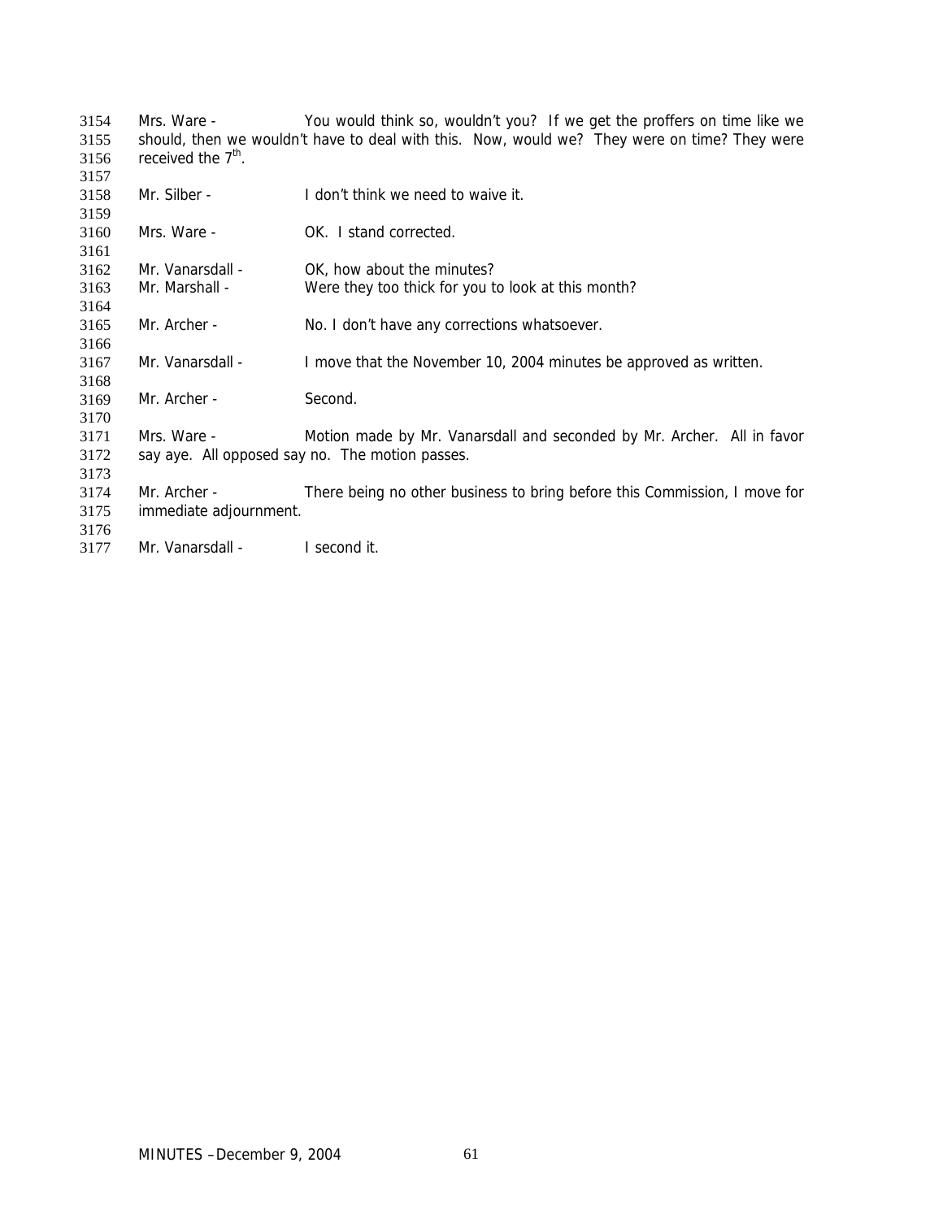Mrs. Ware - You would think so, wouldn't you? If we get the proffers on time like we should, then we wouldn't have to deal with this. Now, would we? They were on time? They were received the 7th.

Mr. Silber - I don't think we need to waive it.

Mrs. Ware - OK. I stand corrected.

Mr. Vanarsdall - OK, how about the minutes?
Mr. Marshall - Were they too thick for you to look at this month?

Mr. Archer - No. I don't have any corrections whatsoever.

Mr. Vanarsdall - I move that the November 10, 2004 minutes be approved as written.

Mr. Archer - Second.

Mrs. Ware - Motion made by Mr. Vanarsdall and seconded by Mr. Archer. All in favor say aye. All opposed say no. The motion passes.

Mr. Archer - There being no other business to bring before this Commission, I move for immediate adjournment.

Mr. Vanarsdall - I second it.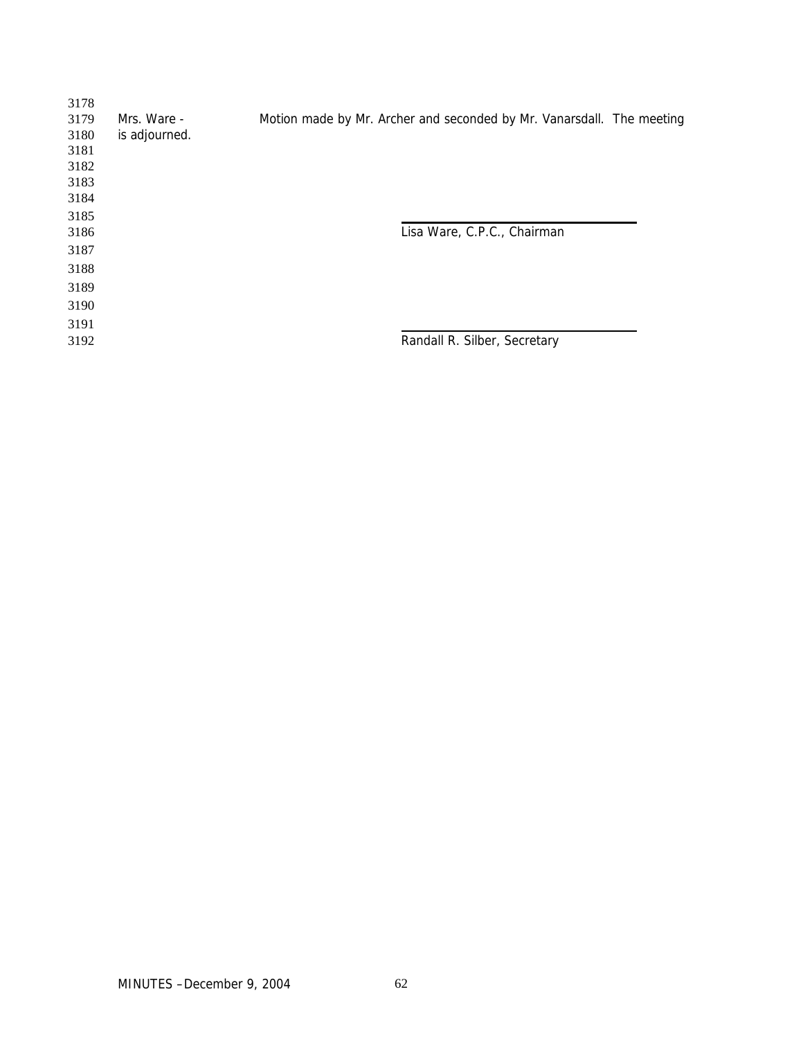Mrs. Ware - Motion made by Mr. Archer and seconded by Mr. Vanarsdall. The meeting is adjourned.

\_\_\_\_\_\_\_\_\_\_\_\_\_\_\_\_\_\_\_\_\_\_\_\_\_\_\_\_\_\_\_\_\_\_\_\_

Lisa Ware, C.P.C., Chairman

\_\_\_\_\_\_\_\_\_\_\_\_\_\_\_\_\_\_\_\_\_\_\_\_\_\_\_\_\_\_\_\_\_\_\_\_

Randall R. Silber, Secretary